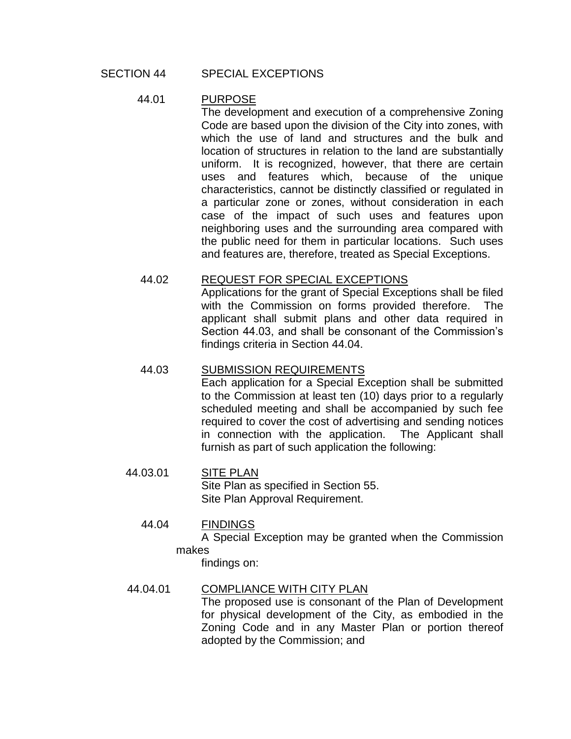# SECTION 44 SPECIAL EXCEPTIONS

## 44.01 PURPOSE

The development and execution of a comprehensive Zoning Code are based upon the division of the City into zones, with which the use of land and structures and the bulk and location of structures in relation to the land are substantially uniform. It is recognized, however, that there are certain uses and features which, because of the unique characteristics, cannot be distinctly classified or regulated in a particular zone or zones, without consideration in each case of the impact of such uses and features upon neighboring uses and the surrounding area compared with the public need for them in particular locations. Such uses and features are, therefore, treated as Special Exceptions.

## 44.02 REQUEST FOR SPECIAL EXCEPTIONS

Applications for the grant of Special Exceptions shall be filed with the Commission on forms provided therefore. The applicant shall submit plans and other data required in Section 44.03, and shall be consonant of the Commission's findings criteria in Section 44.04.

## 44.03 SUBMISSION REQUIREMENTS

Each application for a Special Exception shall be submitted to the Commission at least ten (10) days prior to a regularly scheduled meeting and shall be accompanied by such fee required to cover the cost of advertising and sending notices in connection with the application. The Applicant shall furnish as part of such application the following:

### 44.03.01 SITE PLAN

Site Plan as specified in Section 55.
Site Plan Approval Requirement.

## 44.04 FINDINGS

A Special Exception may be granted when the Commission makes findings on:

### 44.04.01 COMPLIANCE WITH CITY PLAN

The proposed use is consonant of the Plan of Development for physical development of the City, as embodied in the Zoning Code and in any Master Plan or portion thereof adopted by the Commission; and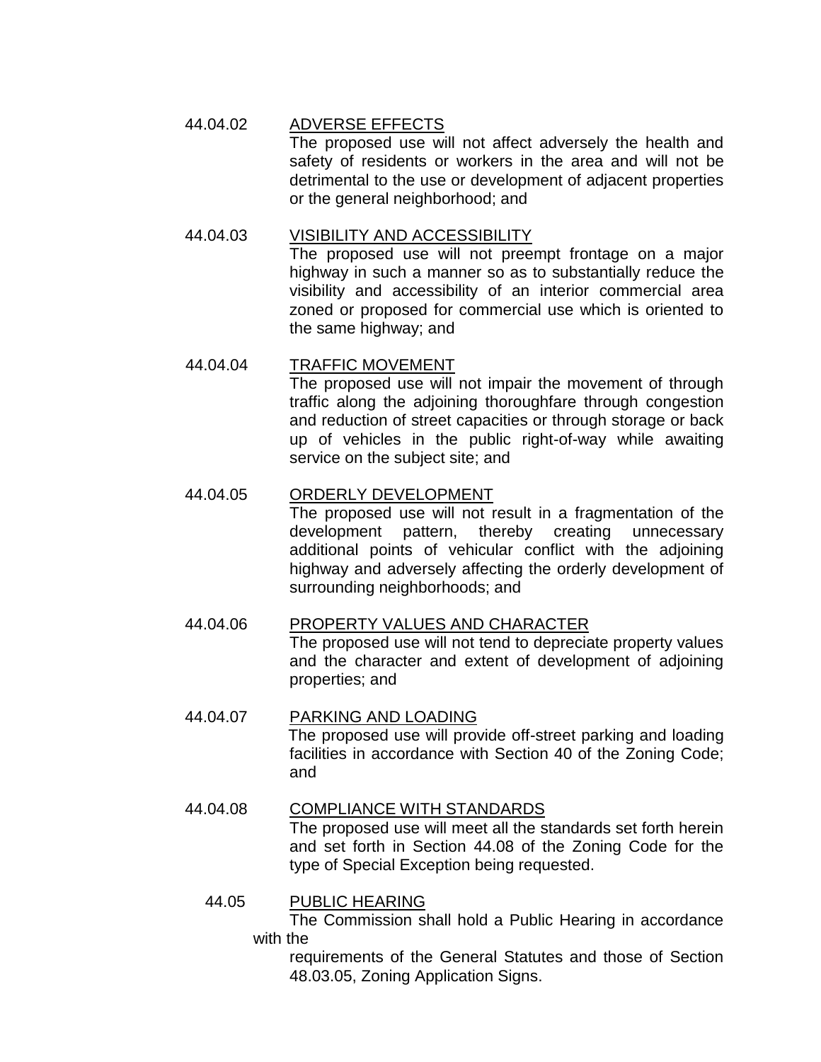44.04.02 ADVERSE EFFECTS

The proposed use will not affect adversely the health and safety of residents or workers in the area and will not be detrimental to the use or development of adjacent properties or the general neighborhood; and

44.04.03 VISIBILITY AND ACCESSIBILITY

The proposed use will not preempt frontage on a major highway in such a manner so as to substantially reduce the visibility and accessibility of an interior commercial area zoned or proposed for commercial use which is oriented to the same highway; and

44.04.04 TRAFFIC MOVEMENT

The proposed use will not impair the movement of through traffic along the adjoining thoroughfare through congestion and reduction of street capacities or through storage or back up of vehicles in the public right-of-way while awaiting service on the subject site; and

44.04.05 ORDERLY DEVELOPMENT

The proposed use will not result in a fragmentation of the development pattern, thereby creating unnecessary additional points of vehicular conflict with the adjoining highway and adversely affecting the orderly development of surrounding neighborhoods; and

44.04.06 PROPERTY VALUES AND CHARACTER

The proposed use will not tend to depreciate property values and the character and extent of development of adjoining properties; and

44.04.07 PARKING AND LOADING

The proposed use will provide off-street parking and loading facilities in accordance with Section 40 of the Zoning Code; and

44.04.08 COMPLIANCE WITH STANDARDS

The proposed use will meet all the standards set forth herein and set forth in Section 44.08 of the Zoning Code for the type of Special Exception being requested.

44.05 PUBLIC HEARING

The Commission shall hold a Public Hearing in accordance with the requirements of the General Statutes and those of Section 48.03.05, Zoning Application Signs.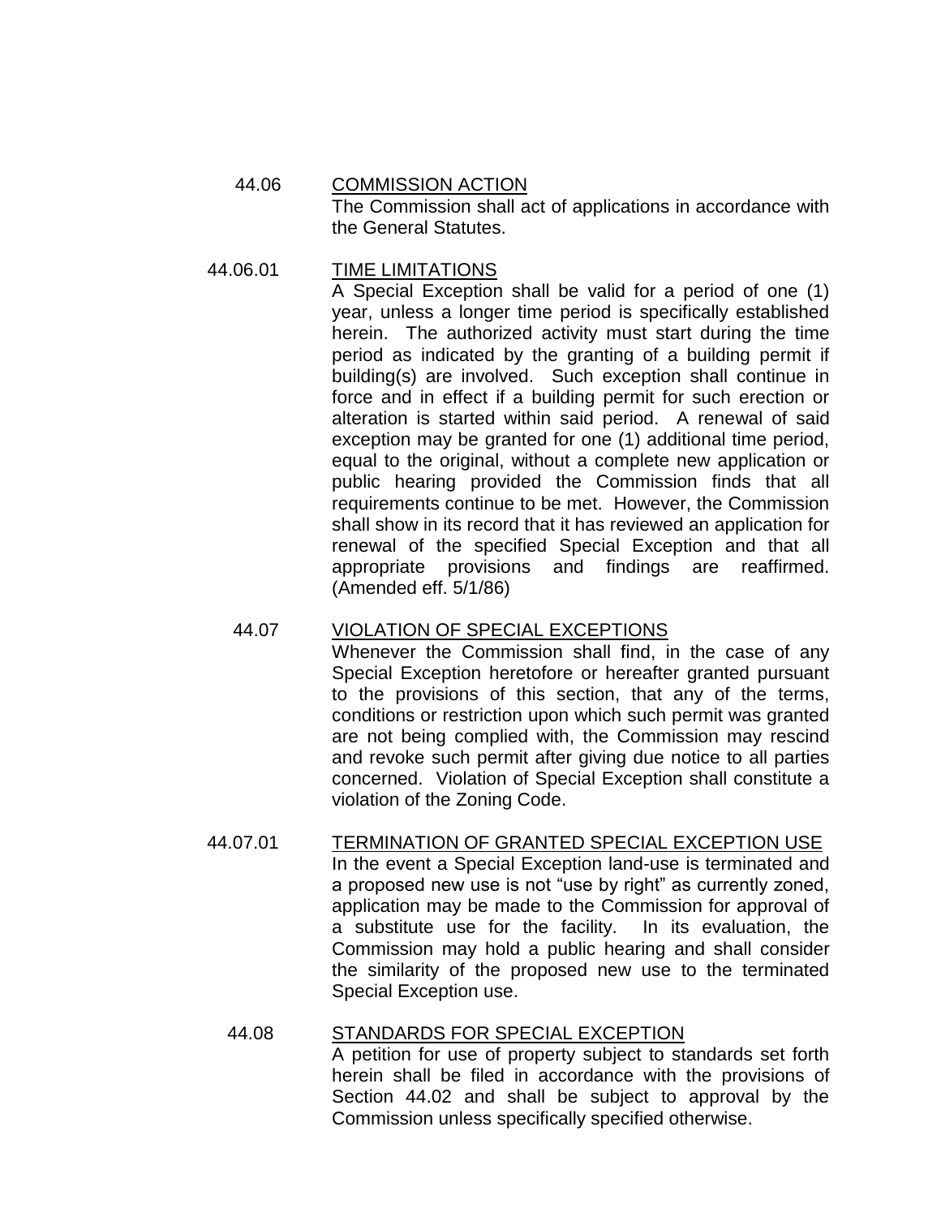44.06 COMMISSION ACTION

The Commission shall act of applications in accordance with the General Statutes.

44.06.01 TIME LIMITATIONS

A Special Exception shall be valid for a period of one (1) year, unless a longer time period is specifically established herein. The authorized activity must start during the time period as indicated by the granting of a building permit if building(s) are involved. Such exception shall continue in force and in effect if a building permit for such erection or alteration is started within said period. A renewal of said exception may be granted for one (1) additional time period, equal to the original, without a complete new application or public hearing provided the Commission finds that all requirements continue to be met. However, the Commission shall show in its record that it has reviewed an application for renewal of the specified Special Exception and that all appropriate provisions and findings are reaffirmed. (Amended eff. 5/1/86)

44.07 VIOLATION OF SPECIAL EXCEPTIONS

Whenever the Commission shall find, in the case of any Special Exception heretofore or hereafter granted pursuant to the provisions of this section, that any of the terms, conditions or restriction upon which such permit was granted are not being complied with, the Commission may rescind and revoke such permit after giving due notice to all parties concerned. Violation of Special Exception shall constitute a violation of the Zoning Code.

44.07.01 TERMINATION OF GRANTED SPECIAL EXCEPTION USE

In the event a Special Exception land-use is terminated and a proposed new use is not "use by right" as currently zoned, application may be made to the Commission for approval of a substitute use for the facility. In its evaluation, the Commission may hold a public hearing and shall consider the similarity of the proposed new use to the terminated Special Exception use.

44.08 STANDARDS FOR SPECIAL EXCEPTION

A petition for use of property subject to standards set forth herein shall be filed in accordance with the provisions of Section 44.02 and shall be subject to approval by the Commission unless specifically specified otherwise.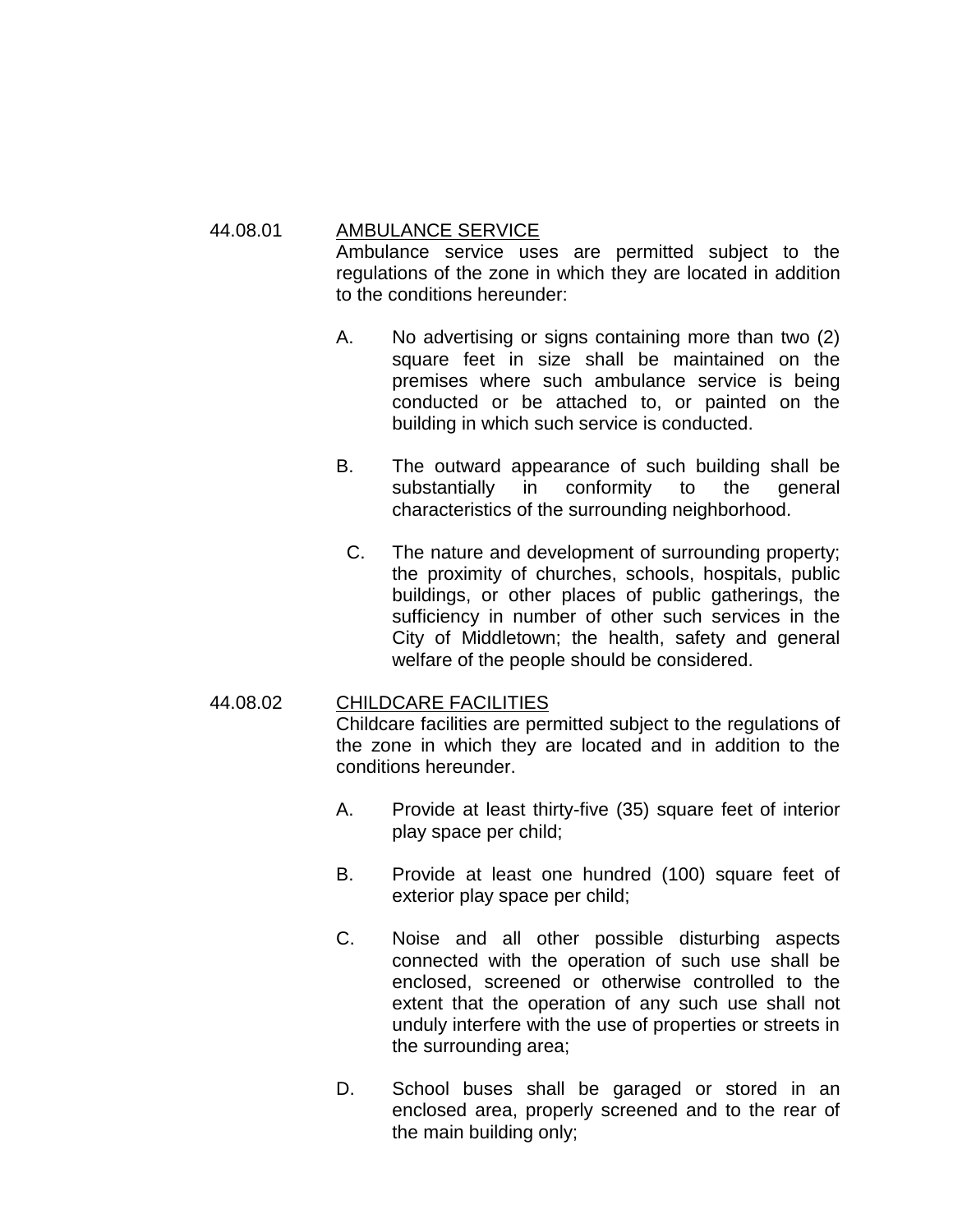44.08.01 AMBULANCE SERVICE

Ambulance service uses are permitted subject to the regulations of the zone in which they are located in addition to the conditions hereunder:

A. No advertising or signs containing more than two (2) square feet in size shall be maintained on the premises where such ambulance service is being conducted or be attached to, or painted on the building in which such service is conducted.

B. The outward appearance of such building shall be substantially in conformity to the general characteristics of the surrounding neighborhood.

C. The nature and development of surrounding property; the proximity of churches, schools, hospitals, public buildings, or other places of public gatherings, the sufficiency in number of other such services in the City of Middletown; the health, safety and general welfare of the people should be considered.

44.08.02 CHILDCARE FACILITIES

Childcare facilities are permitted subject to the regulations of the zone in which they are located and in addition to the conditions hereunder.

A. Provide at least thirty-five (35) square feet of interior play space per child;

B. Provide at least one hundred (100) square feet of exterior play space per child;

C. Noise and all other possible disturbing aspects connected with the operation of such use shall be enclosed, screened or otherwise controlled to the extent that the operation of any such use shall not unduly interfere with the use of properties or streets in the surrounding area;

D. School buses shall be garaged or stored in an enclosed area, properly screened and to the rear of the main building only;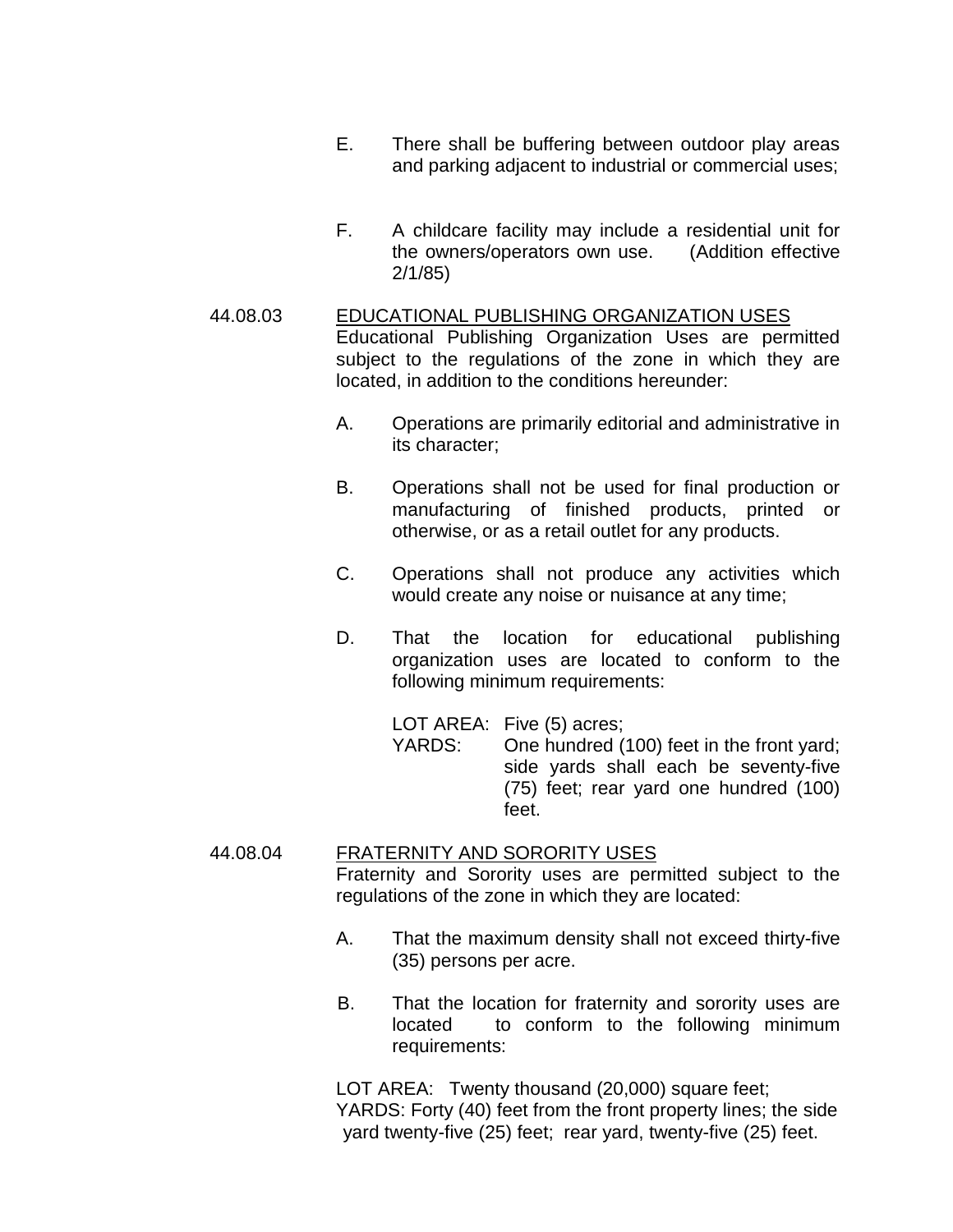E. There shall be buffering between outdoor play areas and parking adjacent to industrial or commercial uses;

F. A childcare facility may include a residential unit for the owners/operators own use. (Addition effective 2/1/85)

44.08.03 <u>EDUCATIONAL PUBLISHING ORGANIZATION USES</u>

Educational Publishing Organization Uses are permitted subject to the regulations of the zone in which they are located, in addition to the conditions hereunder:

A. Operations are primarily editorial and administrative in its character;

B. Operations shall not be used for final production or manufacturing of finished products, printed or otherwise, or as a retail outlet for any products.

C. Operations shall not produce any activities which would create any noise or nuisance at any time;

D. That the location for educational publishing organization uses are located to conform to the following minimum requirements:

LOT AREA: Five (5) acres;
YARDS: One hundred (100) feet in the front yard; side yards shall each be seventy-five (75) feet; rear yard one hundred (100) feet.

44.08.04 <u>FRATERNITY AND SORORITY USES</u>

Fraternity and Sorority uses are permitted subject to the regulations of the zone in which they are located:

A. That the maximum density shall not exceed thirty-five (35) persons per acre.

B. That the location for fraternity and sorority uses are located to conform to the following minimum requirements:

LOT AREA: Twenty thousand (20,000) square feet;
YARDS: Forty (40) feet from the front property lines; the side yard twenty-five (25) feet; rear yard, twenty-five (25) feet.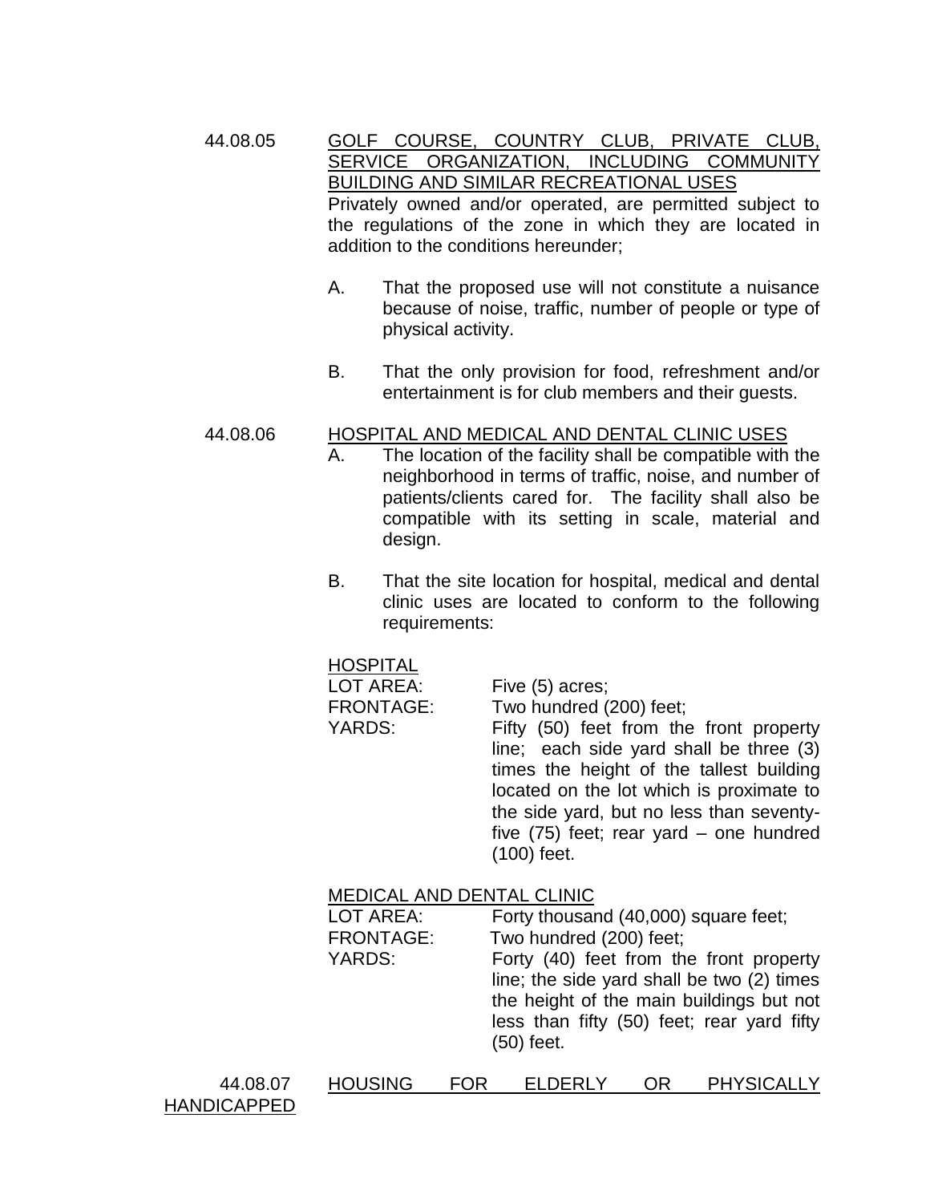44.08.05 GOLF COURSE, COUNTRY CLUB, PRIVATE CLUB, SERVICE ORGANIZATION, INCLUDING COMMUNITY BUILDING AND SIMILAR RECREATIONAL USES

Privately owned and/or operated, are permitted subject to the regulations of the zone in which they are located in addition to the conditions hereunder;

A. That the proposed use will not constitute a nuisance because of noise, traffic, number of people or type of physical activity.

B. That the only provision for food, refreshment and/or entertainment is for club members and their guests.

44.08.06 HOSPITAL AND MEDICAL AND DENTAL CLINIC USES

A. The location of the facility shall be compatible with the neighborhood in terms of traffic, noise, and number of patients/clients cared for. The facility shall also be compatible with its setting in scale, material and design.

B. That the site location for hospital, medical and dental clinic uses are located to conform to the following requirements:

HOSPITAL

LOT AREA: Five (5) acres;

FRONTAGE: Two hundred (200) feet;

YARDS: Fifty (50) feet from the front property line; each side yard shall be three (3) times the height of the tallest building located on the lot which is proximate to the side yard, but no less than seventy-five (75) feet; rear yard – one hundred (100) feet.

MEDICAL AND DENTAL CLINIC

LOT AREA: Forty thousand (40,000) square feet;

FRONTAGE: Two hundred (200) feet;

YARDS: Forty (40) feet from the front property line; the side yard shall be two (2) times the height of the main buildings but not less than fifty (50) feet; rear yard fifty (50) feet.

44.08.07 HOUSING FOR ELDERLY OR PHYSICALLY HANDICAPPED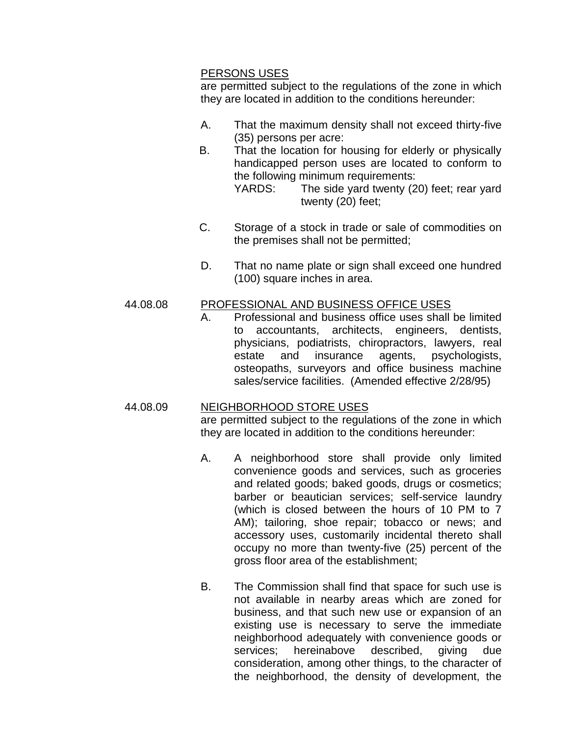PERSONS USES

are permitted subject to the regulations of the zone in which they are located in addition to the conditions hereunder:

A. That the maximum density shall not exceed thirty-five (35) persons per acre:

B. That the location for housing for elderly or physically handicapped person uses are located to conform to the following minimum requirements:

YARDS: The side yard twenty (20) feet; rear yard twenty (20) feet;

C. Storage of a stock in trade or sale of commodities on the premises shall not be permitted;

D. That no name plate or sign shall exceed one hundred (100) square inches in area.

44.08.08 PROFESSIONAL AND BUSINESS OFFICE USES

A. Professional and business office uses shall be limited to accountants, architects, engineers, dentists, physicians, podiatrists, chiropractors, lawyers, real estate and insurance agents, psychologists, osteopaths, surveyors and office business machine sales/service facilities. (Amended effective 2/28/95)

44.08.09 NEIGHBORHOOD STORE USES

are permitted subject to the regulations of the zone in which they are located in addition to the conditions hereunder:

A. A neighborhood store shall provide only limited convenience goods and services, such as groceries and related goods; baked goods, drugs or cosmetics; barber or beautician services; self-service laundry (which is closed between the hours of 10 PM to 7 AM); tailoring, shoe repair; tobacco or news; and accessory uses, customarily incidental thereto shall occupy no more than twenty-five (25) percent of the gross floor area of the establishment;

B. The Commission shall find that space for such use is not available in nearby areas which are zoned for business, and that such new use or expansion of an existing use is necessary to serve the immediate neighborhood adequately with convenience goods or services; hereinabove described, giving due consideration, among other things, to the character of the neighborhood, the density of development, the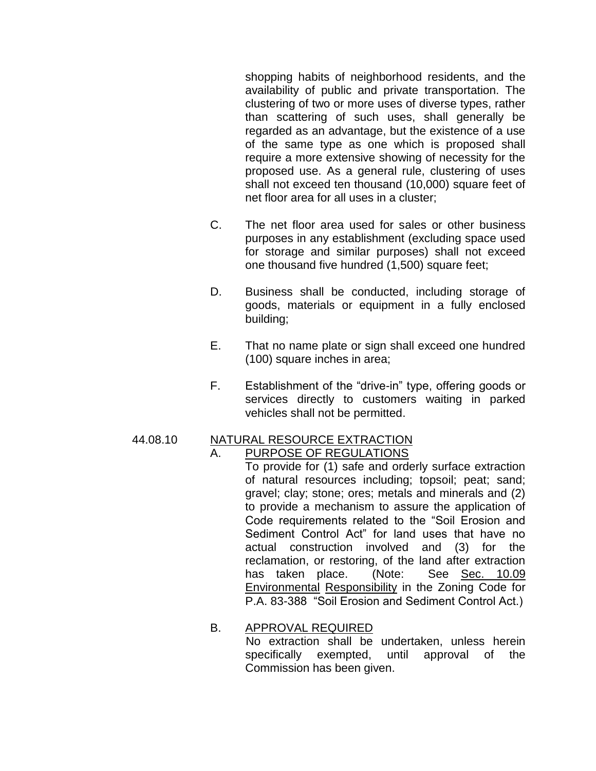shopping habits of neighborhood residents, and the availability of public and private transportation. The clustering of two or more uses of diverse types, rather than scattering of such uses, shall generally be regarded as an advantage, but the existence of a use of the same type as one which is proposed shall require a more extensive showing of necessity for the proposed use. As a general rule, clustering of uses shall not exceed ten thousand (10,000) square feet of net floor area for all uses in a cluster;

C. The net floor area used for sales or other business purposes in any establishment (excluding space used for storage and similar purposes) shall not exceed one thousand five hundred (1,500) square feet;

D. Business shall be conducted, including storage of goods, materials or equipment in a fully enclosed building;

E. That no name plate or sign shall exceed one hundred (100) square inches in area;

F. Establishment of the "drive-in" type, offering goods or services directly to customers waiting in parked vehicles shall not be permitted.

44.08.10 NATURAL RESOURCE EXTRACTION

A. PURPOSE OF REGULATIONS

To provide for (1) safe and orderly surface extraction of natural resources including; topsoil; peat; sand; gravel; clay; stone; ores; metals and minerals and (2) to provide a mechanism to assure the application of Code requirements related to the "Soil Erosion and Sediment Control Act" for land uses that have no actual construction involved and (3) for the reclamation, or restoring, of the land after extraction has taken place. (Note: See Sec. 10.09 Environmental Responsibility in the Zoning Code for P.A. 83-388 "Soil Erosion and Sediment Control Act.)

B. APPROVAL REQUIRED

No extraction shall be undertaken, unless herein specifically exempted, until approval of the Commission has been given.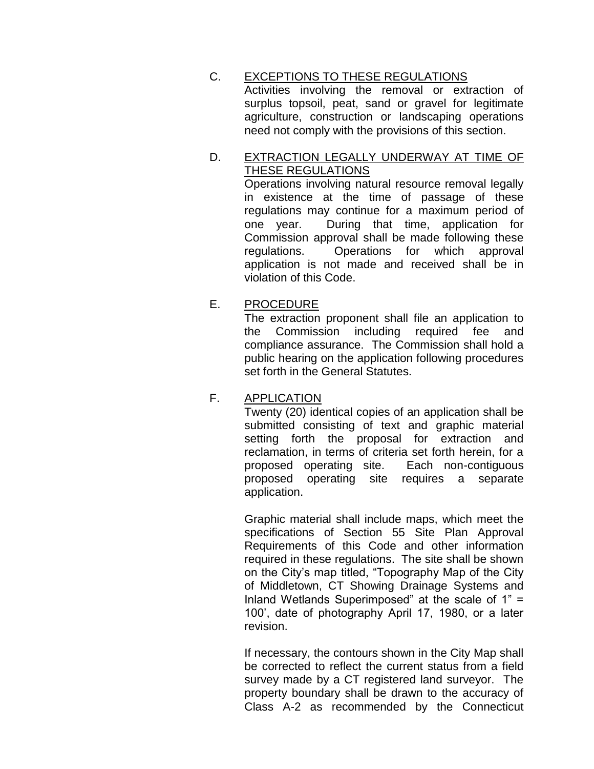C. <u>EXCEPTIONS TO THESE REGULATIONS</u>

Activities involving the removal or extraction of surplus topsoil, peat, sand or gravel for legitimate agriculture, construction or landscaping operations need not comply with the provisions of this section.

D. <u>EXTRACTION LEGALLY UNDERWAY AT TIME OF THESE REGULATIONS</u>

Operations involving natural resource removal legally in existence at the time of passage of these regulations may continue for a maximum period of one year. During that time, application for Commission approval shall be made following these regulations. Operations for which approval application is not made and received shall be in violation of this Code.

E. <u>PROCEDURE</u>

The extraction proponent shall file an application to the Commission including required fee and compliance assurance. The Commission shall hold a public hearing on the application following procedures set forth in the General Statutes.

F. <u>APPLICATION</u>

Twenty (20) identical copies of an application shall be submitted consisting of text and graphic material setting forth the proposal for extraction and reclamation, in terms of criteria set forth herein, for a proposed operating site. Each non-contiguous proposed operating site requires a separate application.

Graphic material shall include maps, which meet the specifications of Section 55 Site Plan Approval Requirements of this Code and other information required in these regulations. The site shall be shown on the City's map titled, "Topography Map of the City of Middletown, CT Showing Drainage Systems and Inland Wetlands Superimposed" at the scale of 1" = 100', date of photography April 17, 1980, or a later revision.

If necessary, the contours shown in the City Map shall be corrected to reflect the current status from a field survey made by a CT registered land surveyor. The property boundary shall be drawn to the accuracy of Class A-2 as recommended by the Connecticut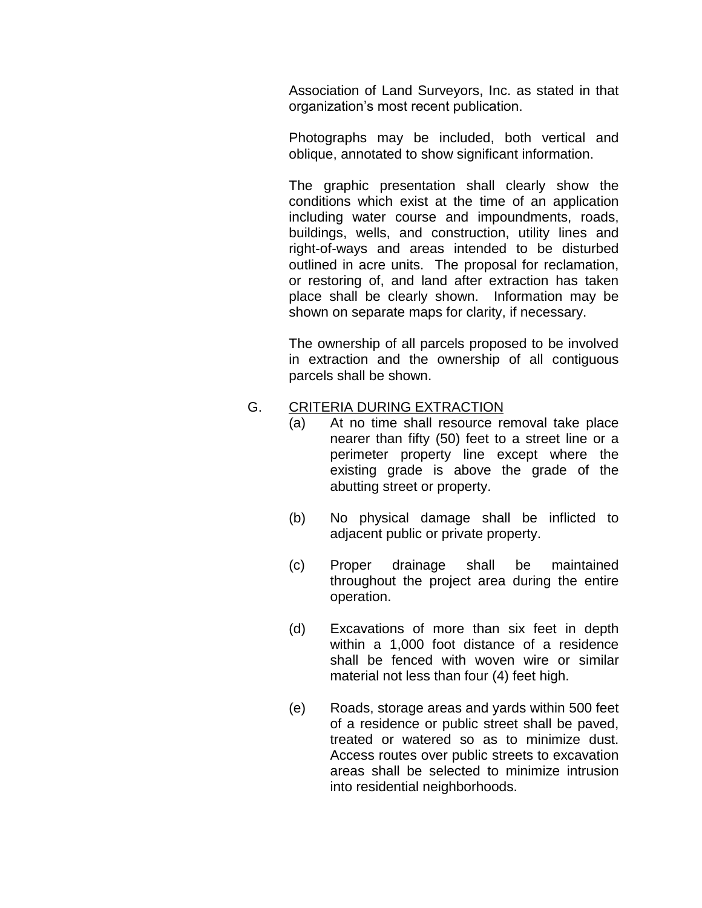Association of Land Surveyors, Inc. as stated in that organization's most recent publication.

Photographs may be included, both vertical and oblique, annotated to show significant information.

The graphic presentation shall clearly show the conditions which exist at the time of an application including water course and impoundments, roads, buildings, wells, and construction, utility lines and right-of-ways and areas intended to be disturbed outlined in acre units. The proposal for reclamation, or restoring of, and land after extraction has taken place shall be clearly shown. Information may be shown on separate maps for clarity, if necessary.

The ownership of all parcels proposed to be involved in extraction and the ownership of all contiguous parcels shall be shown.

G. CRITERIA DURING EXTRACTION

(a) At no time shall resource removal take place nearer than fifty (50) feet to a street line or a perimeter property line except where the existing grade is above the grade of the abutting street or property.

(b) No physical damage shall be inflicted to adjacent public or private property.

(c) Proper drainage shall be maintained throughout the project area during the entire operation.

(d) Excavations of more than six feet in depth within a 1,000 foot distance of a residence shall be fenced with woven wire or similar material not less than four (4) feet high.

(e) Roads, storage areas and yards within 500 feet of a residence or public street shall be paved, treated or watered so as to minimize dust. Access routes over public streets to excavation areas shall be selected to minimize intrusion into residential neighborhoods.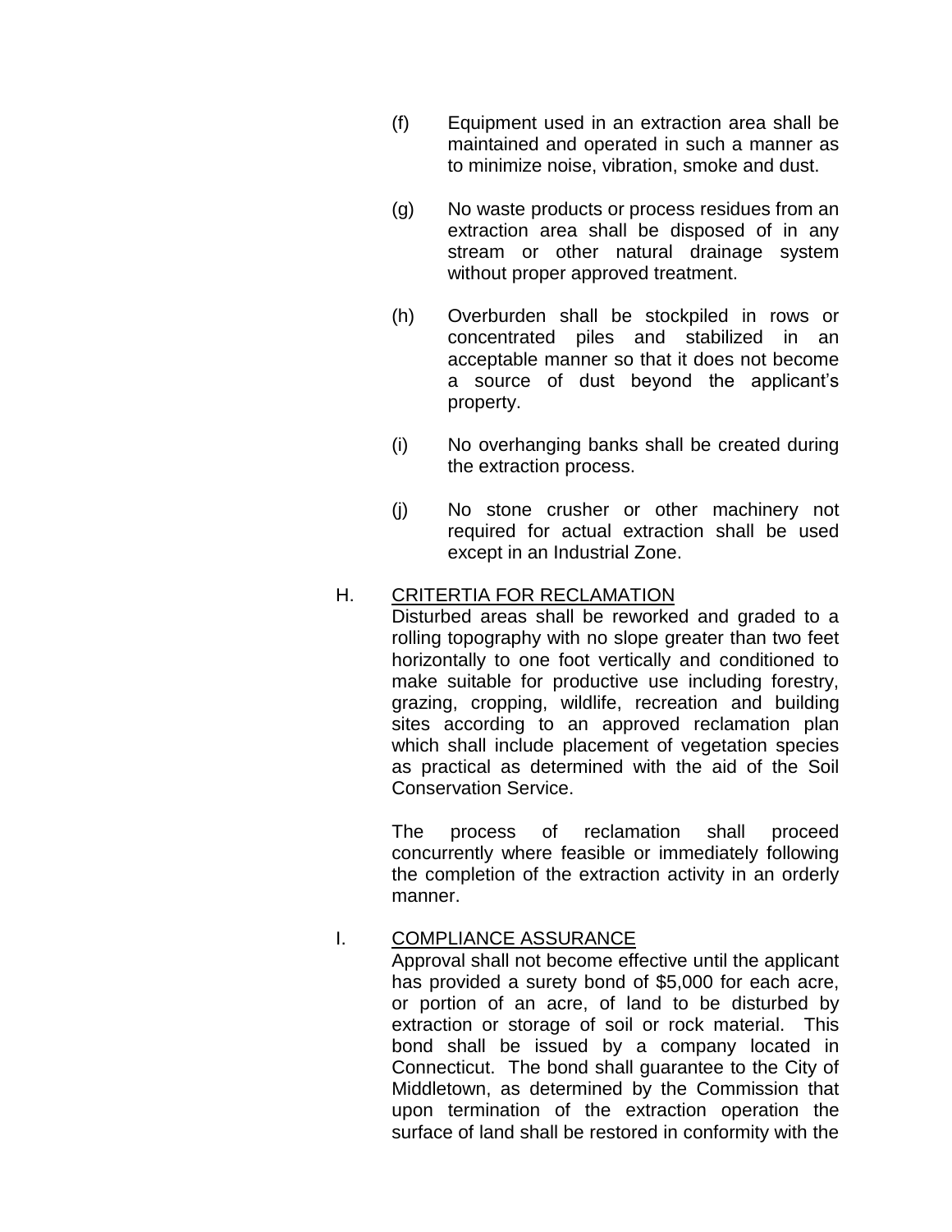(f) Equipment used in an extraction area shall be maintained and operated in such a manner as to minimize noise, vibration, smoke and dust.

(g) No waste products or process residues from an extraction area shall be disposed of in any stream or other natural drainage system without proper approved treatment.

(h) Overburden shall be stockpiled in rows or concentrated piles and stabilized in an acceptable manner so that it does not become a source of dust beyond the applicant's property.

(i) No overhanging banks shall be created during the extraction process.

(j) No stone crusher or other machinery not required for actual extraction shall be used except in an Industrial Zone.

H. <u>CRITERTIA FOR RECLAMATION</u>

Disturbed areas shall be reworked and graded to a rolling topography with no slope greater than two feet horizontally to one foot vertically and conditioned to make suitable for productive use including forestry, grazing, cropping, wildlife, recreation and building sites according to an approved reclamation plan which shall include placement of vegetation species as practical as determined with the aid of the Soil Conservation Service.

The process of reclamation shall proceed concurrently where feasible or immediately following the completion of the extraction activity in an orderly manner.

I. <u>COMPLIANCE ASSURANCE</u>

Approval shall not become effective until the applicant has provided a surety bond of $5,000 for each acre, or portion of an acre, of land to be disturbed by extraction or storage of soil or rock material. This bond shall be issued by a company located in Connecticut. The bond shall guarantee to the City of Middletown, as determined by the Commission that upon termination of the extraction operation the surface of land shall be restored in conformity with the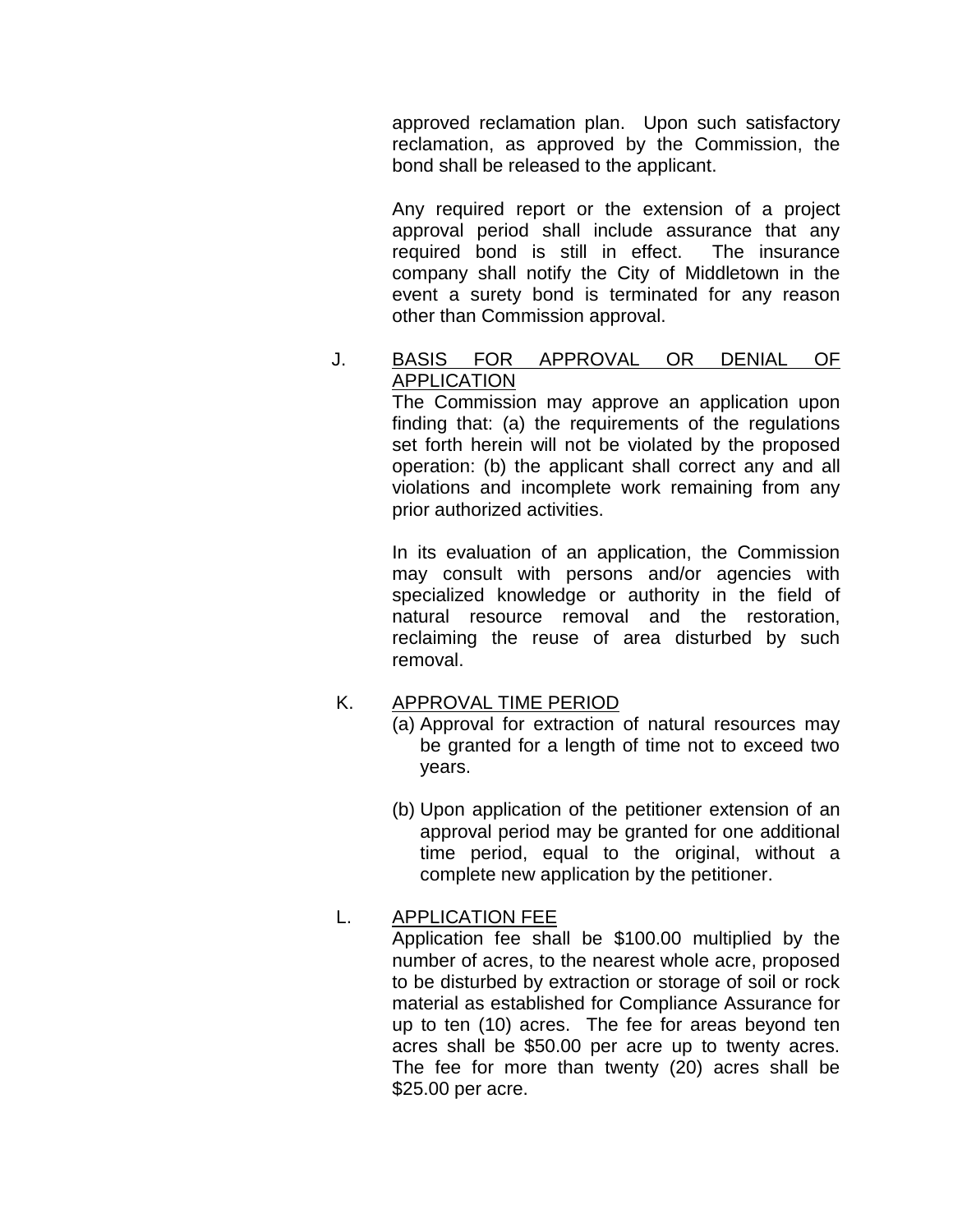approved reclamation plan. Upon such satisfactory reclamation, as approved by the Commission, the bond shall be released to the applicant.

Any required report or the extension of a project approval period shall include assurance that any required bond is still in effect. The insurance company shall notify the City of Middletown in the event a surety bond is terminated for any reason other than Commission approval.

J. <u>BASIS FOR APPROVAL OR DENIAL OF APPLICATION</u>

The Commission may approve an application upon finding that: (a) the requirements of the regulations set forth herein will not be violated by the proposed operation: (b) the applicant shall correct any and all violations and incomplete work remaining from any prior authorized activities.

In its evaluation of an application, the Commission may consult with persons and/or agencies with specialized knowledge or authority in the field of natural resource removal and the restoration, reclaiming the reuse of area disturbed by such removal.

K. <u>APPROVAL TIME PERIOD</u>

(a) Approval for extraction of natural resources may be granted for a length of time not to exceed two years.

(b) Upon application of the petitioner extension of an approval period may be granted for one additional time period, equal to the original, without a complete new application by the petitioner.

L. <u>APPLICATION FEE</u>

Application fee shall be $100.00 multiplied by the number of acres, to the nearest whole acre, proposed to be disturbed by extraction or storage of soil or rock material as established for Compliance Assurance for up to ten (10) acres. The fee for areas beyond ten acres shall be $50.00 per acre up to twenty acres. The fee for more than twenty (20) acres shall be $25.00 per acre.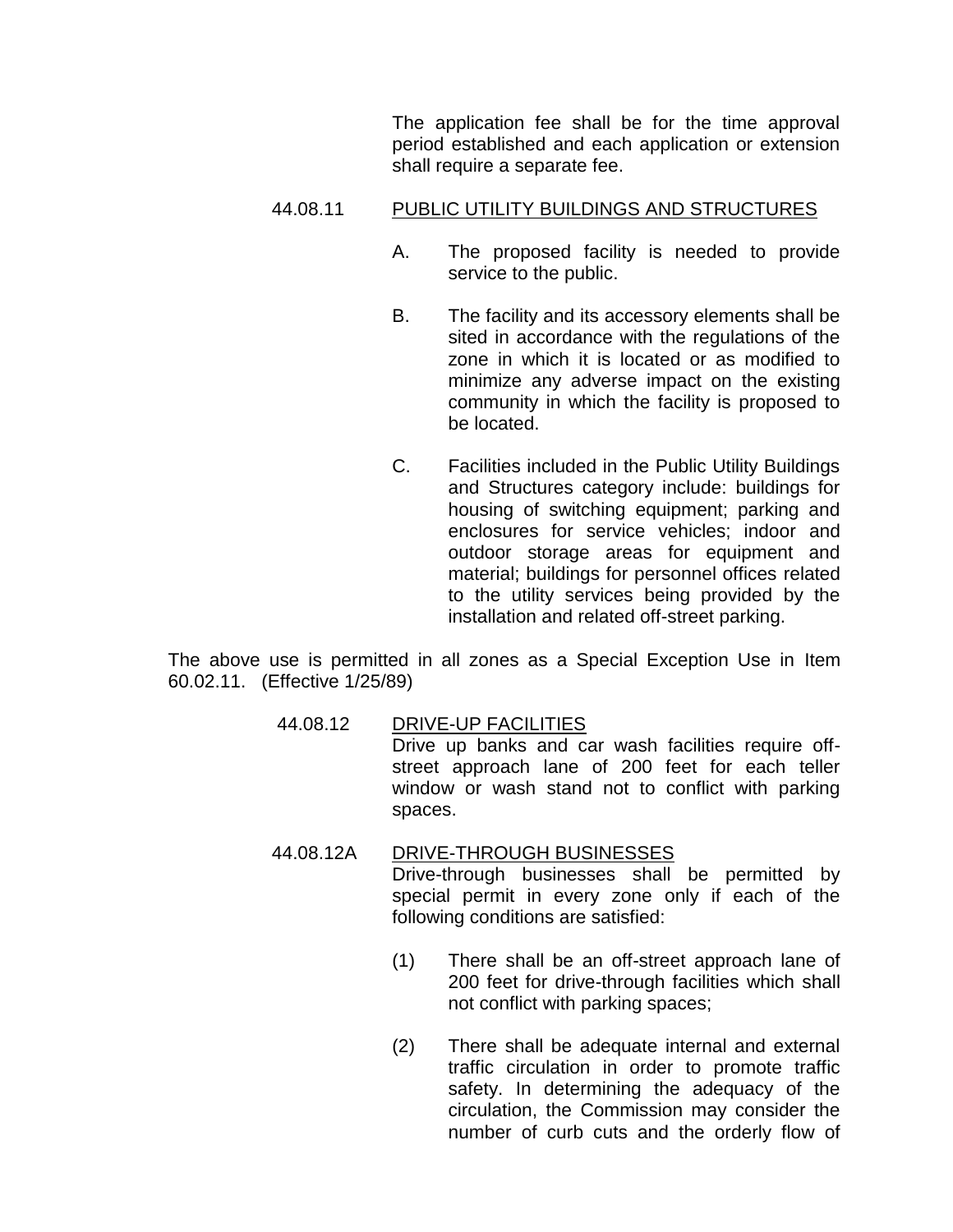The application fee shall be for the time approval period established and each application or extension shall require a separate fee.

44.08.11 PUBLIC UTILITY BUILDINGS AND STRUCTURES

A. The proposed facility is needed to provide service to the public.

B. The facility and its accessory elements shall be sited in accordance with the regulations of the zone in which it is located or as modified to minimize any adverse impact on the existing community in which the facility is proposed to be located.

C. Facilities included in the Public Utility Buildings and Structures category include: buildings for housing of switching equipment; parking and enclosures for service vehicles; indoor and outdoor storage areas for equipment and material; buildings for personnel offices related to the utility services being provided by the installation and related off-street parking.

The above use is permitted in all zones as a Special Exception Use in Item 60.02.11. (Effective 1/25/89)

44.08.12 DRIVE-UP FACILITIES
Drive up banks and car wash facilities require off-street approach lane of 200 feet for each teller window or wash stand not to conflict with parking spaces.

44.08.12A DRIVE-THROUGH BUSINESSES
Drive-through businesses shall be permitted by special permit in every zone only if each of the following conditions are satisfied:

(1) There shall be an off-street approach lane of 200 feet for drive-through facilities which shall not conflict with parking spaces;

(2) There shall be adequate internal and external traffic circulation in order to promote traffic safety. In determining the adequacy of the circulation, the Commission may consider the number of curb cuts and the orderly flow of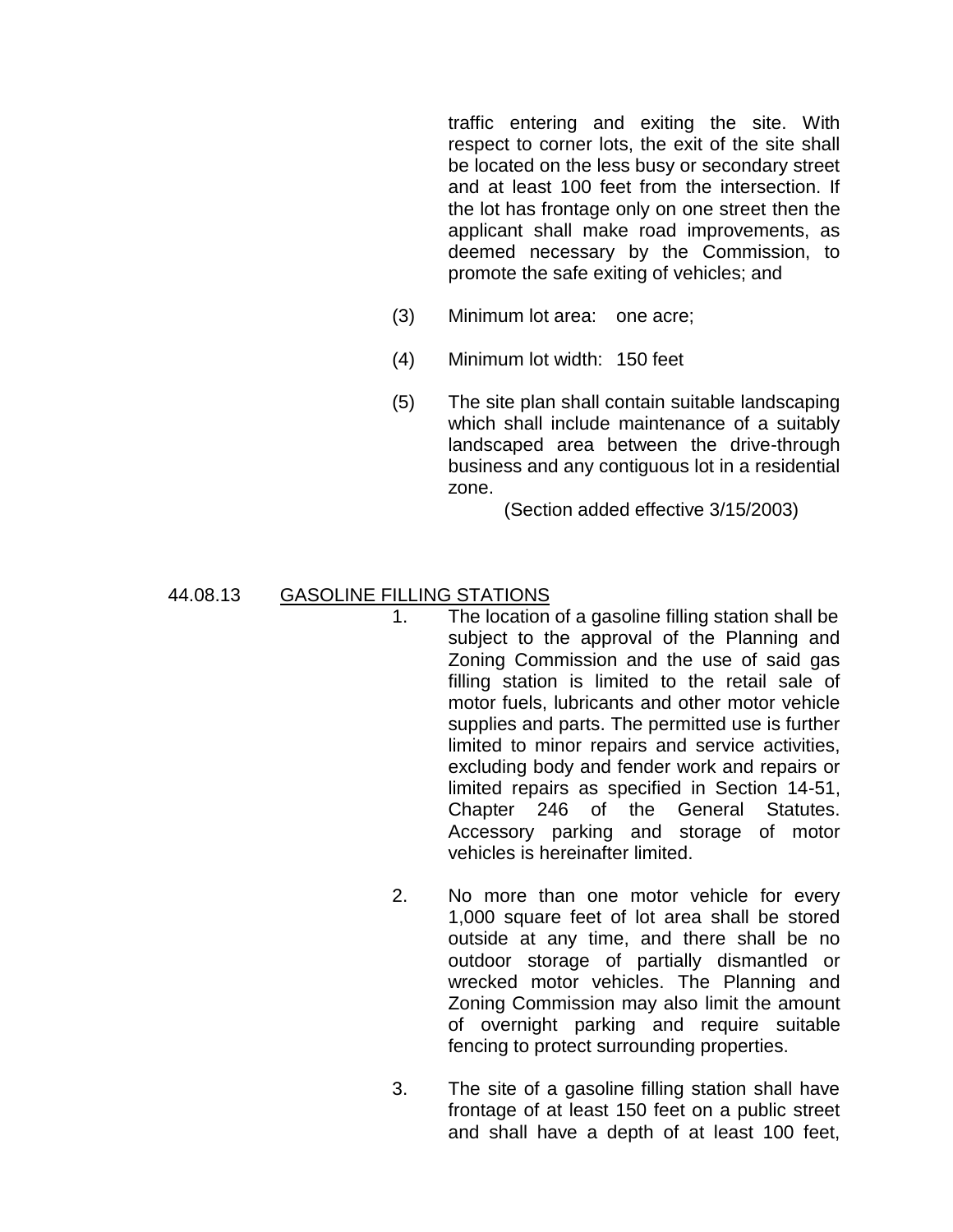traffic entering and exiting the site. With respect to corner lots, the exit of the site shall be located on the less busy or secondary street and at least 100 feet from the intersection. If the lot has frontage only on one street then the applicant shall make road improvements, as deemed necessary by the Commission, to promote the safe exiting of vehicles; and

(3) Minimum lot area: one acre;

(4) Minimum lot width: 150 feet

(5) The site plan shall contain suitable landscaping which shall include maintenance of a suitably landscaped area between the drive-through business and any contiguous lot in a residential zone.

(Section added effective 3/15/2003)

## 44.08.13 GASOLINE FILLING STATIONS

1. The location of a gasoline filling station shall be subject to the approval of the Planning and Zoning Commission and the use of said gas filling station is limited to the retail sale of motor fuels, lubricants and other motor vehicle supplies and parts. The permitted use is further limited to minor repairs and service activities, excluding body and fender work and repairs or limited repairs as specified in Section 14-51, Chapter 246 of the General Statutes. Accessory parking and storage of motor vehicles is hereinafter limited.

2. No more than one motor vehicle for every 1,000 square feet of lot area shall be stored outside at any time, and there shall be no outdoor storage of partially dismantled or wrecked motor vehicles. The Planning and Zoning Commission may also limit the amount of overnight parking and require suitable fencing to protect surrounding properties.

3. The site of a gasoline filling station shall have frontage of at least 150 feet on a public street and shall have a depth of at least 100 feet,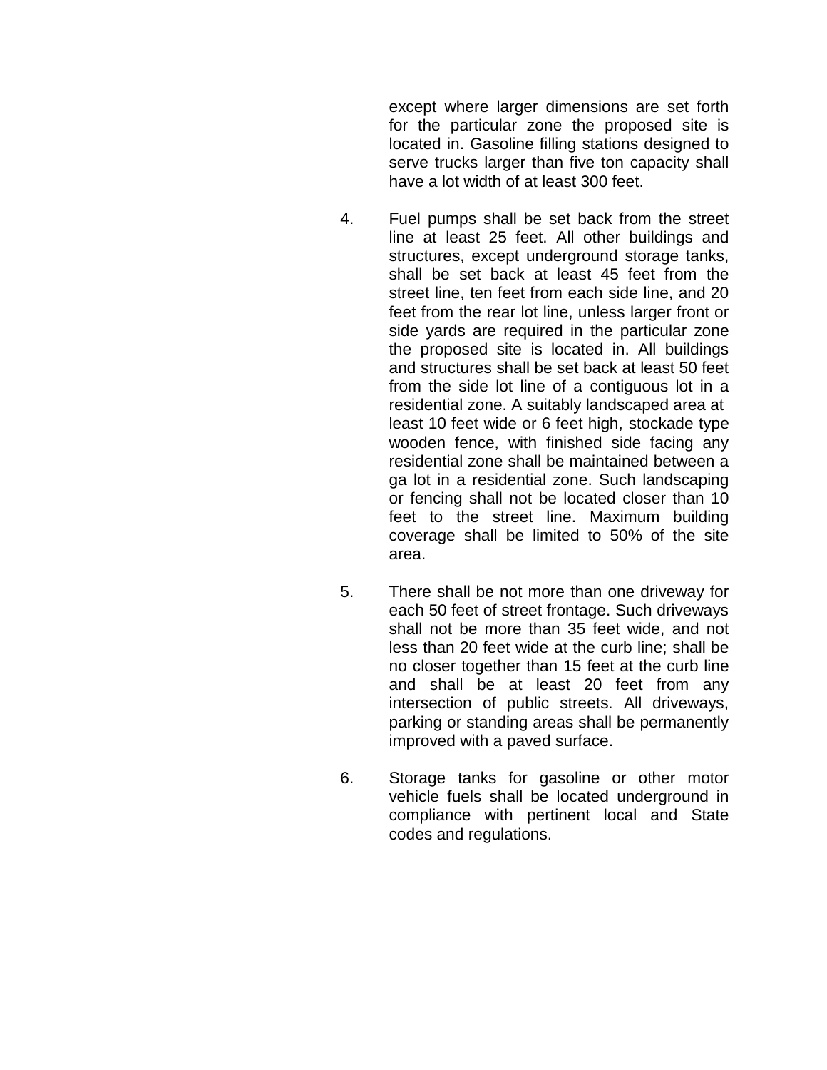except where larger dimensions are set forth for the particular zone the proposed site is located in. Gasoline filling stations designed to serve trucks larger than five ton capacity shall have a lot width of at least 300 feet.

4. Fuel pumps shall be set back from the street line at least 25 feet. All other buildings and structures, except underground storage tanks, shall be set back at least 45 feet from the street line, ten feet from each side line, and 20 feet from the rear lot line, unless larger front or side yards are required in the particular zone the proposed site is located in. All buildings and structures shall be set back at least 50 feet from the side lot line of a contiguous lot in a residential zone. A suitably landscaped area at least 10 feet wide or 6 feet high, stockade type wooden fence, with finished side facing any residential zone shall be maintained between a ga lot in a residential zone. Such landscaping or fencing shall not be located closer than 10 feet to the street line. Maximum building coverage shall be limited to 50% of the site area.

5. There shall be not more than one driveway for each 50 feet of street frontage. Such driveways shall not be more than 35 feet wide, and not less than 20 feet wide at the curb line; shall be no closer together than 15 feet at the curb line and shall be at least 20 feet from any intersection of public streets. All driveways, parking or standing areas shall be permanently improved with a paved surface.

6. Storage tanks for gasoline or other motor vehicle fuels shall be located underground in compliance with pertinent local and State codes and regulations.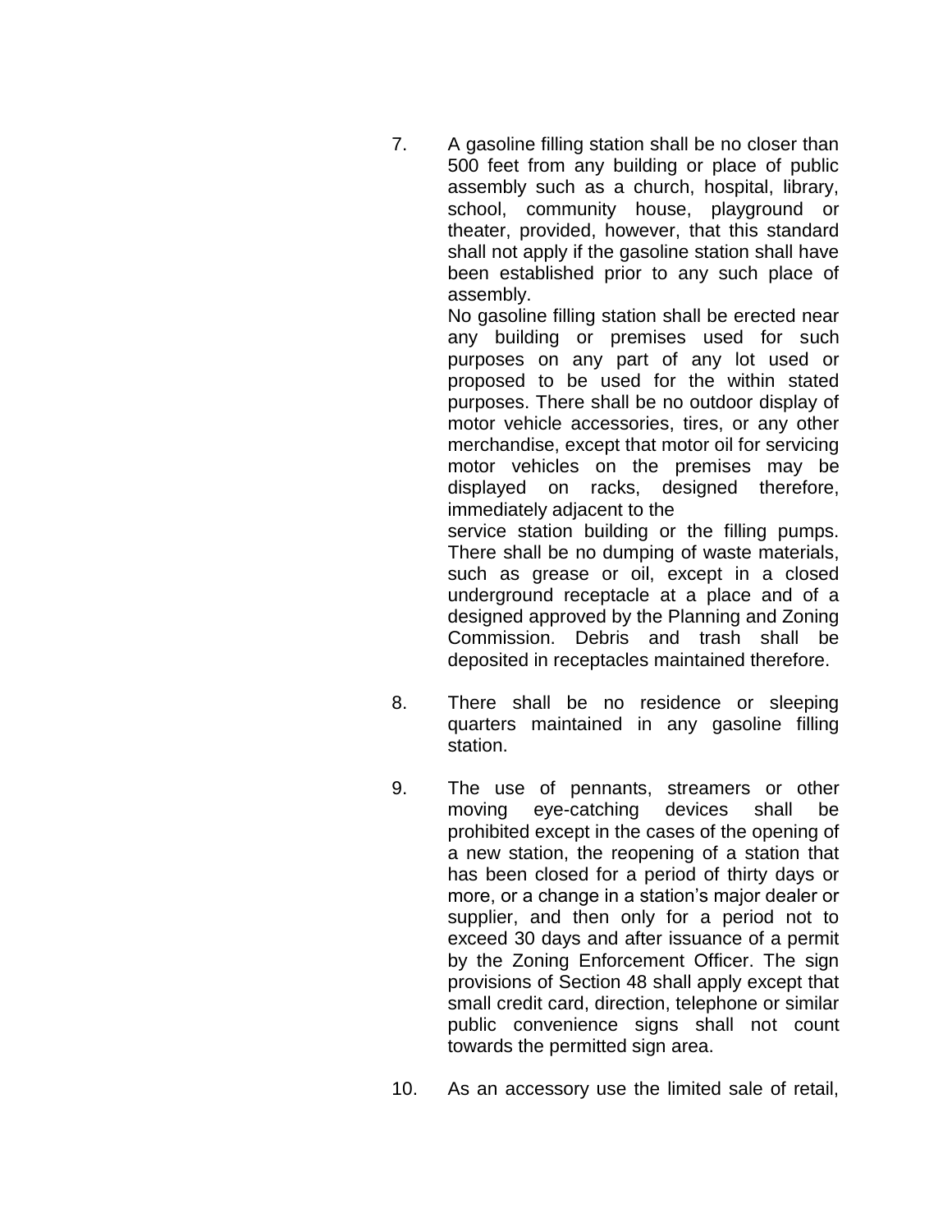7. A gasoline filling station shall be no closer than 500 feet from any building or place of public assembly such as a church, hospital, library, school, community house, playground or theater, provided, however, that this standard shall not apply if the gasoline station shall have been established prior to any such place of assembly.

   No gasoline filling station shall be erected near any building or premises used for such purposes on any part of any lot used or proposed to be used for the within stated purposes. There shall be no outdoor display of motor vehicle accessories, tires, or any other merchandise, except that motor oil for servicing motor vehicles on the premises may be displayed on racks, designed therefore, immediately adjacent to the service station building or the filling pumps. There shall be no dumping of waste materials, such as grease or oil, except in a closed underground receptacle at a place and of a designed approved by the Planning and Zoning Commission. Debris and trash shall be deposited in receptacles maintained therefore.

8. There shall be no residence or sleeping quarters maintained in any gasoline filling station.

9. The use of pennants, streamers or other moving eye-catching devices shall be prohibited except in the cases of the opening of a new station, the reopening of a station that has been closed for a period of thirty days or more, or a change in a station's major dealer or supplier, and then only for a period not to exceed 30 days and after issuance of a permit by the Zoning Enforcement Officer. The sign provisions of Section 48 shall apply except that small credit card, direction, telephone or similar public convenience signs shall not count towards the permitted sign area.

10. As an accessory use the limited sale of retail,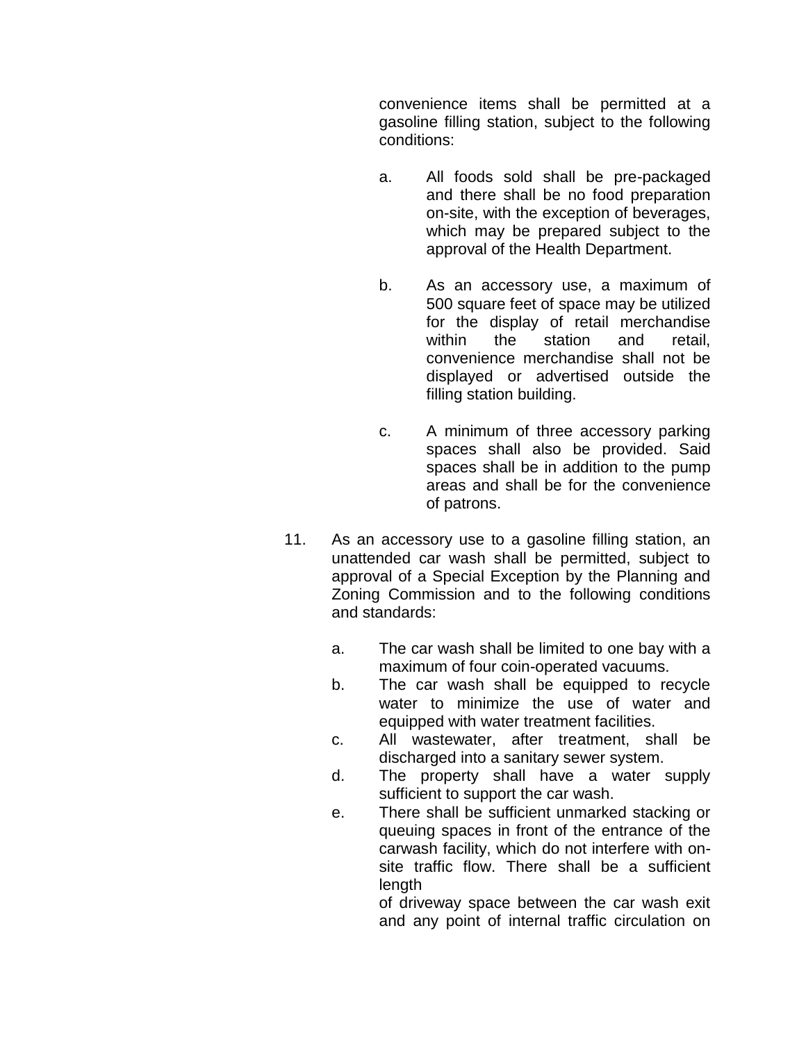convenience items shall be permitted at a gasoline filling station, subject to the following conditions:

a. All foods sold shall be pre-packaged and there shall be no food preparation on-site, with the exception of beverages, which may be prepared subject to the approval of the Health Department.

b. As an accessory use, a maximum of 500 square feet of space may be utilized for the display of retail merchandise within the station and retail, convenience merchandise shall not be displayed or advertised outside the filling station building.

c. A minimum of three accessory parking spaces shall also be provided. Said spaces shall be in addition to the pump areas and shall be for the convenience of patrons.

11. As an accessory use to a gasoline filling station, an unattended car wash shall be permitted, subject to approval of a Special Exception by the Planning and Zoning Commission and to the following conditions and standards:

a. The car wash shall be limited to one bay with a maximum of four coin-operated vacuums.
b. The car wash shall be equipped to recycle water to minimize the use of water and equipped with water treatment facilities.
c. All wastewater, after treatment, shall be discharged into a sanitary sewer system.
d. The property shall have a water supply sufficient to support the car wash.
e. There shall be sufficient unmarked stacking or queuing spaces in front of the entrance of the carwash facility, which do not interfere with on-site traffic flow. There shall be a sufficient length of driveway space between the car wash exit and any point of internal traffic circulation on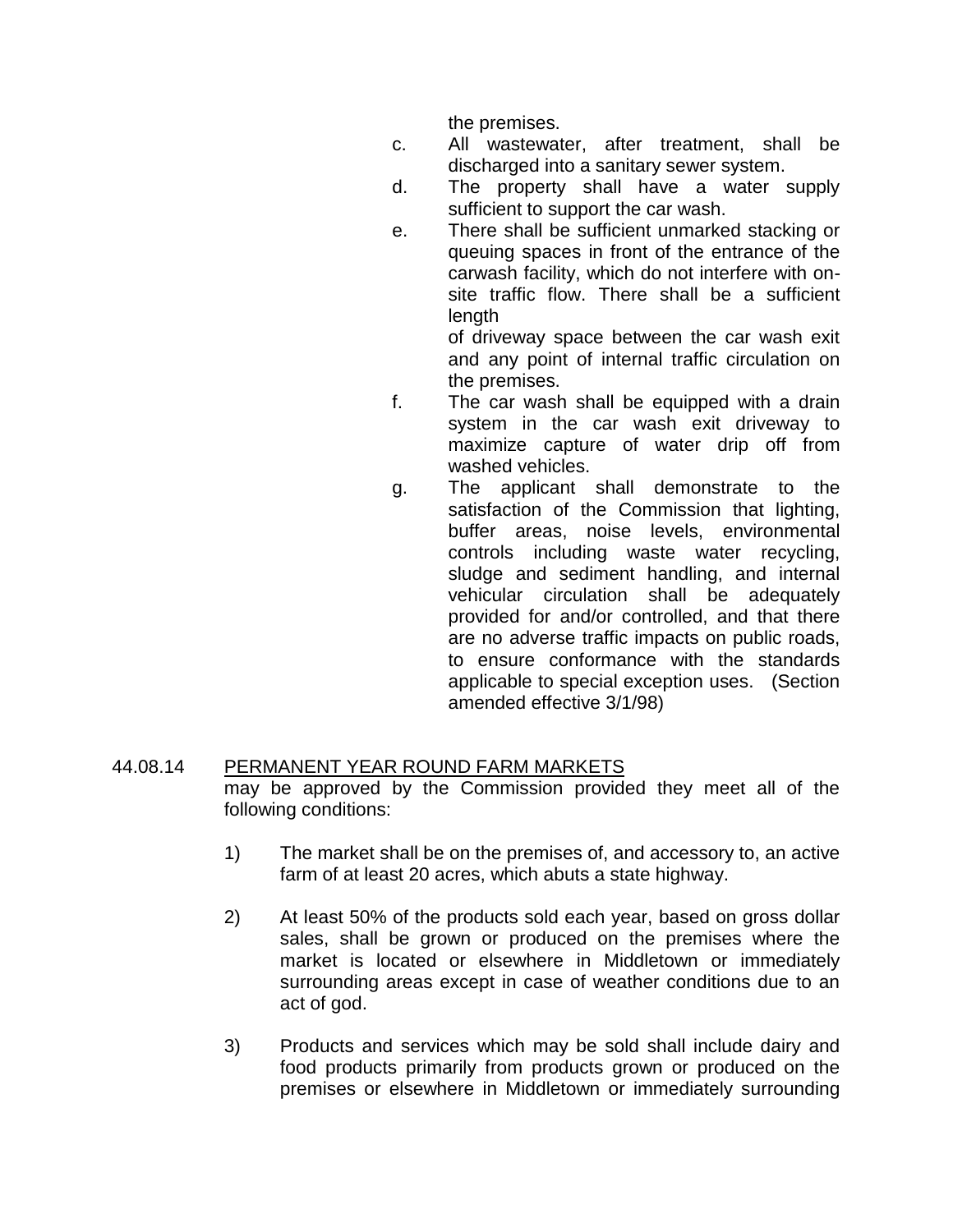the premises.

c. All wastewater, after treatment, shall be discharged into a sanitary sewer system.

d. The property shall have a water supply sufficient to support the car wash.

e. There shall be sufficient unmarked stacking or queuing spaces in front of the entrance of the carwash facility, which do not interfere with on-site traffic flow. There shall be a sufficient length of driveway space between the car wash exit and any point of internal traffic circulation on the premises.

f. The car wash shall be equipped with a drain system in the car wash exit driveway to maximize capture of water drip off from washed vehicles.

g. The applicant shall demonstrate to the satisfaction of the Commission that lighting, buffer areas, noise levels, environmental controls including waste water recycling, sludge and sediment handling, and internal vehicular circulation shall be adequately provided for and/or controlled, and that there are no adverse traffic impacts on public roads, to ensure conformance with the standards applicable to special exception uses. (Section amended effective 3/1/98)

44.08.14 PERMANENT YEAR ROUND FARM MARKETS may be approved by the Commission provided they meet all of the following conditions:

1) The market shall be on the premises of, and accessory to, an active farm of at least 20 acres, which abuts a state highway.

2) At least 50% of the products sold each year, based on gross dollar sales, shall be grown or produced on the premises where the market is located or elsewhere in Middletown or immediately surrounding areas except in case of weather conditions due to an act of god.

3) Products and services which may be sold shall include dairy and food products primarily from products grown or produced on the premises or elsewhere in Middletown or immediately surrounding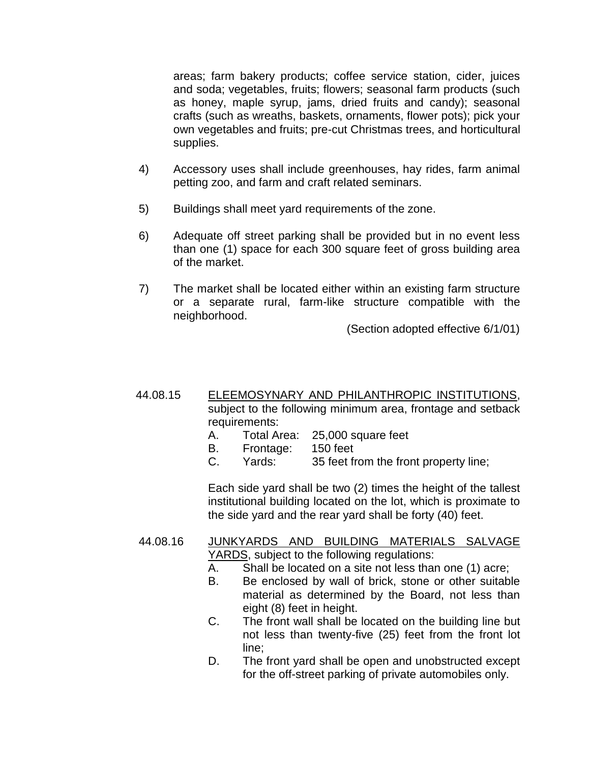areas; farm bakery products; coffee service station, cider, juices and soda; vegetables, fruits; flowers; seasonal farm products (such as honey, maple syrup, jams, dried fruits and candy); seasonal crafts (such as wreaths, baskets, ornaments, flower pots); pick your own vegetables and fruits; pre-cut Christmas trees, and horticultural supplies.

4) Accessory uses shall include greenhouses, hay rides, farm animal petting zoo, and farm and craft related seminars.

5) Buildings shall meet yard requirements of the zone.

6) Adequate off street parking shall be provided but in no event less than one (1) space for each 300 square feet of gross building area of the market.

7) The market shall be located either within an existing farm structure or a separate rural, farm-like structure compatible with the neighborhood.

(Section adopted effective 6/1/01)

44.08.15 ELEEMOSYNARY AND PHILANTHROPIC INSTITUTIONS, subject to the following minimum area, frontage and setback requirements:

A. Total Area: 25,000 square feet
B. Frontage: 150 feet
C. Yards: 35 feet from the front property line;

Each side yard shall be two (2) times the height of the tallest institutional building located on the lot, which is proximate to the side yard and the rear yard shall be forty (40) feet.

44.08.16 JUNKYARDS AND BUILDING MATERIALS SALVAGE YARDS, subject to the following regulations:

A. Shall be located on a site not less than one (1) acre;
B. Be enclosed by wall of brick, stone or other suitable material as determined by the Board, not less than eight (8) feet in height.
C. The front wall shall be located on the building line but not less than twenty-five (25) feet from the front lot line;
D. The front yard shall be open and unobstructed except for the off-street parking of private automobiles only.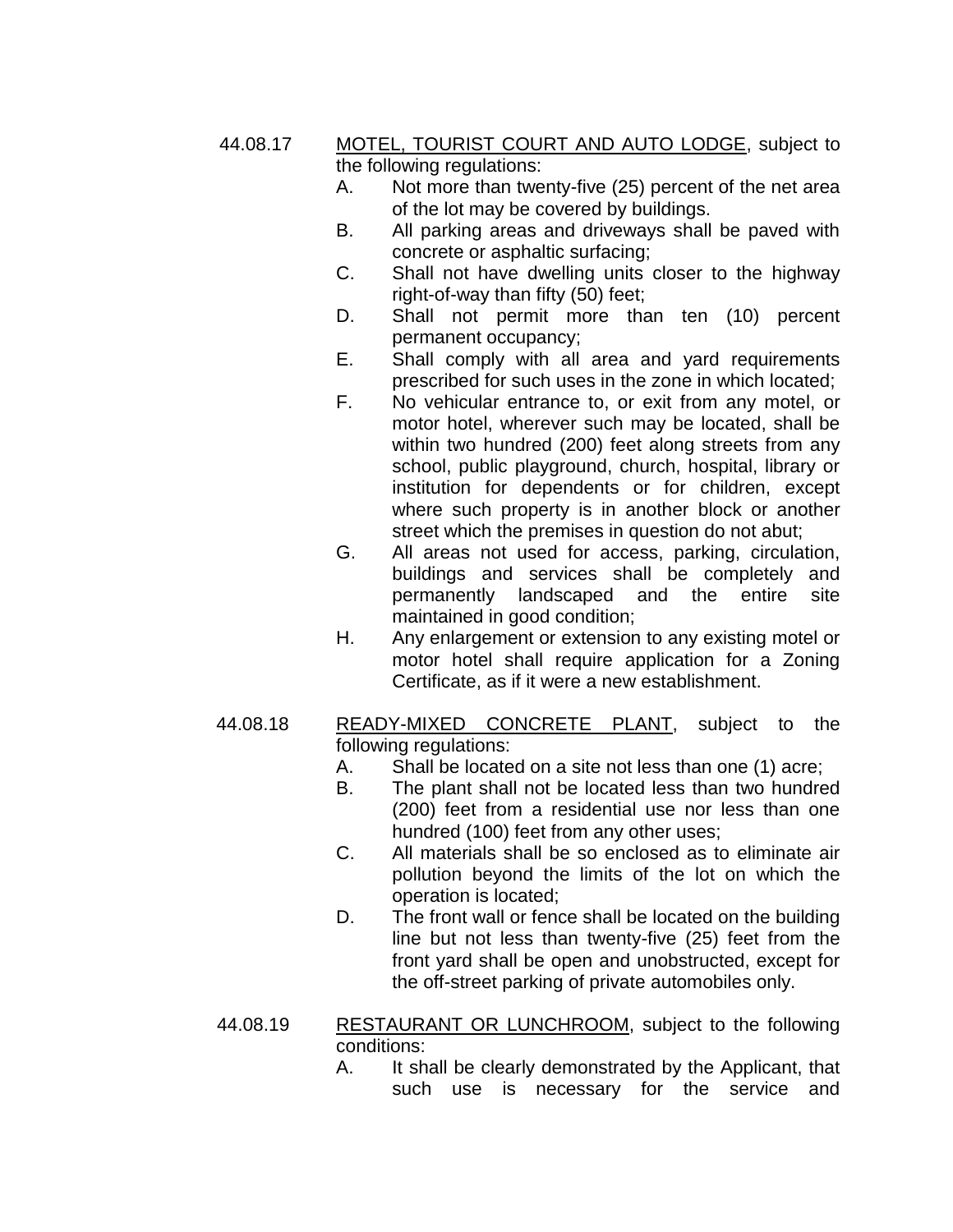44.08.17 MOTEL, TOURIST COURT AND AUTO LODGE, subject to the following regulations:

A. Not more than twenty-five (25) percent of the net area of the lot may be covered by buildings.

B. All parking areas and driveways shall be paved with concrete or asphaltic surfacing;

C. Shall not have dwelling units closer to the highway right-of-way than fifty (50) feet;

D. Shall not permit more than ten (10) percent permanent occupancy;

E. Shall comply with all area and yard requirements prescribed for such uses in the zone in which located;

F. No vehicular entrance to, or exit from any motel, or motor hotel, wherever such may be located, shall be within two hundred (200) feet along streets from any school, public playground, church, hospital, library or institution for dependents or for children, except where such property is in another block or another street which the premises in question do not abut;

G. All areas not used for access, parking, circulation, buildings and services shall be completely and permanently landscaped and the entire site maintained in good condition;

H. Any enlargement or extension to any existing motel or motor hotel shall require application for a Zoning Certificate, as if it were a new establishment.

44.08.18 READY-MIXED CONCRETE PLANT, subject to the following regulations:

A. Shall be located on a site not less than one (1) acre;

B. The plant shall not be located less than two hundred (200) feet from a residential use nor less than one hundred (100) feet from any other uses;

C. All materials shall be so enclosed as to eliminate air pollution beyond the limits of the lot on which the operation is located;

D. The front wall or fence shall be located on the building line but not less than twenty-five (25) feet from the front yard shall be open and unobstructed, except for the off-street parking of private automobiles only.

44.08.19 RESTAURANT OR LUNCHROOM, subject to the following conditions:

A. It shall be clearly demonstrated by the Applicant, that such use is necessary for the service and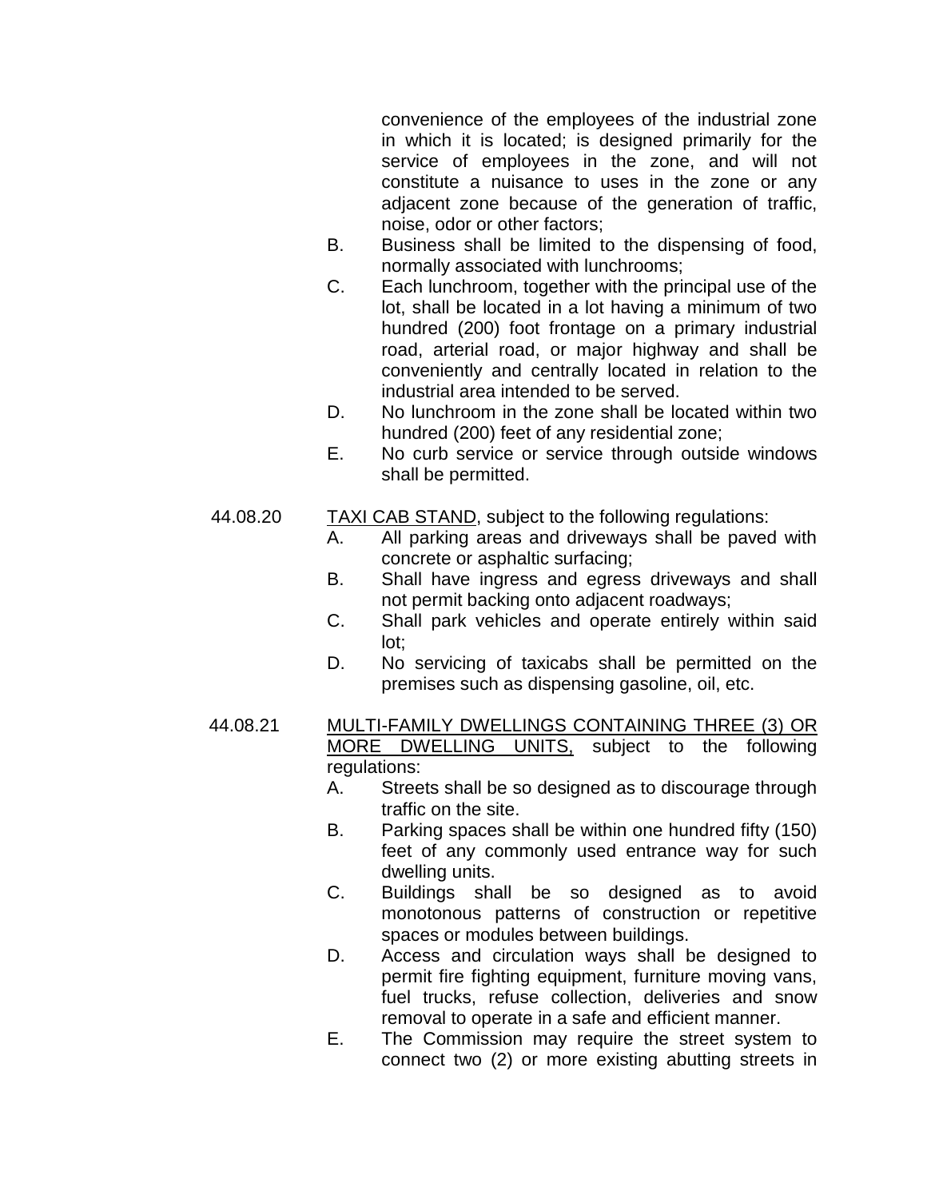convenience of the employees of the industrial zone in which it is located; is designed primarily for the service of employees in the zone, and will not constitute a nuisance to uses in the zone or any adjacent zone because of the generation of traffic, noise, odor or other factors;

B. Business shall be limited to the dispensing of food, normally associated with lunchrooms;

C. Each lunchroom, together with the principal use of the lot, shall be located in a lot having a minimum of two hundred (200) foot frontage on a primary industrial road, arterial road, or major highway and shall be conveniently and centrally located in relation to the industrial area intended to be served.

D. No lunchroom in the zone shall be located within two hundred (200) feet of any residential zone;

E. No curb service or service through outside windows shall be permitted.

44.08.20 TAXI CAB STAND, subject to the following regulations:

A. All parking areas and driveways shall be paved with concrete or asphaltic surfacing;

B. Shall have ingress and egress driveways and shall not permit backing onto adjacent roadways;

C. Shall park vehicles and operate entirely within said lot;

D. No servicing of taxicabs shall be permitted on the premises such as dispensing gasoline, oil, etc.

44.08.21 MULTI-FAMILY DWELLINGS CONTAINING THREE (3) OR MORE DWELLING UNITS, subject to the following regulations:

A. Streets shall be so designed as to discourage through traffic on the site.

B. Parking spaces shall be within one hundred fifty (150) feet of any commonly used entrance way for such dwelling units.

C. Buildings shall be so designed as to avoid monotonous patterns of construction or repetitive spaces or modules between buildings.

D. Access and circulation ways shall be designed to permit fire fighting equipment, furniture moving vans, fuel trucks, refuse collection, deliveries and snow removal to operate in a safe and efficient manner.

E. The Commission may require the street system to connect two (2) or more existing abutting streets in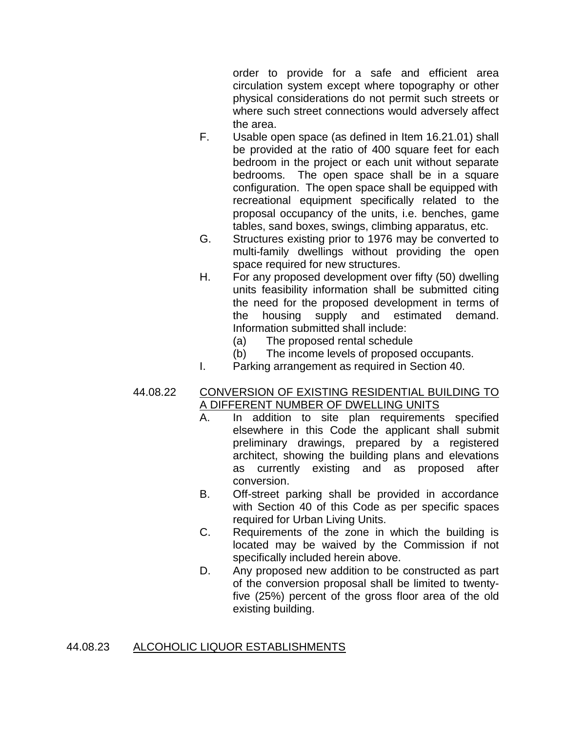order to provide for a safe and efficient area circulation system except where topography or other physical considerations do not permit such streets or where such street connections would adversely affect the area.

F. Usable open space (as defined in Item 16.21.01) shall be provided at the ratio of 400 square feet for each bedroom in the project or each unit without separate bedrooms. The open space shall be in a square configuration. The open space shall be equipped with recreational equipment specifically related to the proposal occupancy of the units, i.e. benches, game tables, sand boxes, swings, climbing apparatus, etc.

G. Structures existing prior to 1976 may be converted to multi-family dwellings without providing the open space required for new structures.

H. For any proposed development over fifty (50) dwelling units feasibility information shall be submitted citing the need for the proposed development in terms of the housing supply and estimated demand. Information submitted shall include:
   - (a) The proposed rental schedule
   - (b) The income levels of proposed occupants.

I. Parking arrangement as required in Section 40.

44.08.22 <u>CONVERSION OF EXISTING RESIDENTIAL BUILDING TO A DIFFERENT NUMBER OF DWELLING UNITS</u>

A. In addition to site plan requirements specified elsewhere in this Code the applicant shall submit preliminary drawings, prepared by a registered architect, showing the building plans and elevations as currently existing and as proposed after conversion.

B. Off-street parking shall be provided in accordance with Section 40 of this Code as per specific spaces required for Urban Living Units.

C. Requirements of the zone in which the building is located may be waived by the Commission if not specifically included herein above.

D. Any proposed new addition to be constructed as part of the conversion proposal shall be limited to twenty-five (25%) percent of the gross floor area of the old existing building.

44.08.23 <u>ALCOHOLIC LIQUOR ESTABLISHMENTS</u>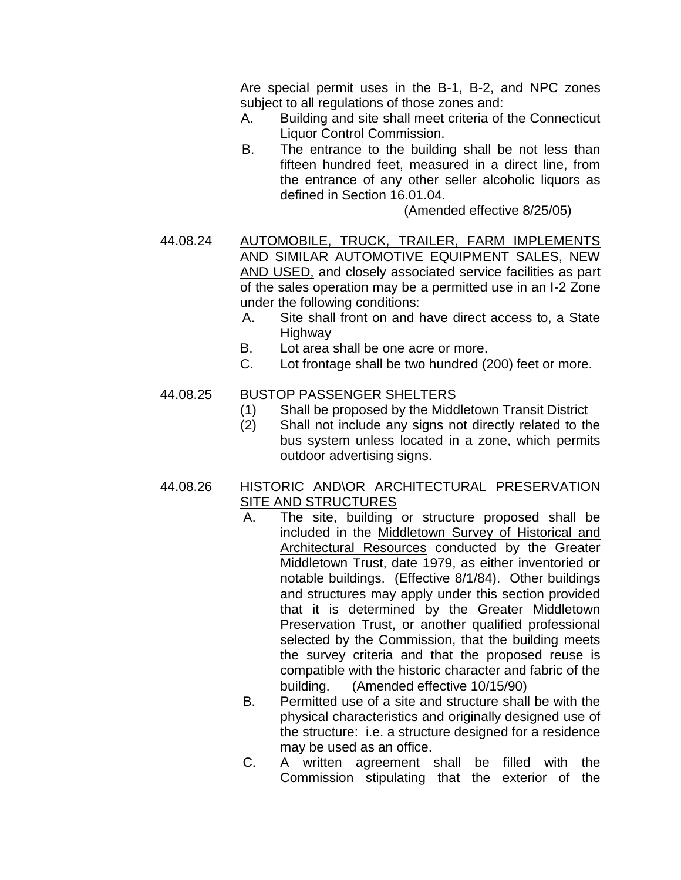Are special permit uses in the B-1, B-2, and NPC zones subject to all regulations of those zones and:

A. Building and site shall meet criteria of the Connecticut Liquor Control Commission.
B. The entrance to the building shall be not less than fifteen hundred feet, measured in a direct line, from the entrance of any other seller alcoholic liquors as defined in Section 16.01.04.

(Amended effective 8/25/05)

44.08.24 AUTOMOBILE, TRUCK, TRAILER, FARM IMPLEMENTS AND SIMILAR AUTOMOTIVE EQUIPMENT SALES, NEW AND USED, and closely associated service facilities as part of the sales operation may be a permitted use in an I-2 Zone under the following conditions:

A. Site shall front on and have direct access to, a State Highway
B. Lot area shall be one acre or more.
C. Lot frontage shall be two hundred (200) feet or more.

44.08.25 BUSTOP PASSENGER SHELTERS

(1) Shall be proposed by the Middletown Transit District
(2) Shall not include any signs not directly related to the bus system unless located in a zone, which permits outdoor advertising signs.

44.08.26 HISTORIC AND\OR ARCHITECTURAL PRESERVATION SITE AND STRUCTURES

A. The site, building or structure proposed shall be included in the Middletown Survey of Historical and Architectural Resources conducted by the Greater Middletown Trust, date 1979, as either inventoried or notable buildings. (Effective 8/1/84). Other buildings and structures may apply under this section provided that it is determined by the Greater Middletown Preservation Trust, or another qualified professional selected by the Commission, that the building meets the survey criteria and that the proposed reuse is compatible with the historic character and fabric of the building. (Amended effective 10/15/90)
B. Permitted use of a site and structure shall be with the physical characteristics and originally designed use of the structure: i.e. a structure designed for a residence may be used as an office.
C. A written agreement shall be filled with the Commission stipulating that the exterior of the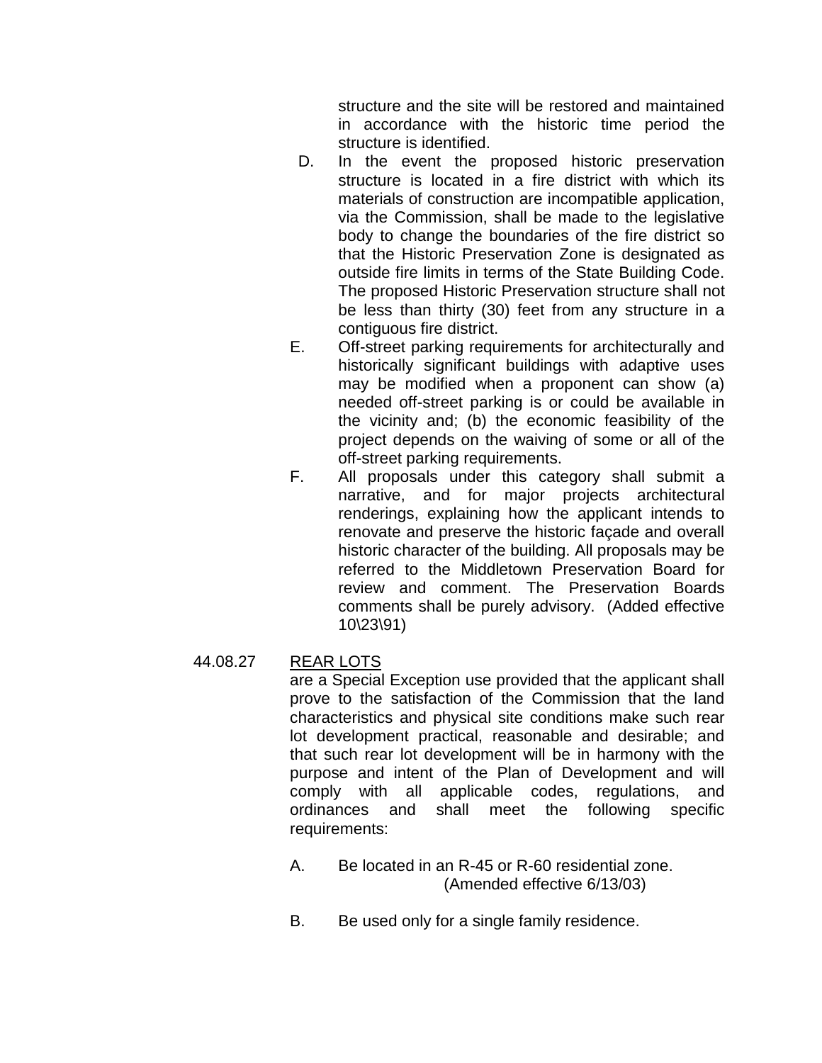structure and the site will be restored and maintained in accordance with the historic time period the structure is identified.

D. In the event the proposed historic preservation structure is located in a fire district with which its materials of construction are incompatible application, via the Commission, shall be made to the legislative body to change the boundaries of the fire district so that the Historic Preservation Zone is designated as outside fire limits in terms of the State Building Code. The proposed Historic Preservation structure shall not be less than thirty (30) feet from any structure in a contiguous fire district.

E. Off-street parking requirements for architecturally and historically significant buildings with adaptive uses may be modified when a proponent can show (a) needed off-street parking is or could be available in the vicinity and; (b) the economic feasibility of the project depends on the waiving of some or all of the off-street parking requirements.

F. All proposals under this category shall submit a narrative, and for major projects architectural renderings, explaining how the applicant intends to renovate and preserve the historic façade and overall historic character of the building. All proposals may be referred to the Middletown Preservation Board for review and comment. The Preservation Boards comments shall be purely advisory. (Added effective 10\23\91)

44.08.27 REAR LOTS

are a Special Exception use provided that the applicant shall prove to the satisfaction of the Commission that the land characteristics and physical site conditions make such rear lot development practical, reasonable and desirable; and that such rear lot development will be in harmony with the purpose and intent of the Plan of Development and will comply with all applicable codes, regulations, and ordinances and shall meet the following specific requirements:

A. Be located in an R-45 or R-60 residential zone. (Amended effective 6/13/03)

B. Be used only for a single family residence.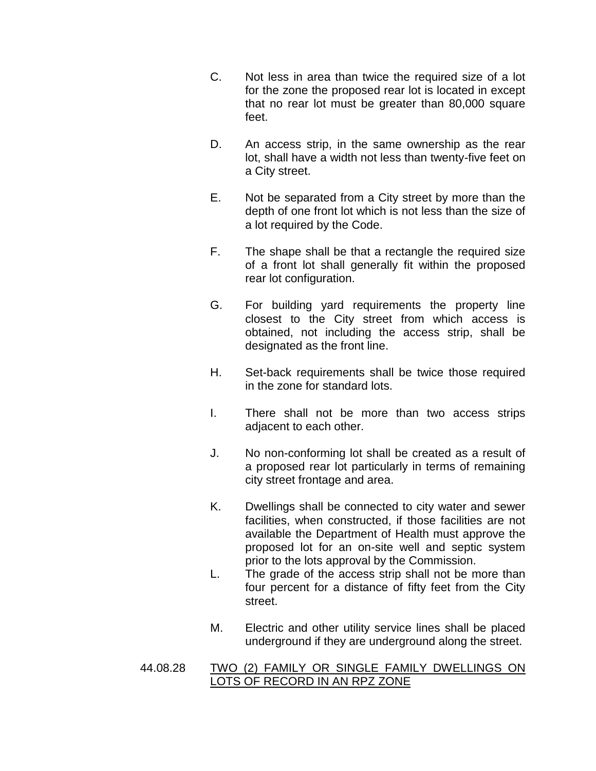C. Not less in area than twice the required size of a lot for the zone the proposed rear lot is located in except that no rear lot must be greater than 80,000 square feet.

D. An access strip, in the same ownership as the rear lot, shall have a width not less than twenty-five feet on a City street.

E. Not be separated from a City street by more than the depth of one front lot which is not less than the size of a lot required by the Code.

F. The shape shall be that a rectangle the required size of a front lot shall generally fit within the proposed rear lot configuration.

G. For building yard requirements the property line closest to the City street from which access is obtained, not including the access strip, shall be designated as the front line.

H. Set-back requirements shall be twice those required in the zone for standard lots.

I. There shall not be more than two access strips adjacent to each other.

J. No non-conforming lot shall be created as a result of a proposed rear lot particularly in terms of remaining city street frontage and area.

K. Dwellings shall be connected to city water and sewer facilities, when constructed, if those facilities are not available the Department of Health must approve the proposed lot for an on-site well and septic system prior to the lots approval by the Commission.

L. The grade of the access strip shall not be more than four percent for a distance of fifty feet from the City street.

M. Electric and other utility service lines shall be placed underground if they are underground along the street.

44.08.28 <u>TWO (2) FAMILY OR SINGLE FAMILY DWELLINGS ON LOTS OF RECORD IN AN RPZ ZONE</u>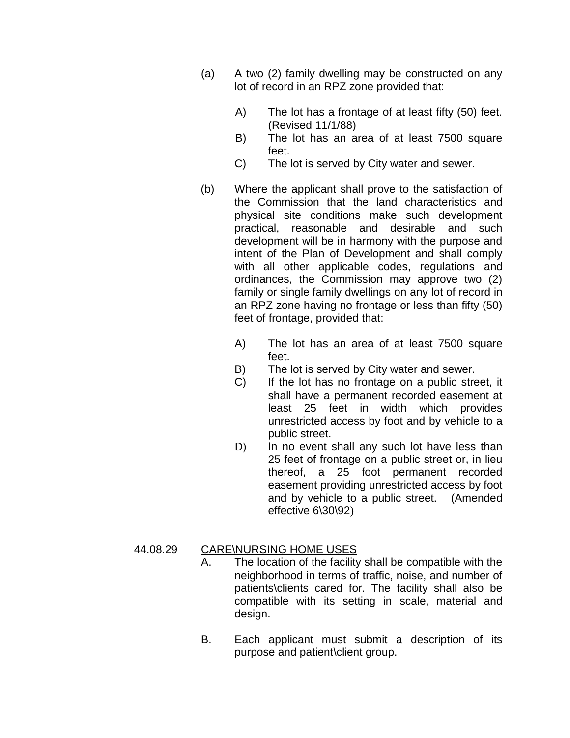(a) A two (2) family dwelling may be constructed on any lot of record in an RPZ zone provided that:

   A) The lot has a frontage of at least fifty (50) feet. (Revised 11/1/88)
   B) The lot has an area of at least 7500 square feet.
   C) The lot is served by City water and sewer.

(b) Where the applicant shall prove to the satisfaction of the Commission that the land characteristics and physical site conditions make such development practical, reasonable and desirable and such development will be in harmony with the purpose and intent of the Plan of Development and shall comply with all other applicable codes, regulations and ordinances, the Commission may approve two (2) family or single family dwellings on any lot of record in an RPZ zone having no frontage or less than fifty (50) feet of frontage, provided that:

   A) The lot has an area of at least 7500 square feet.
   B) The lot is served by City water and sewer.
   C) If the lot has no frontage on a public street, it shall have a permanent recorded easement at least 25 feet in width which provides unrestricted access by foot and by vehicle to a public street.
   D) In no event shall any such lot have less than 25 feet of frontage on a public street or, in lieu thereof, a 25 foot permanent recorded easement providing unrestricted access by foot and by vehicle to a public street. (Amended effective 6\30\92)

44.08.29 <u>CARE\NURSING HOME USES</u>

A. The location of the facility shall be compatible with the neighborhood in terms of traffic, noise, and number of patients\clients cared for. The facility shall also be compatible with its setting in scale, material and design.

B. Each applicant must submit a description of its purpose and patient\client group.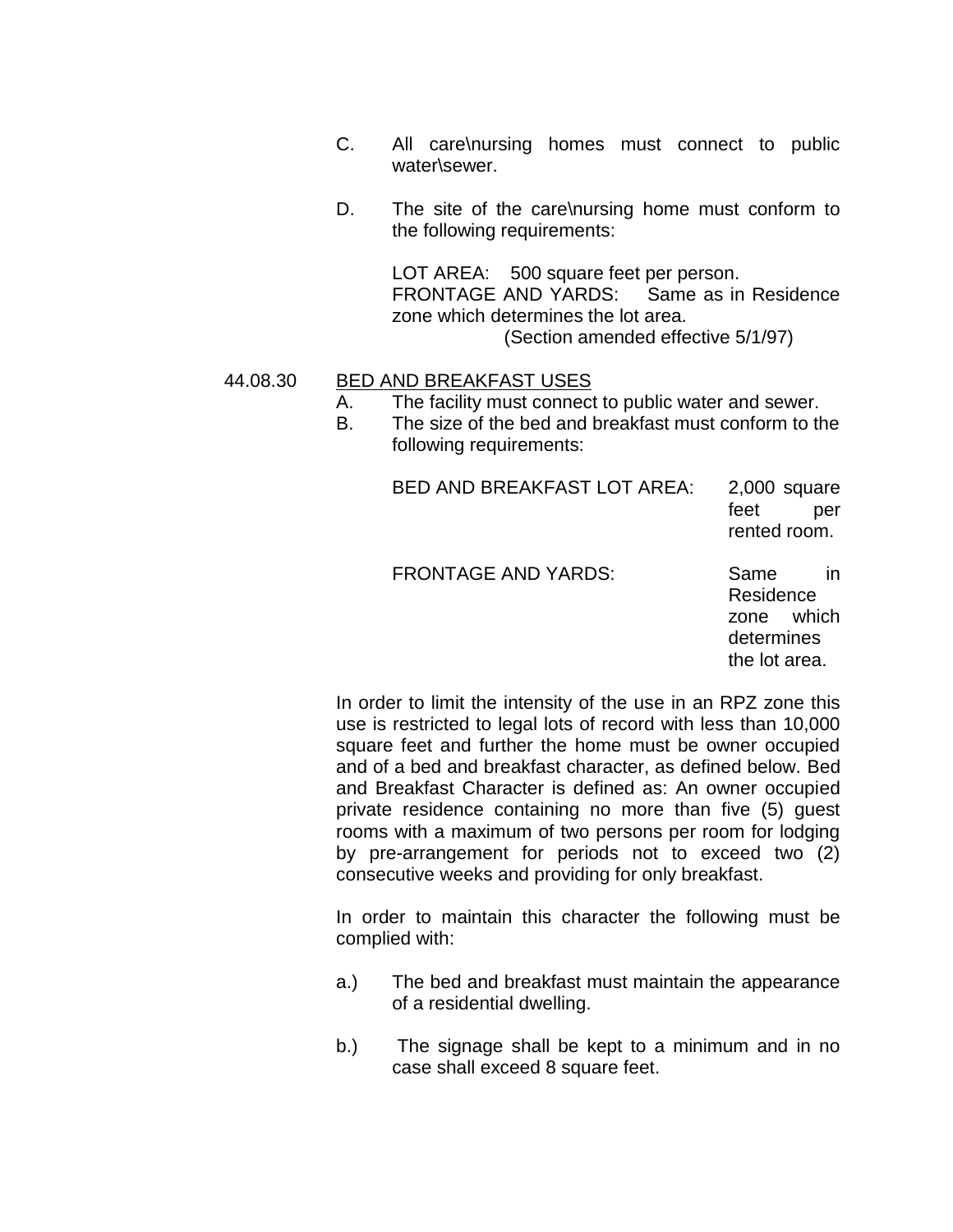C. All care\nursing homes must connect to public water\sewer.

D. The site of the care\nursing home must conform to the following requirements:

LOT AREA: 500 square feet per person.
FRONTAGE AND YARDS: Same as in Residence zone which determines the lot area.
(Section amended effective 5/1/97)

44.08.30 <u>BED AND BREAKFAST USES</u>

A. The facility must connect to public water and sewer.

B. The size of the bed and breakfast must conform to the following requirements:

| | |
|---|---|
| BED AND BREAKFAST LOT AREA: | 2,000 square feet per rented room. |
| FRONTAGE AND YARDS: | Same in Residence zone which determines the lot area. |

In order to limit the intensity of the use in an RPZ zone this use is restricted to legal lots of record with less than 10,000 square feet and further the home must be owner occupied and of a bed and breakfast character, as defined below. Bed and Breakfast Character is defined as: An owner occupied private residence containing no more than five (5) guest rooms with a maximum of two persons per room for lodging by pre-arrangement for periods not to exceed two (2) consecutive weeks and providing for only breakfast.

In order to maintain this character the following must be complied with:

a.) The bed and breakfast must maintain the appearance of a residential dwelling.

b.) The signage shall be kept to a minimum and in no case shall exceed 8 square feet.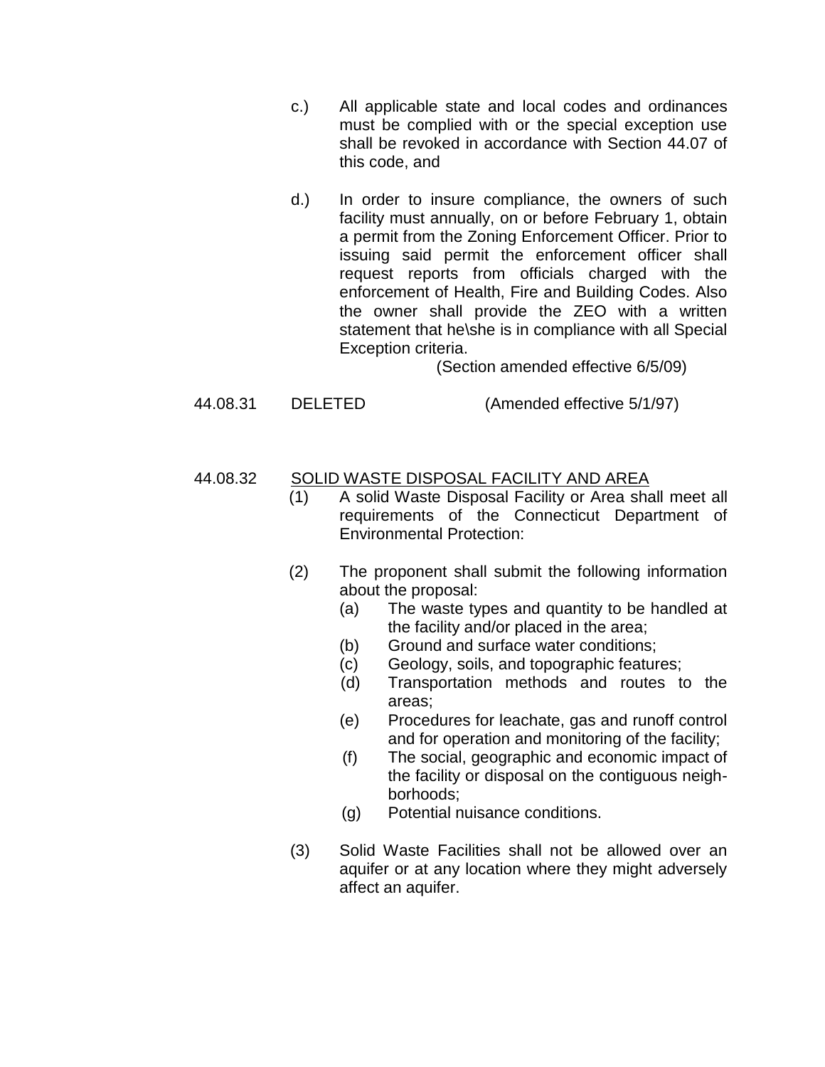c.) All applicable state and local codes and ordinances must be complied with or the special exception use shall be revoked in accordance with Section 44.07 of this code, and

d.) In order to insure compliance, the owners of such facility must annually, on or before February 1, obtain a permit from the Zoning Enforcement Officer. Prior to issuing said permit the enforcement officer shall request reports from officials charged with the enforcement of Health, Fire and Building Codes. Also the owner shall provide the ZEO with a written statement that he\she is in compliance with all Special Exception criteria.

(Section amended effective 6/5/09)

44.08.31 DELETED (Amended effective 5/1/97)

44.08.32 <u>SOLID WASTE DISPOSAL FACILITY AND AREA</u>

(1) A solid Waste Disposal Facility or Area shall meet all requirements of the Connecticut Department of Environmental Protection:

(2) The proponent shall submit the following information about the proposal:

- (a) The waste types and quantity to be handled at the facility and/or placed in the area;
- (b) Ground and surface water conditions;
- (c) Geology, soils, and topographic features;
- (d) Transportation methods and routes to the areas;
- (e) Procedures for leachate, gas and runoff control and for operation and monitoring of the facility;
- (f) The social, geographic and economic impact of the facility or disposal on the contiguous neighborhoods;
- (g) Potential nuisance conditions.

(3) Solid Waste Facilities shall not be allowed over an aquifer or at any location where they might adversely affect an aquifer.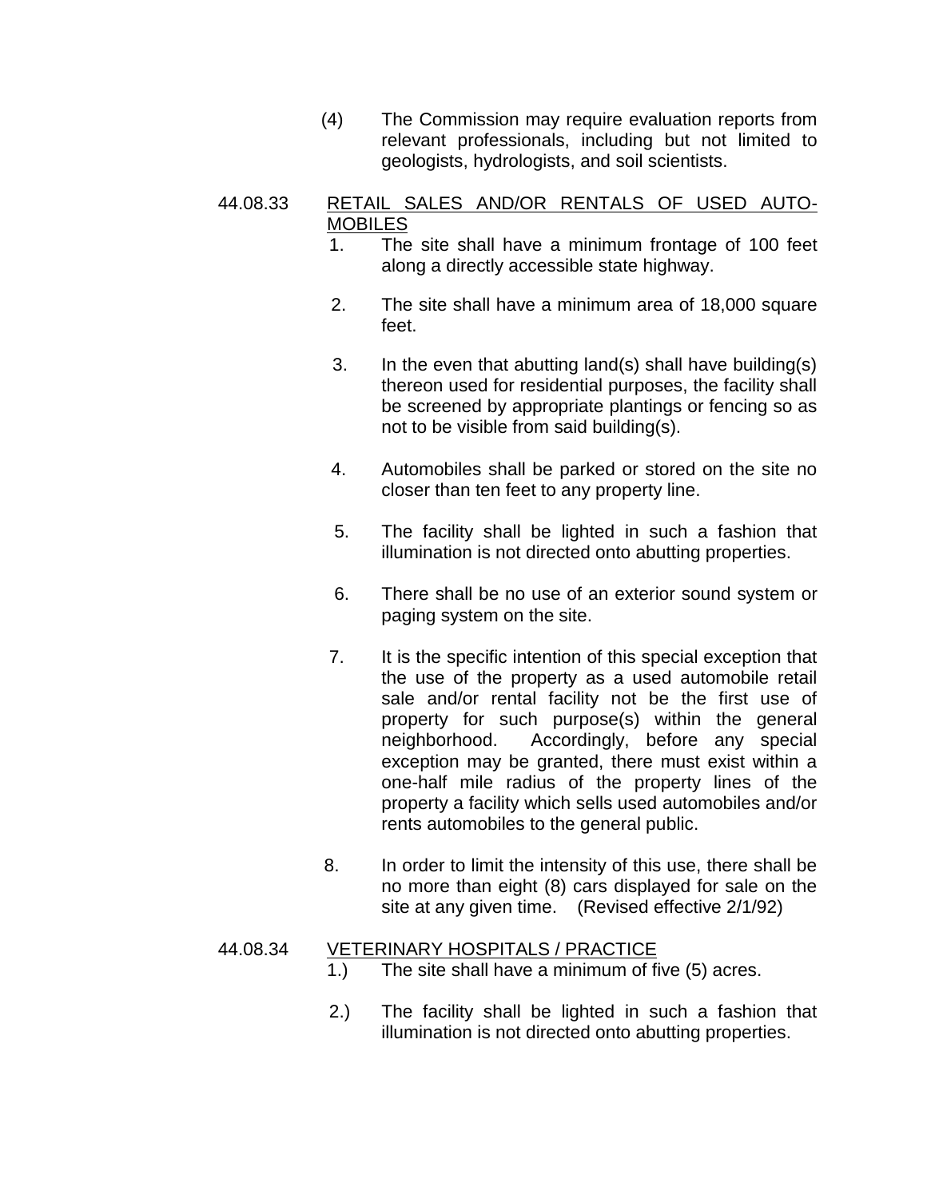(4) The Commission may require evaluation reports from relevant professionals, including but not limited to geologists, hydrologists, and soil scientists.

44.08.33 <u>RETAIL SALES AND/OR RENTALS OF USED AUTO-MOBILES</u>

1. The site shall have a minimum frontage of 100 feet along a directly accessible state highway.

2. The site shall have a minimum area of 18,000 square feet.

3. In the even that abutting land(s) shall have building(s) thereon used for residential purposes, the facility shall be screened by appropriate plantings or fencing so as not to be visible from said building(s).

4. Automobiles shall be parked or stored on the site no closer than ten feet to any property line.

5. The facility shall be lighted in such a fashion that illumination is not directed onto abutting properties.

6. There shall be no use of an exterior sound system or paging system on the site.

7. It is the specific intention of this special exception that the use of the property as a used automobile retail sale and/or rental facility not be the first use of property for such purpose(s) within the general neighborhood. Accordingly, before any special exception may be granted, there must exist within a one-half mile radius of the property lines of the property a facility which sells used automobiles and/or rents automobiles to the general public.

8. In order to limit the intensity of this use, there shall be no more than eight (8) cars displayed for sale on the site at any given time. (Revised effective 2/1/92)

44.08.34 <u>VETERINARY HOSPITALS / PRACTICE</u>

1.) The site shall have a minimum of five (5) acres.

2.) The facility shall be lighted in such a fashion that illumination is not directed onto abutting properties.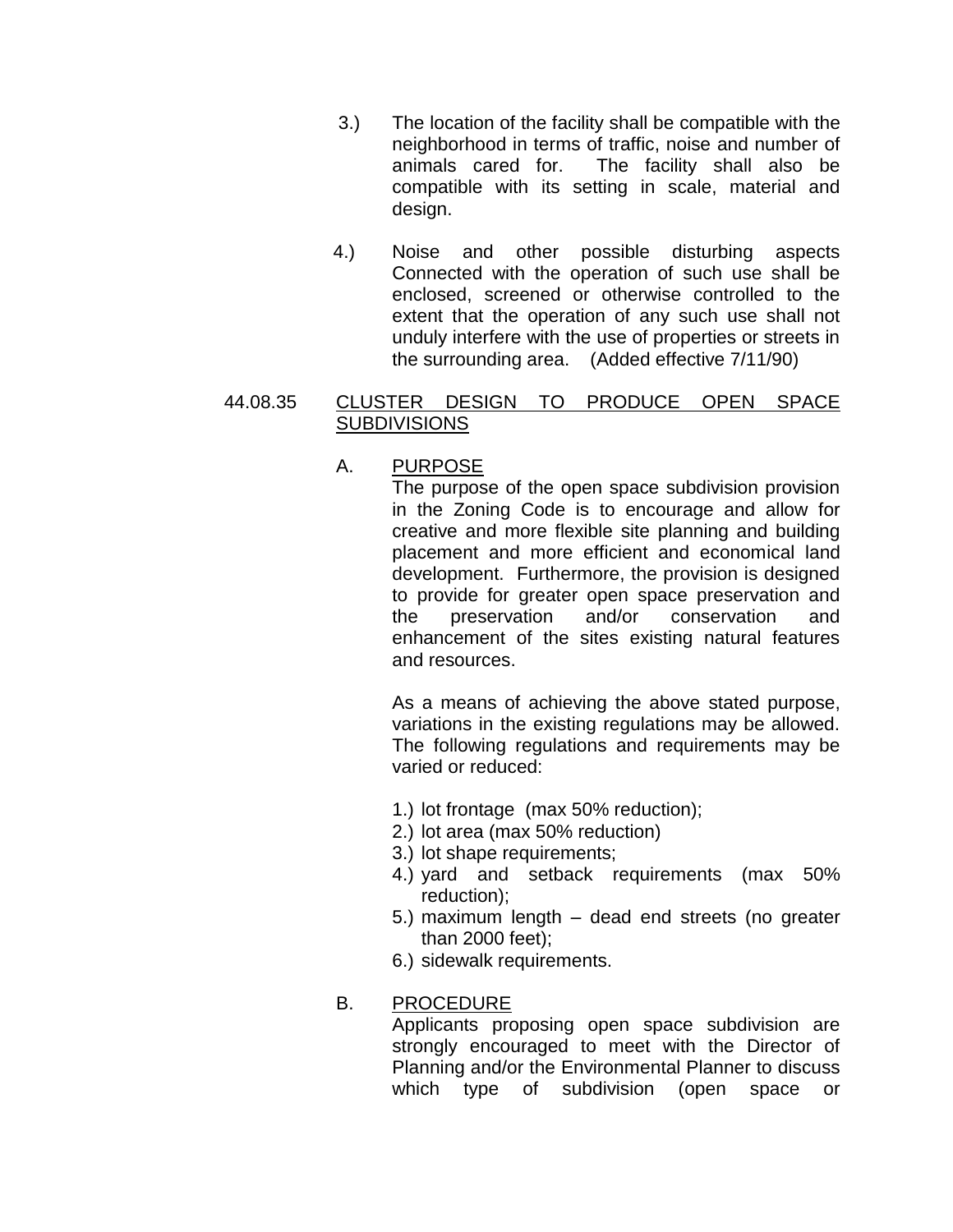3.) The location of the facility shall be compatible with the neighborhood in terms of traffic, noise and number of animals cared for. The facility shall also be compatible with its setting in scale, material and design.

4.) Noise and other possible disturbing aspects Connected with the operation of such use shall be enclosed, screened or otherwise controlled to the extent that the operation of any such use shall not unduly interfere with the use of properties or streets in the surrounding area. (Added effective 7/11/90)

44.08.35 CLUSTER DESIGN TO PRODUCE OPEN SPACE SUBDIVISIONS

A. PURPOSE

The purpose of the open space subdivision provision in the Zoning Code is to encourage and allow for creative and more flexible site planning and building placement and more efficient and economical land development. Furthermore, the provision is designed to provide for greater open space preservation and the preservation and/or conservation and enhancement of the sites existing natural features and resources.

As a means of achieving the above stated purpose, variations in the existing regulations may be allowed. The following regulations and requirements may be varied or reduced:

1.) lot frontage (max 50% reduction);
2.) lot area (max 50% reduction)
3.) lot shape requirements;
4.) yard and setback requirements (max 50% reduction);
5.) maximum length – dead end streets (no greater than 2000 feet);
6.) sidewalk requirements.

B. PROCEDURE

Applicants proposing open space subdivision are strongly encouraged to meet with the Director of Planning and/or the Environmental Planner to discuss which type of subdivision (open space or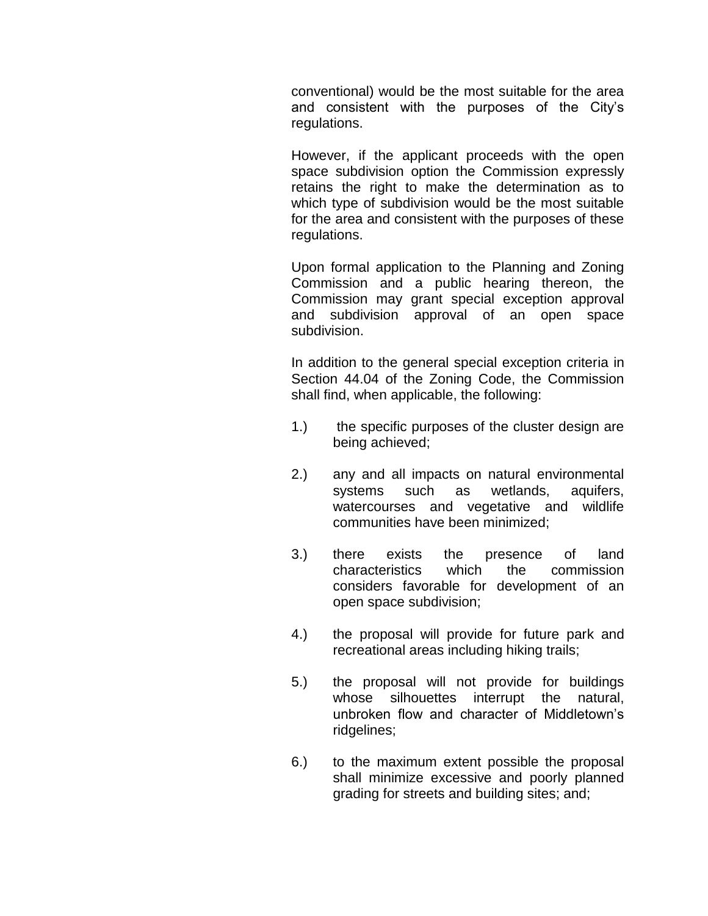conventional) would be the most suitable for the area and consistent with the purposes of the City's regulations.

However, if the applicant proceeds with the open space subdivision option the Commission expressly retains the right to make the determination as to which type of subdivision would be the most suitable for the area and consistent with the purposes of these regulations.

Upon formal application to the Planning and Zoning Commission and a public hearing thereon, the Commission may grant special exception approval and subdivision approval of an open space subdivision.

In addition to the general special exception criteria in Section 44.04 of the Zoning Code, the Commission shall find, when applicable, the following:

1.) the specific purposes of the cluster design are being achieved;

2.) any and all impacts on natural environmental systems such as wetlands, aquifers, watercourses and vegetative and wildlife communities have been minimized;

3.) there exists the presence of land characteristics which the commission considers favorable for development of an open space subdivision;

4.) the proposal will provide for future park and recreational areas including hiking trails;

5.) the proposal will not provide for buildings whose silhouettes interrupt the natural, unbroken flow and character of Middletown's ridgelines;

6.) to the maximum extent possible the proposal shall minimize excessive and poorly planned grading for streets and building sites; and;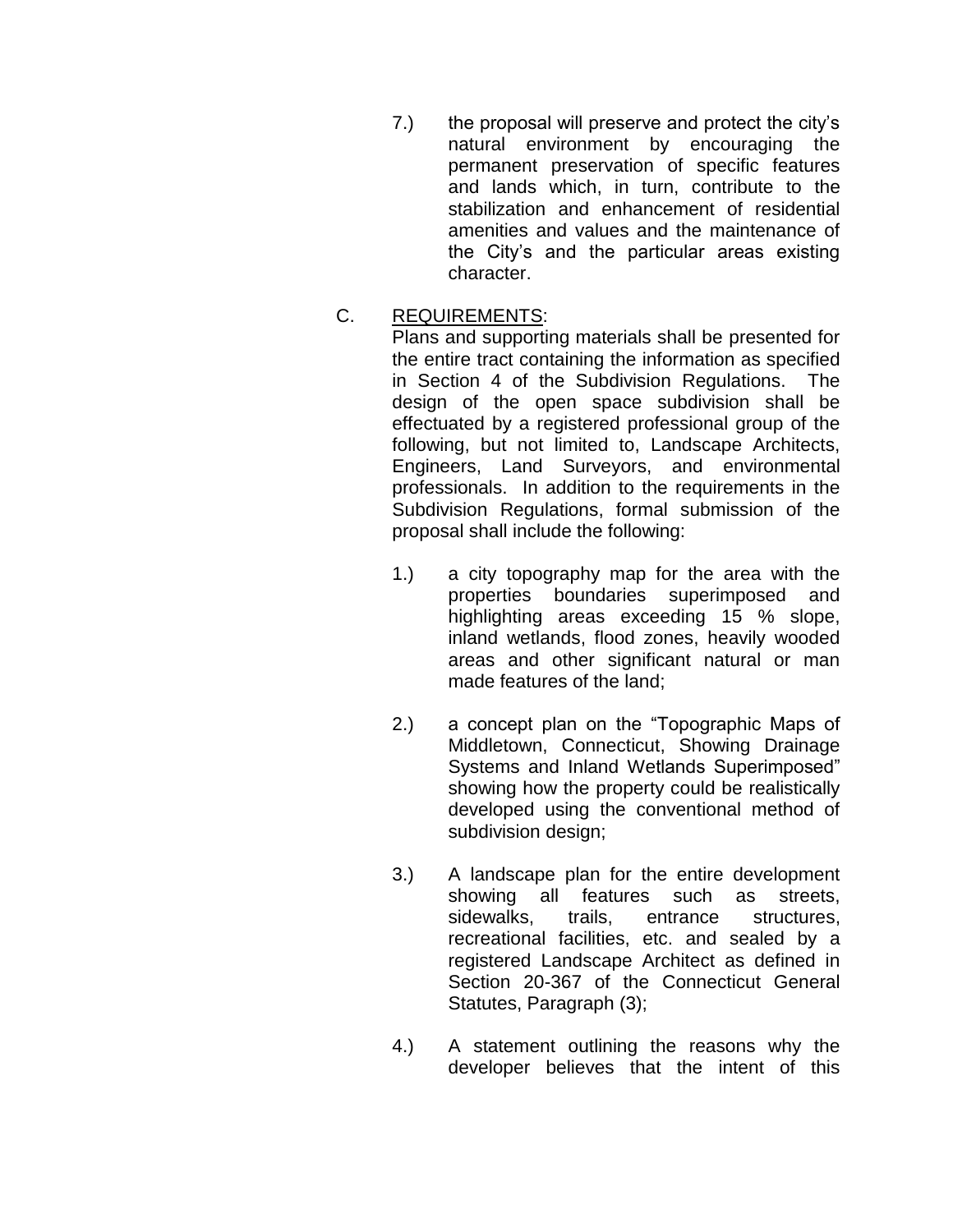7.) the proposal will preserve and protect the city's natural environment by encouraging the permanent preservation of specific features and lands which, in turn, contribute to the stabilization and enhancement of residential amenities and values and the maintenance of the City's and the particular areas existing character.

C. <u>REQUIREMENTS</u>:

Plans and supporting materials shall be presented for the entire tract containing the information as specified in Section 4 of the Subdivision Regulations. The design of the open space subdivision shall be effectuated by a registered professional group of the following, but not limited to, Landscape Architects, Engineers, Land Surveyors, and environmental professionals. In addition to the requirements in the Subdivision Regulations, formal submission of the proposal shall include the following:

1.) a city topography map for the area with the properties boundaries superimposed and highlighting areas exceeding 15 % slope, inland wetlands, flood zones, heavily wooded areas and other significant natural or man made features of the land;

2.) a concept plan on the "Topographic Maps of Middletown, Connecticut, Showing Drainage Systems and Inland Wetlands Superimposed" showing how the property could be realistically developed using the conventional method of subdivision design;

3.) A landscape plan for the entire development showing all features such as streets, sidewalks, trails, entrance structures, recreational facilities, etc. and sealed by a registered Landscape Architect as defined in Section 20-367 of the Connecticut General Statutes, Paragraph (3);

4.) A statement outlining the reasons why the developer believes that the intent of this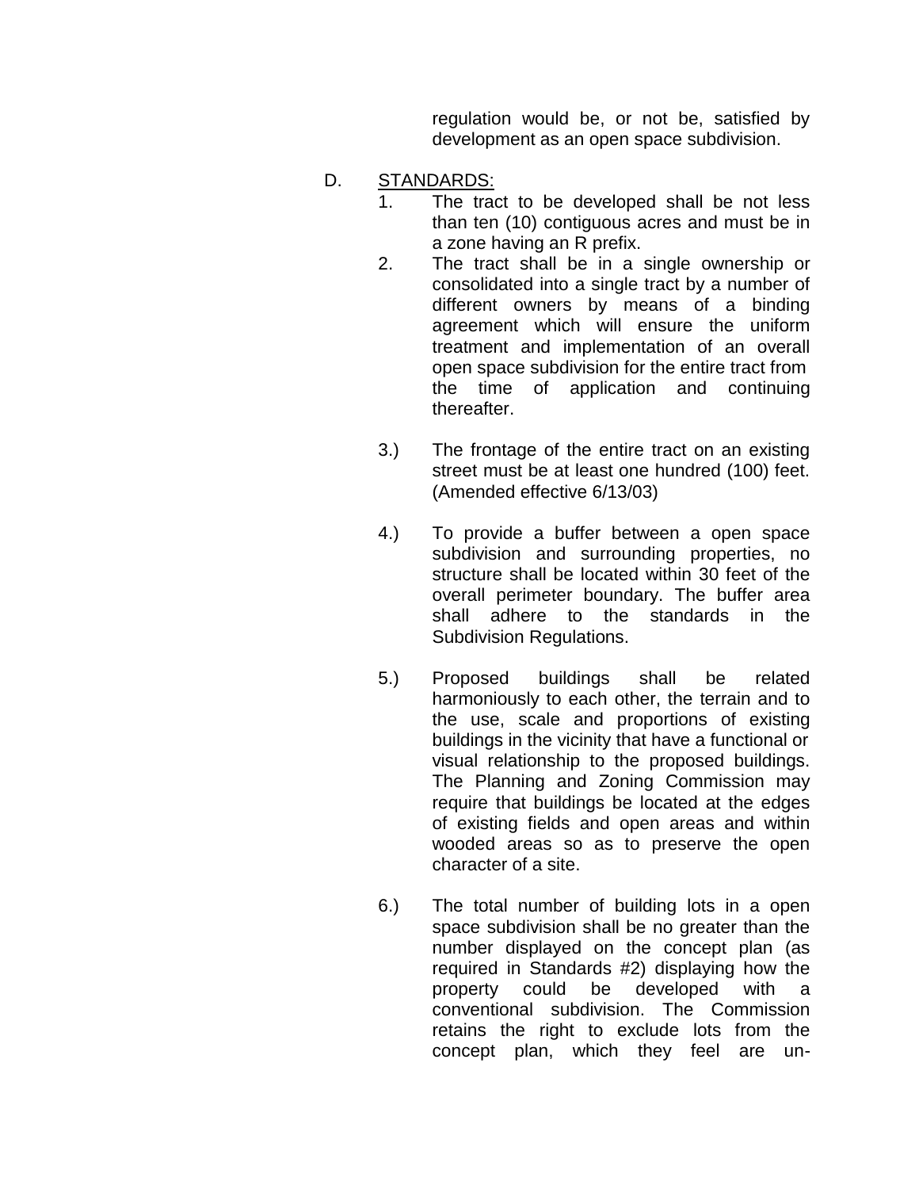regulation would be, or not be, satisfied by development as an open space subdivision.

D. <u>STANDARDS:</u>

1. The tract to be developed shall be not less than ten (10) contiguous acres and must be in a zone having an R prefix.
2. The tract shall be in a single ownership or consolidated into a single tract by a number of different owners by means of a binding agreement which will ensure the uniform treatment and implementation of an overall open space subdivision for the entire tract from the time of application and continuing thereafter.

3.) The frontage of the entire tract on an existing street must be at least one hundred (100) feet. (Amended effective 6/13/03)

4.) To provide a buffer between a open space subdivision and surrounding properties, no structure shall be located within 30 feet of the overall perimeter boundary. The buffer area shall adhere to the standards in the Subdivision Regulations.

5.) Proposed buildings shall be related harmoniously to each other, the terrain and to the use, scale and proportions of existing buildings in the vicinity that have a functional or visual relationship to the proposed buildings. The Planning and Zoning Commission may require that buildings be located at the edges of existing fields and open areas and within wooded areas so as to preserve the open character of a site.

6.) The total number of building lots in a open space subdivision shall be no greater than the number displayed on the concept plan (as required in Standards #2) displaying how the property could be developed with a conventional subdivision. The Commission retains the right to exclude lots from the concept plan, which they feel are un-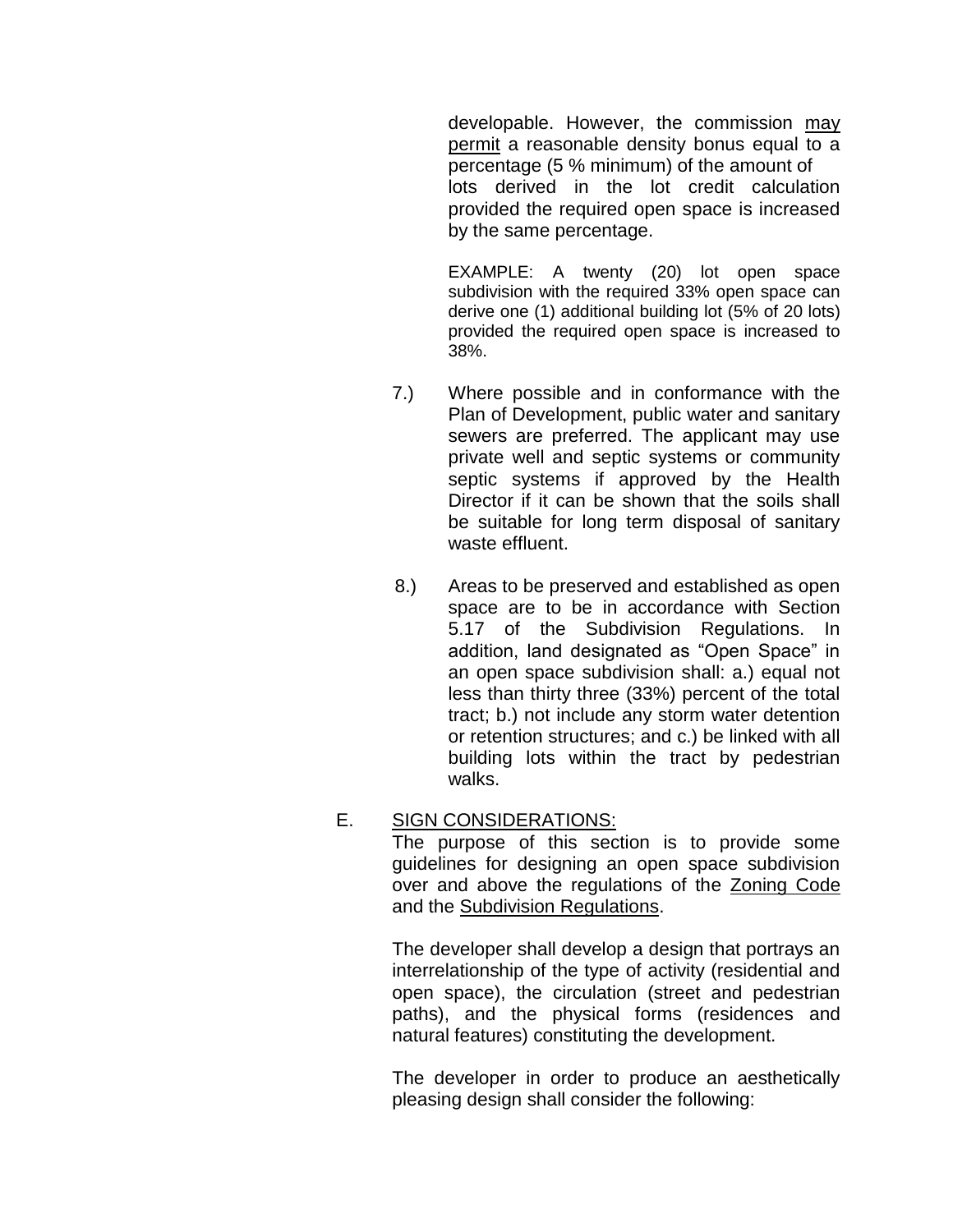developable. However, the commission may permit a reasonable density bonus equal to a percentage (5 % minimum) of the amount of lots derived in the lot credit calculation provided the required open space is increased by the same percentage.

EXAMPLE: A twenty (20) lot open space subdivision with the required 33% open space can derive one (1) additional building lot (5% of 20 lots) provided the required open space is increased to 38%.

7.) Where possible and in conformance with the Plan of Development, public water and sanitary sewers are preferred. The applicant may use private well and septic systems or community septic systems if approved by the Health Director if it can be shown that the soils shall be suitable for long term disposal of sanitary waste effluent.

8.) Areas to be preserved and established as open space are to be in accordance with Section 5.17 of the Subdivision Regulations. In addition, land designated as "Open Space" in an open space subdivision shall: a.) equal not less than thirty three (33%) percent of the total tract; b.) not include any storm water detention or retention structures; and c.) be linked with all building lots within the tract by pedestrian walks.

E. SIGN CONSIDERATIONS:

The purpose of this section is to provide some guidelines for designing an open space subdivision over and above the regulations of the Zoning Code and the Subdivision Regulations.

The developer shall develop a design that portrays an interrelationship of the type of activity (residential and open space), the circulation (street and pedestrian paths), and the physical forms (residences and natural features) constituting the development.

The developer in order to produce an aesthetically pleasing design shall consider the following: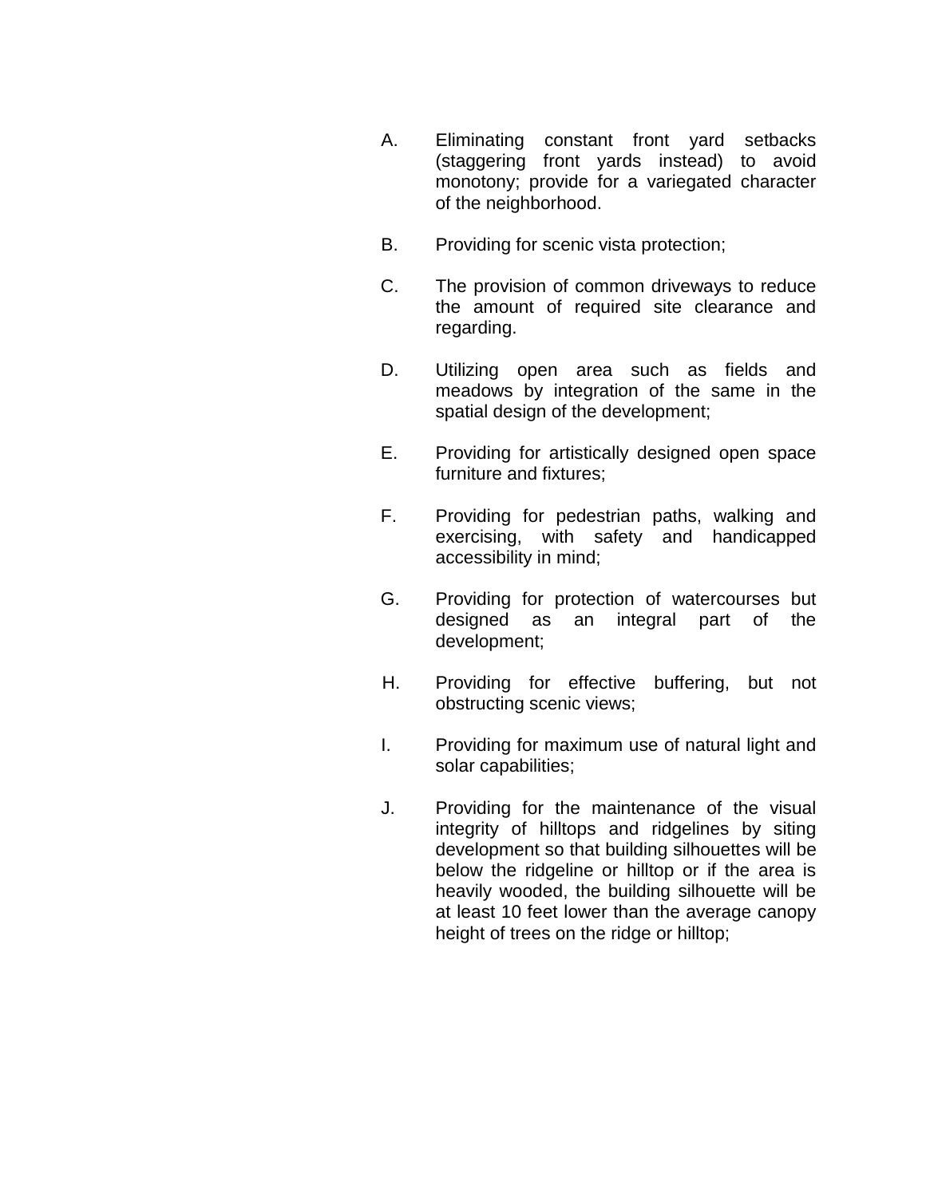A. Eliminating constant front yard setbacks (staggering front yards instead) to avoid monotony; provide for a variegated character of the neighborhood.

B. Providing for scenic vista protection;

C. The provision of common driveways to reduce the amount of required site clearance and regarding.

D. Utilizing open area such as fields and meadows by integration of the same in the spatial design of the development;

E. Providing for artistically designed open space furniture and fixtures;

F. Providing for pedestrian paths, walking and exercising, with safety and handicapped accessibility in mind;

G. Providing for protection of watercourses but designed as an integral part of the development;

H. Providing for effective buffering, but not obstructing scenic views;

I. Providing for maximum use of natural light and solar capabilities;

J. Providing for the maintenance of the visual integrity of hilltops and ridgelines by siting development so that building silhouettes will be below the ridgeline or hilltop or if the area is heavily wooded, the building silhouette will be at least 10 feet lower than the average canopy height of trees on the ridge or hilltop;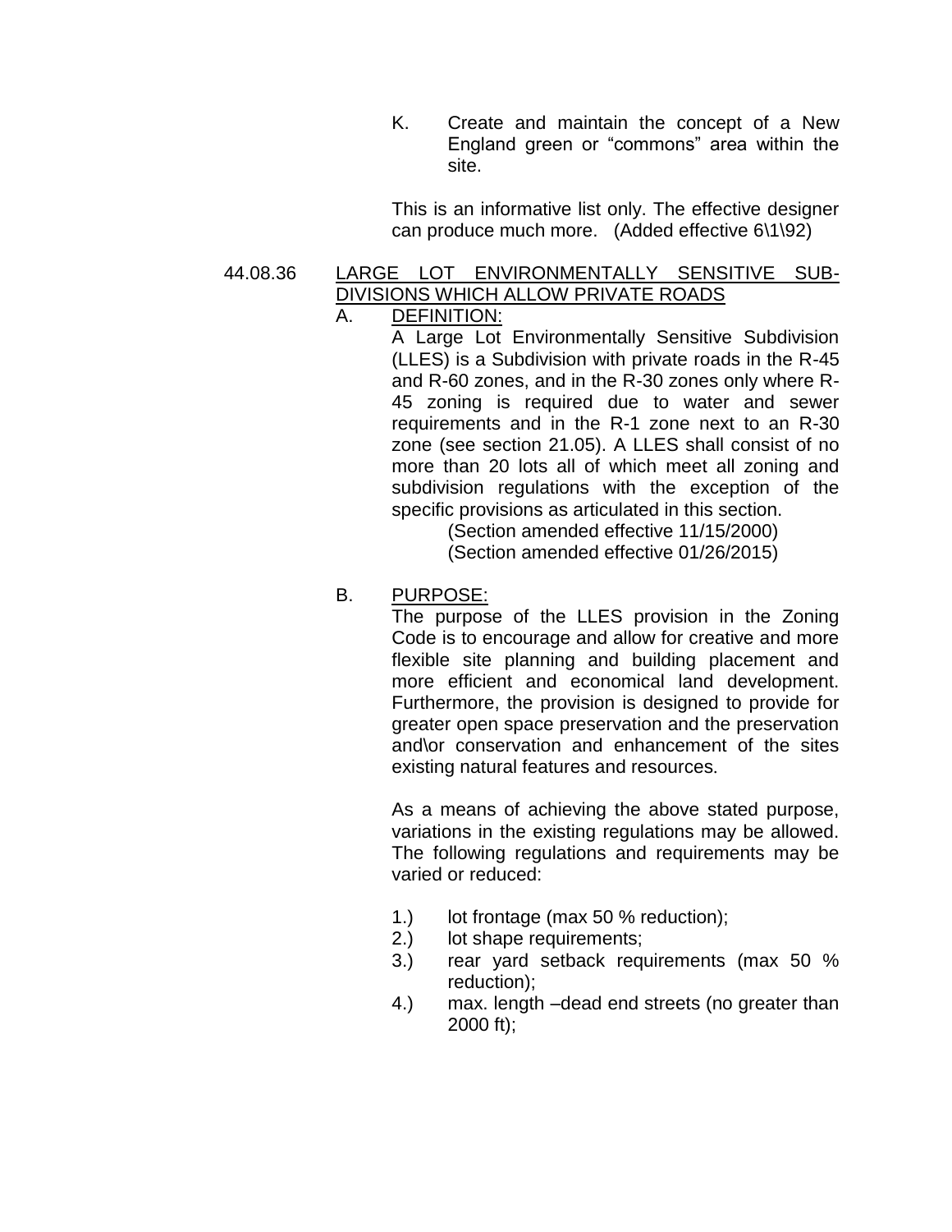K. Create and maintain the concept of a New England green or "commons" area within the site.

This is an informative list only. The effective designer can produce much more. (Added effective 6\1\92)

44.08.36 <u>LARGE LOT ENVIRONMENTALLY SENSITIVE SUB-DIVISIONS WHICH ALLOW PRIVATE ROADS</u>

A. <u>DEFINITION:</u>

A Large Lot Environmentally Sensitive Subdivision (LLES) is a Subdivision with private roads in the R-45 and R-60 zones, and in the R-30 zones only where R-45 zoning is required due to water and sewer requirements and in the R-1 zone next to an R-30 zone (see section 21.05). A LLES shall consist of no more than 20 lots all of which meet all zoning and subdivision regulations with the exception of the specific provisions as articulated in this section.

(Section amended effective 11/15/2000)
(Section amended effective 01/26/2015)

B. <u>PURPOSE:</u>

The purpose of the LLES provision in the Zoning Code is to encourage and allow for creative and more flexible site planning and building placement and more efficient and economical land development. Furthermore, the provision is designed to provide for greater open space preservation and the preservation and\or conservation and enhancement of the sites existing natural features and resources.

As a means of achieving the above stated purpose, variations in the existing regulations may be allowed. The following regulations and requirements may be varied or reduced:

1.) lot frontage (max 50 % reduction);
2.) lot shape requirements;
3.) rear yard setback requirements (max 50 % reduction);
4.) max. length –dead end streets (no greater than 2000 ft);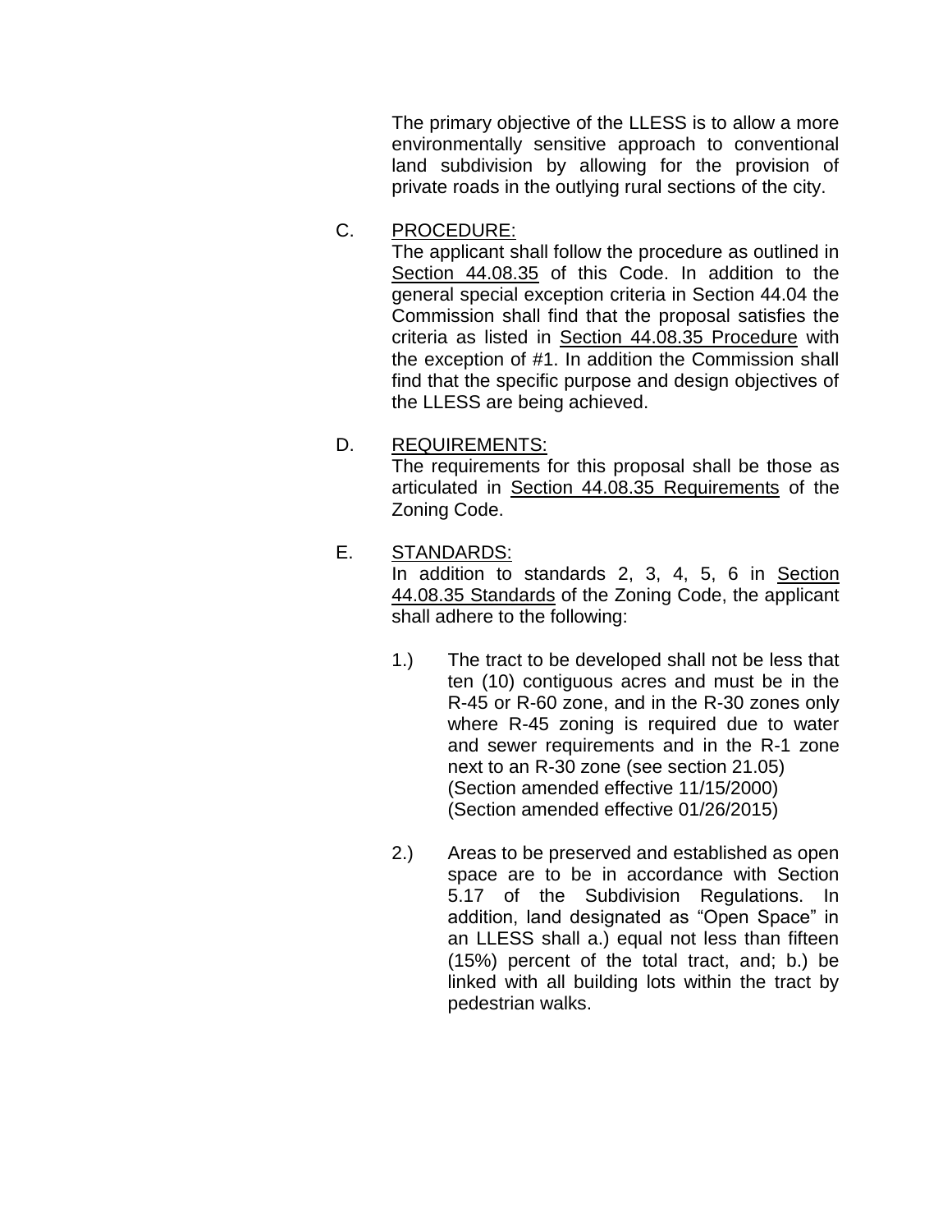The primary objective of the LLESS is to allow a more environmentally sensitive approach to conventional land subdivision by allowing for the provision of private roads in the outlying rural sections of the city.

C. PROCEDURE:

The applicant shall follow the procedure as outlined in Section 44.08.35 of this Code. In addition to the general special exception criteria in Section 44.04 the Commission shall find that the proposal satisfies the criteria as listed in Section 44.08.35 Procedure with the exception of #1. In addition the Commission shall find that the specific purpose and design objectives of the LLESS are being achieved.

D. REQUIREMENTS:

The requirements for this proposal shall be those as articulated in Section 44.08.35 Requirements of the Zoning Code.

E. STANDARDS:

In addition to standards 2, 3, 4, 5, 6 in Section 44.08.35 Standards of the Zoning Code, the applicant shall adhere to the following:

1.) The tract to be developed shall not be less that ten (10) contiguous acres and must be in the R-45 or R-60 zone, and in the R-30 zones only where R-45 zoning is required due to water and sewer requirements and in the R-1 zone next to an R-30 zone (see section 21.05)
(Section amended effective 11/15/2000)
(Section amended effective 01/26/2015)

2.) Areas to be preserved and established as open space are to be in accordance with Section 5.17 of the Subdivision Regulations. In addition, land designated as “Open Space” in an LLESS shall a.) equal not less than fifteen (15%) percent of the total tract, and; b.) be linked with all building lots within the tract by pedestrian walks.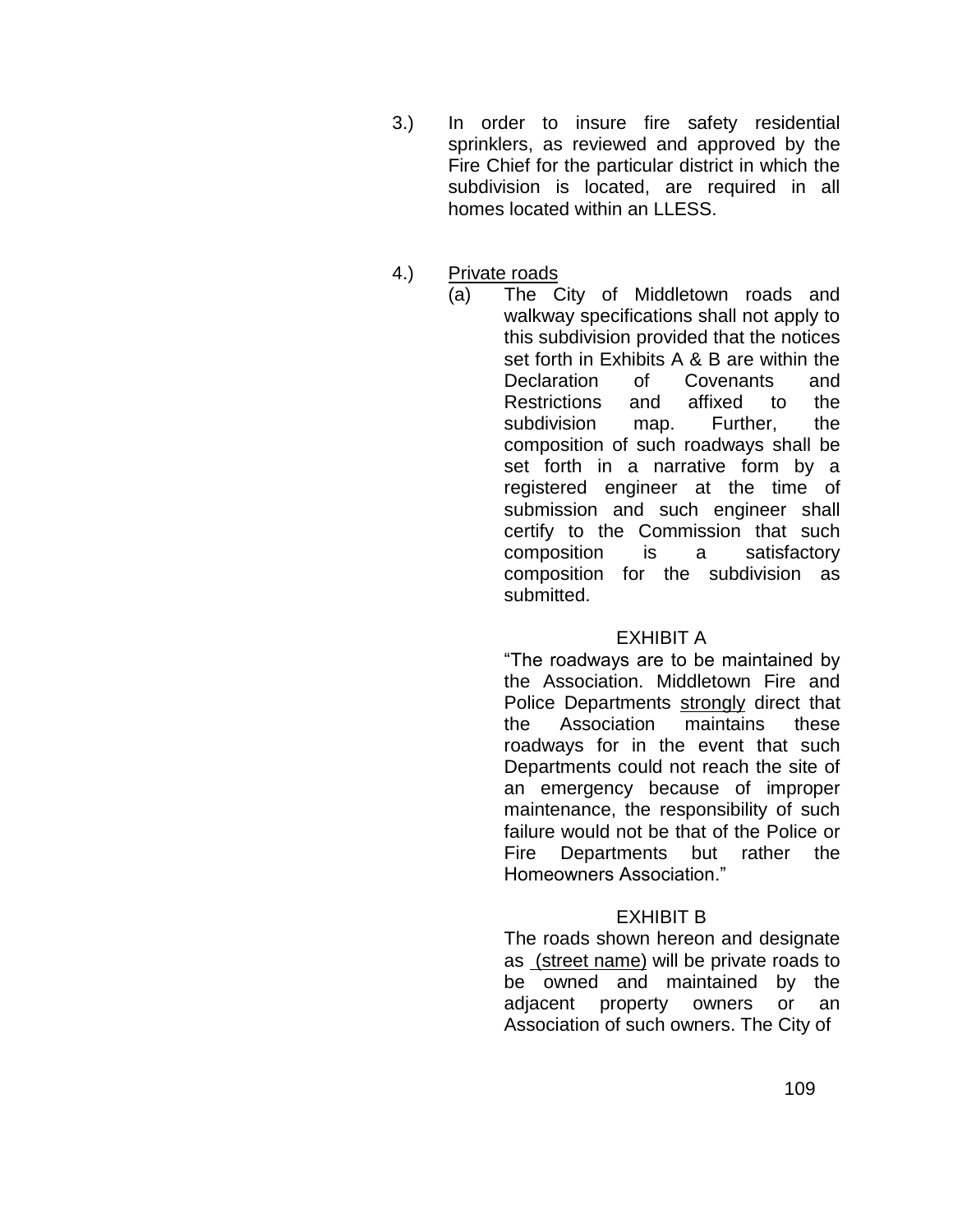3.) In order to insure fire safety residential sprinklers, as reviewed and approved by the Fire Chief for the particular district in which the subdivision is located, are required in all homes located within an LLESS.

4.) <u>Private roads</u>

(a) The City of Middletown roads and walkway specifications shall not apply to this subdivision provided that the notices set forth in Exhibits A & B are within the Declaration of Covenants and Restrictions and affixed to the subdivision map. Further, the composition of such roadways shall be set forth in a narrative form by a registered engineer at the time of submission and such engineer shall certify to the Commission that such composition is a satisfactory composition for the subdivision as submitted.

EXHIBIT A

"The roadways are to be maintained by the Association. Middletown Fire and Police Departments <u>strongly</u> direct that the Association maintains these roadways for in the event that such Departments could not reach the site of an emergency because of improper maintenance, the responsibility of such failure would not be that of the Police or Fire Departments but rather the Homeowners Association."

EXHIBIT B

The roads shown hereon and designate as <u>(street name)</u> will be private roads to be owned and maintained by the adjacent property owners or an Association of such owners. The City of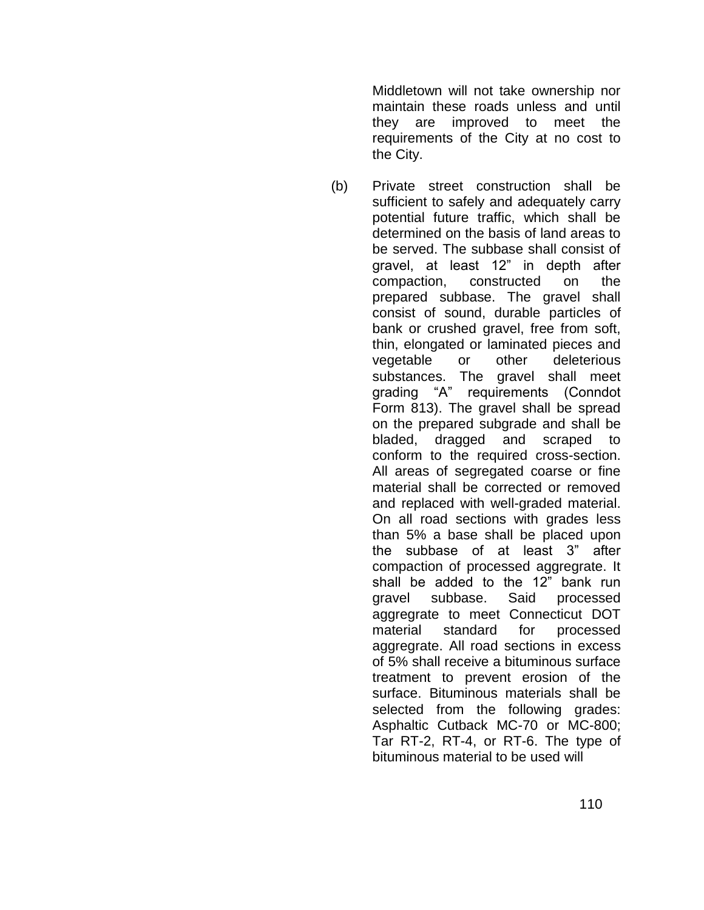Middletown will not take ownership nor maintain these roads unless and until they are improved to meet the requirements of the City at no cost to the City.

(b) Private street construction shall be sufficient to safely and adequately carry potential future traffic, which shall be determined on the basis of land areas to be served. The subbase shall consist of gravel, at least 12” in depth after compaction, constructed on the prepared subbase. The gravel shall consist of sound, durable particles of bank or crushed gravel, free from soft, thin, elongated or laminated pieces and vegetable or other deleterious substances. The gravel shall meet grading “A” requirements (Conndot Form 813). The gravel shall be spread on the prepared subgrade and shall be bladed, dragged and scraped to conform to the required cross-section. All areas of segregated coarse or fine material shall be corrected or removed and replaced with well-graded material. On all road sections with grades less than 5% a base shall be placed upon the subbase of at least 3” after compaction of processed aggregrate. It shall be added to the 12” bank run gravel subbase. Said processed aggregrate to meet Connecticut DOT material standard for processed aggregrate. All road sections in excess of 5% shall receive a bituminous surface treatment to prevent erosion of the surface. Bituminous materials shall be selected from the following grades: Asphaltic Cutback MC-70 or MC-800; Tar RT-2, RT-4, or RT-6. The type of bituminous material to be used will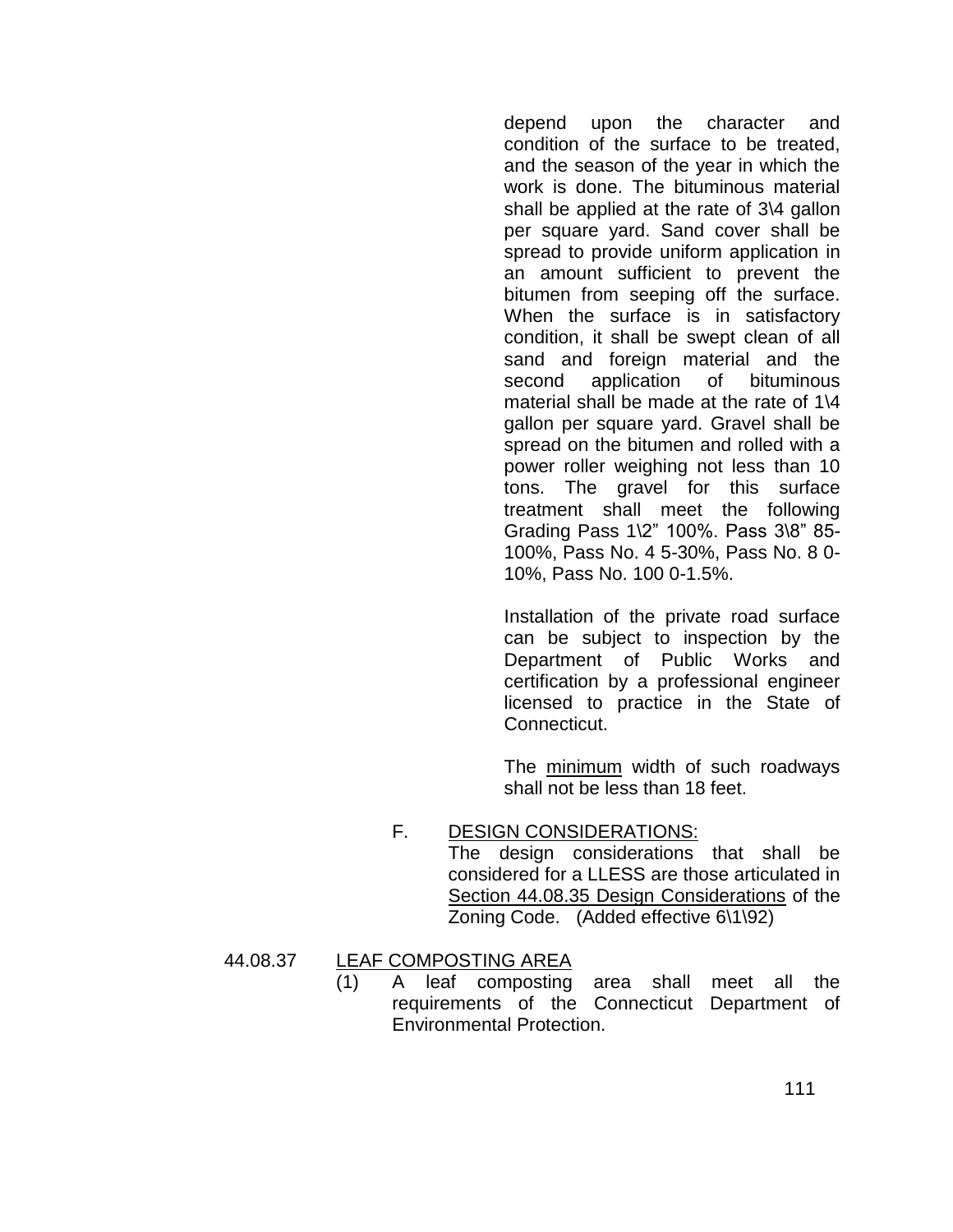depend upon the character and condition of the surface to be treated, and the season of the year in which the work is done. The bituminous material shall be applied at the rate of 3\4 gallon per square yard. Sand cover shall be spread to provide uniform application in an amount sufficient to prevent the bitumen from seeping off the surface. When the surface is in satisfactory condition, it shall be swept clean of all sand and foreign material and the second application of bituminous material shall be made at the rate of 1\4 gallon per square yard. Gravel shall be spread on the bitumen and rolled with a power roller weighing not less than 10 tons. The gravel for this surface treatment shall meet the following Grading Pass 1\2" 100%. Pass 3\8" 85-100%, Pass No. 4 5-30%, Pass No. 8 0-10%, Pass No. 100 0-1.5%.

Installation of the private road surface can be subject to inspection by the Department of Public Works and certification by a professional engineer licensed to practice in the State of Connecticut.

The <u>minimum</u> width of such roadways shall not be less than 18 feet.

F. <u>DESIGN CONSIDERATIONS:</u>
The design considerations that shall be considered for a LLESS are those articulated in <u>Section 44.08.35 Design Considerations</u> of the Zoning Code. (Added effective 6\1\92)

44.08.37 <u>LEAF COMPOSTING AREA</u>

(1) A leaf composting area shall meet all the requirements of the Connecticut Department of Environmental Protection.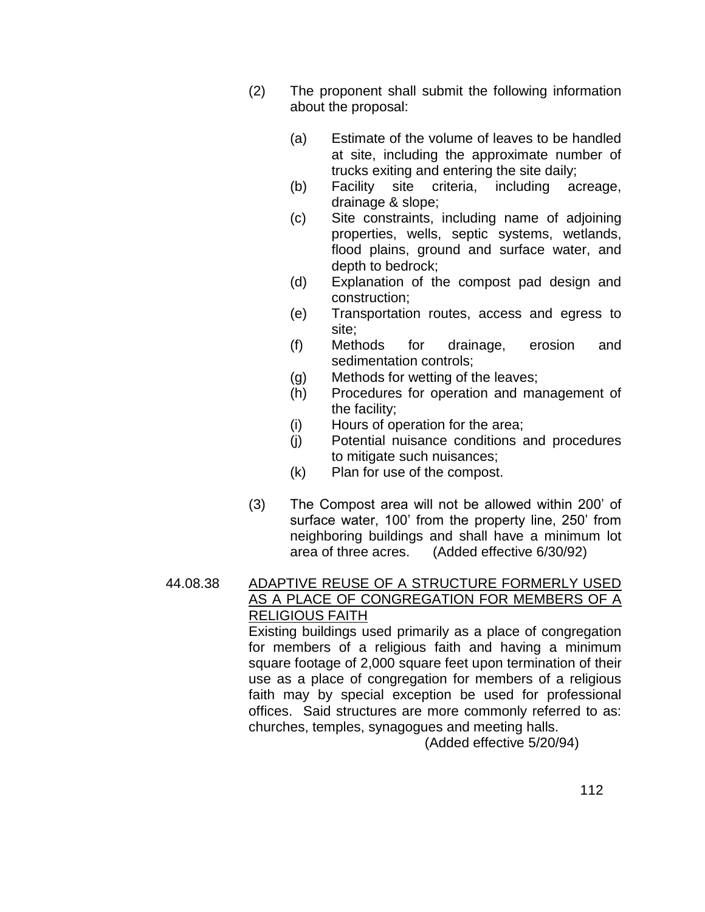(2) The proponent shall submit the following information about the proposal:

- (a) Estimate of the volume of leaves to be handled at site, including the approximate number of trucks exiting and entering the site daily;
- (b) Facility site criteria, including acreage, drainage & slope;
- (c) Site constraints, including name of adjoining properties, wells, septic systems, wetlands, flood plains, ground and surface water, and depth to bedrock;
- (d) Explanation of the compost pad design and construction;
- (e) Transportation routes, access and egress to site;
- (f) Methods for drainage, erosion and sedimentation controls;
- (g) Methods for wetting of the leaves;
- (h) Procedures for operation and management of the facility;
- (i) Hours of operation for the area;
- (j) Potential nuisance conditions and procedures to mitigate such nuisances;
- (k) Plan for use of the compost.

(3) The Compost area will not be allowed within 200' of surface water, 100' from the property line, 250' from neighboring buildings and shall have a minimum lot area of three acres. (Added effective 6/30/92)

44.08.38 ADAPTIVE REUSE OF A STRUCTURE FORMERLY USED AS A PLACE OF CONGREGATION FOR MEMBERS OF A RELIGIOUS FAITH

Existing buildings used primarily as a place of congregation for members of a religious faith and having a minimum square footage of 2,000 square feet upon termination of their use as a place of congregation for members of a religious faith may by special exception be used for professional offices. Said structures are more commonly referred to as: churches, temples, synagogues and meeting halls.

(Added effective 5/20/94)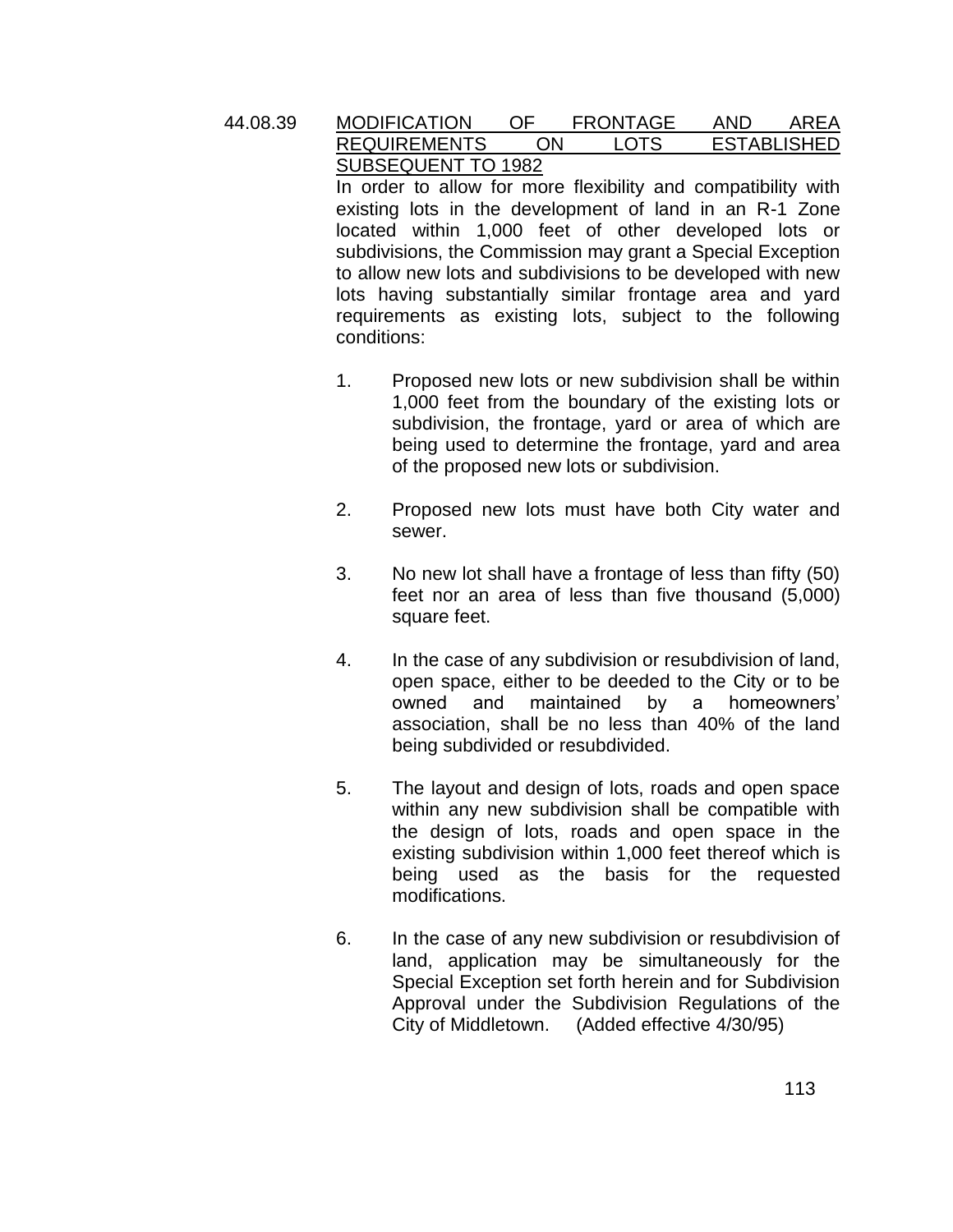44.08.39 MODIFICATION OF FRONTAGE AND AREA REQUIREMENTS ON LOTS ESTABLISHED SUBSEQUENT TO 1982

In order to allow for more flexibility and compatibility with existing lots in the development of land in an R-1 Zone located within 1,000 feet of other developed lots or subdivisions, the Commission may grant a Special Exception to allow new lots and subdivisions to be developed with new lots having substantially similar frontage area and yard requirements as existing lots, subject to the following conditions:

1. Proposed new lots or new subdivision shall be within 1,000 feet from the boundary of the existing lots or subdivision, the frontage, yard or area of which are being used to determine the frontage, yard and area of the proposed new lots or subdivision.

2. Proposed new lots must have both City water and sewer.

3. No new lot shall have a frontage of less than fifty (50) feet nor an area of less than five thousand (5,000) square feet.

4. In the case of any subdivision or resubdivision of land, open space, either to be deeded to the City or to be owned and maintained by a homeowners' association, shall be no less than 40% of the land being subdivided or resubdivided.

5. The layout and design of lots, roads and open space within any new subdivision shall be compatible with the design of lots, roads and open space in the existing subdivision within 1,000 feet thereof which is being used as the basis for the requested modifications.

6. In the case of any new subdivision or resubdivision of land, application may be simultaneously for the Special Exception set forth herein and for Subdivision Approval under the Subdivision Regulations of the City of Middletown. (Added effective 4/30/95)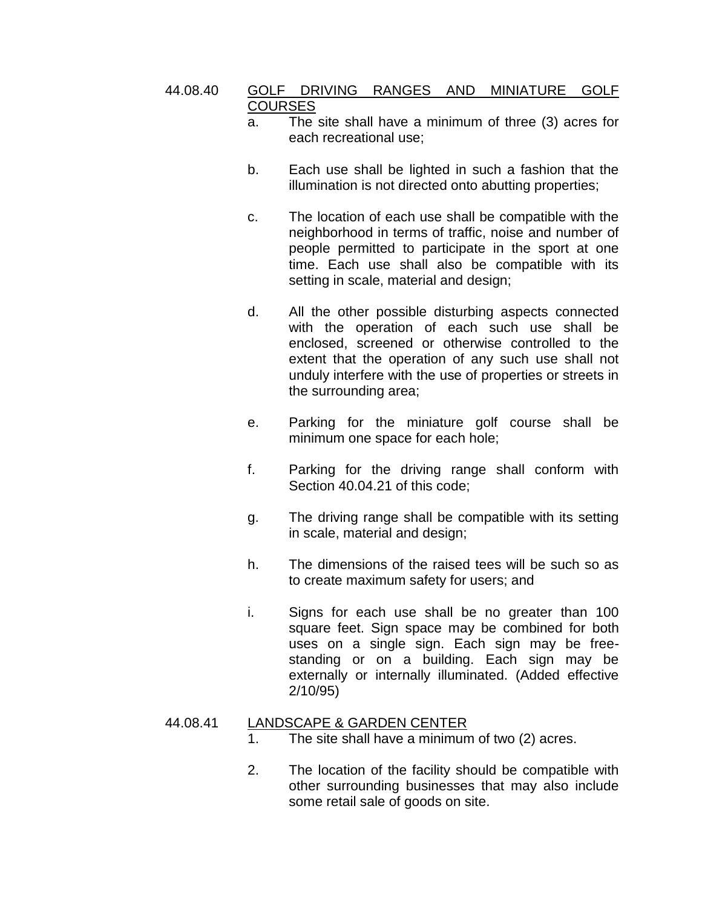44.08.40 GOLF DRIVING RANGES AND MINIATURE GOLF COURSES

a. The site shall have a minimum of three (3) acres for each recreational use;

b. Each use shall be lighted in such a fashion that the illumination is not directed onto abutting properties;

c. The location of each use shall be compatible with the neighborhood in terms of traffic, noise and number of people permitted to participate in the sport at one time. Each use shall also be compatible with its setting in scale, material and design;

d. All the other possible disturbing aspects connected with the operation of each such use shall be enclosed, screened or otherwise controlled to the extent that the operation of any such use shall not unduly interfere with the use of properties or streets in the surrounding area;

e. Parking for the miniature golf course shall be minimum one space for each hole;

f. Parking for the driving range shall conform with Section 40.04.21 of this code;

g. The driving range shall be compatible with its setting in scale, material and design;

h. The dimensions of the raised tees will be such so as to create maximum safety for users; and

i. Signs for each use shall be no greater than 100 square feet. Sign space may be combined for both uses on a single sign. Each sign may be free-standing or on a building. Each sign may be externally or internally illuminated. (Added effective 2/10/95)

44.08.41 LANDSCAPE & GARDEN CENTER

1. The site shall have a minimum of two (2) acres.

2. The location of the facility should be compatible with other surrounding businesses that may also include some retail sale of goods on site.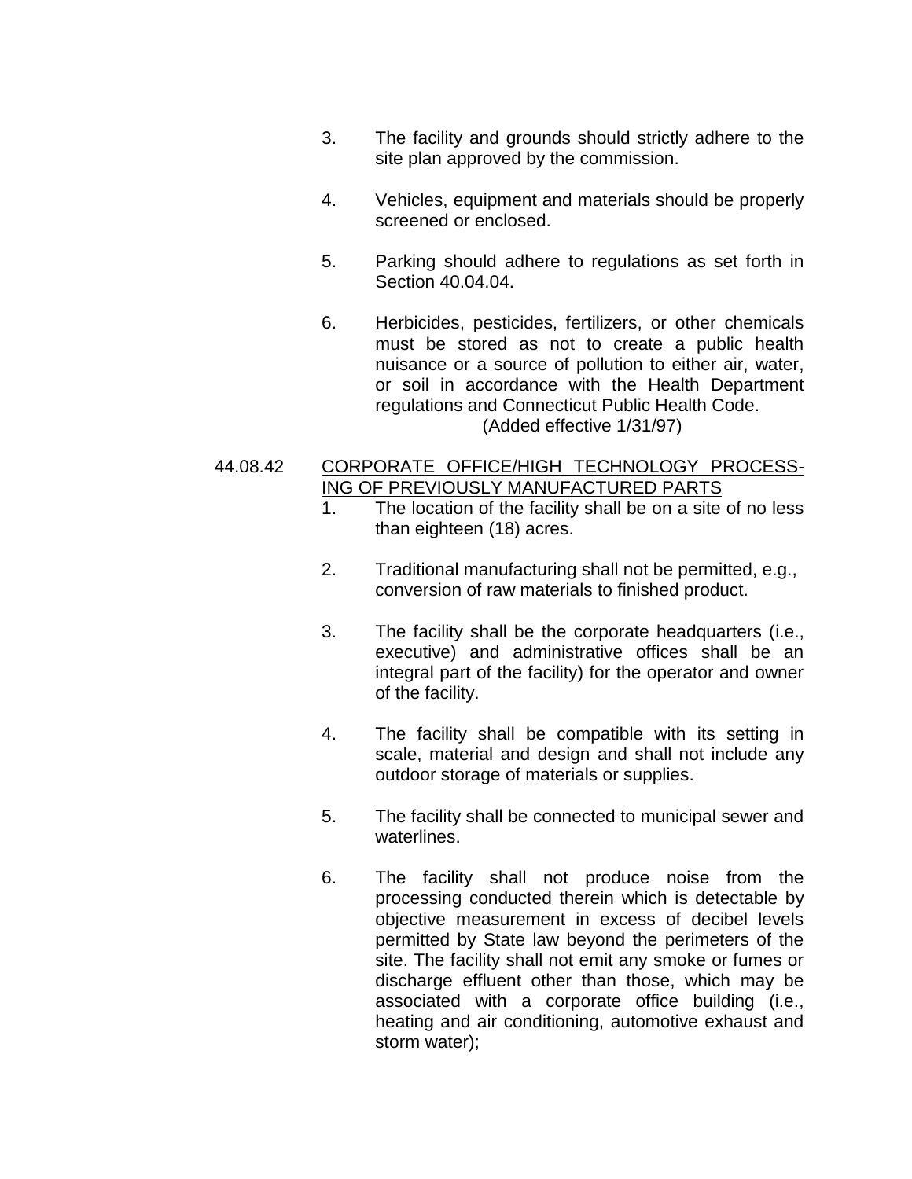3. The facility and grounds should strictly adhere to the site plan approved by the commission.

4. Vehicles, equipment and materials should be properly screened or enclosed.

5. Parking should adhere to regulations as set forth in Section 40.04.04.

6. Herbicides, pesticides, fertilizers, or other chemicals must be stored as not to create a public health nuisance or a source of pollution to either air, water, or soil in accordance with the Health Department regulations and Connecticut Public Health Code.
(Added effective 1/31/97)

44.08.42 <u>CORPORATE OFFICE/HIGH TECHNOLOGY PROCESSING OF PREVIOUSLY MANUFACTURED PARTS</u>

1. The location of the facility shall be on a site of no less than eighteen (18) acres.

2. Traditional manufacturing shall not be permitted, e.g., conversion of raw materials to finished product.

3. The facility shall be the corporate headquarters (i.e., executive) and administrative offices shall be an integral part of the facility) for the operator and owner of the facility.

4. The facility shall be compatible with its setting in scale, material and design and shall not include any outdoor storage of materials or supplies.

5. The facility shall be connected to municipal sewer and waterlines.

6. The facility shall not produce noise from the processing conducted therein which is detectable by objective measurement in excess of decibel levels permitted by State law beyond the perimeters of the site. The facility shall not emit any smoke or fumes or discharge effluent other than those, which may be associated with a corporate office building (i.e., heating and air conditioning, automotive exhaust and storm water);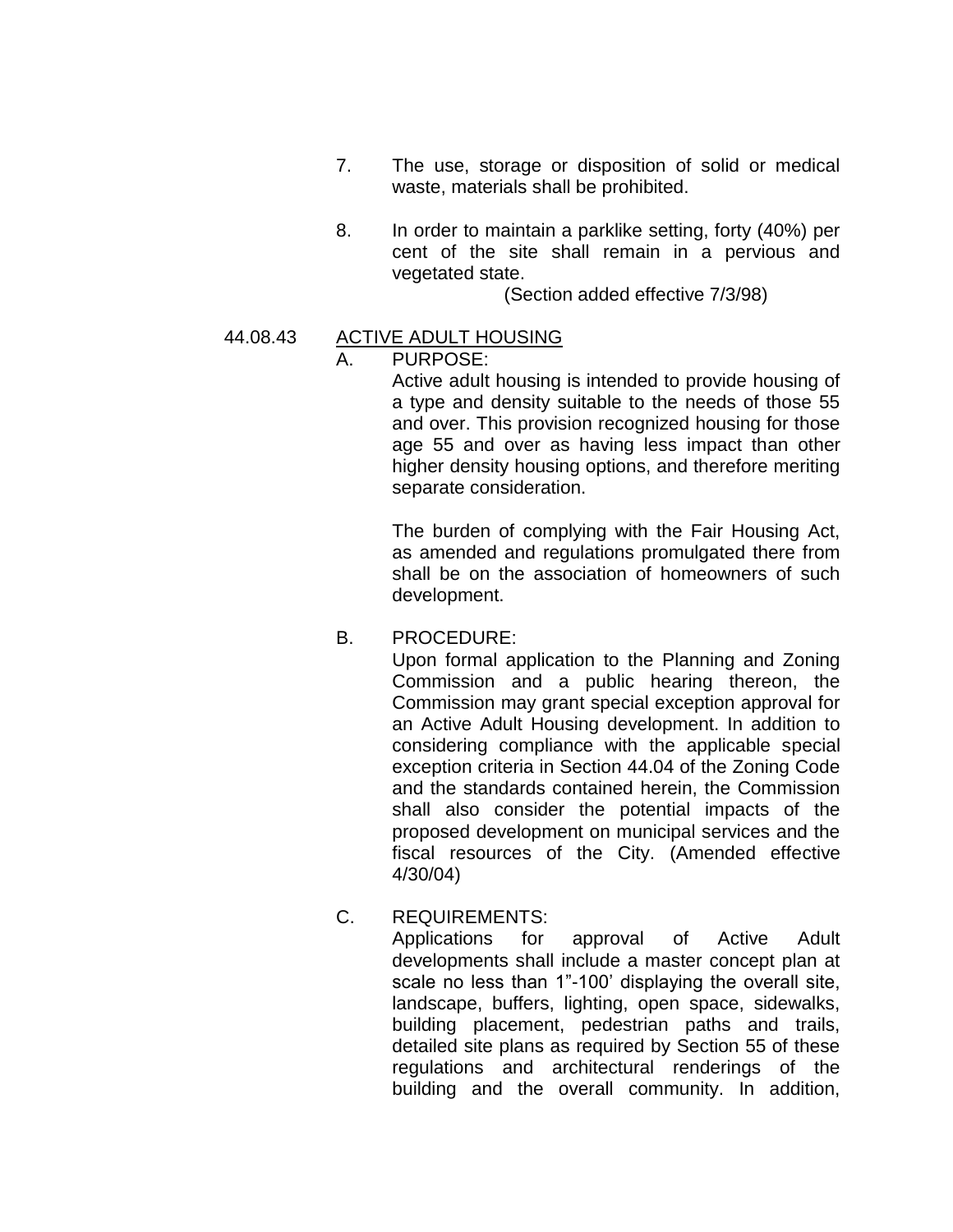7. The use, storage or disposition of solid or medical waste, materials shall be prohibited.

8. In order to maintain a parklike setting, forty (40%) per cent of the site shall remain in a pervious and vegetated state.

(Section added effective 7/3/98)

44.08.43 ACTIVE ADULT HOUSING

A. PURPOSE:

Active adult housing is intended to provide housing of a type and density suitable to the needs of those 55 and over. This provision recognized housing for those age 55 and over as having less impact than other higher density housing options, and therefore meriting separate consideration.

The burden of complying with the Fair Housing Act, as amended and regulations promulgated there from shall be on the association of homeowners of such development.

B. PROCEDURE:

Upon formal application to the Planning and Zoning Commission and a public hearing thereon, the Commission may grant special exception approval for an Active Adult Housing development. In addition to considering compliance with the applicable special exception criteria in Section 44.04 of the Zoning Code and the standards contained herein, the Commission shall also consider the potential impacts of the proposed development on municipal services and the fiscal resources of the City. (Amended effective 4/30/04)

C. REQUIREMENTS:

Applications for approval of Active Adult developments shall include a master concept plan at scale no less than 1"-100' displaying the overall site, landscape, buffers, lighting, open space, sidewalks, building placement, pedestrian paths and trails, detailed site plans as required by Section 55 of these regulations and architectural renderings of the building and the overall community. In addition,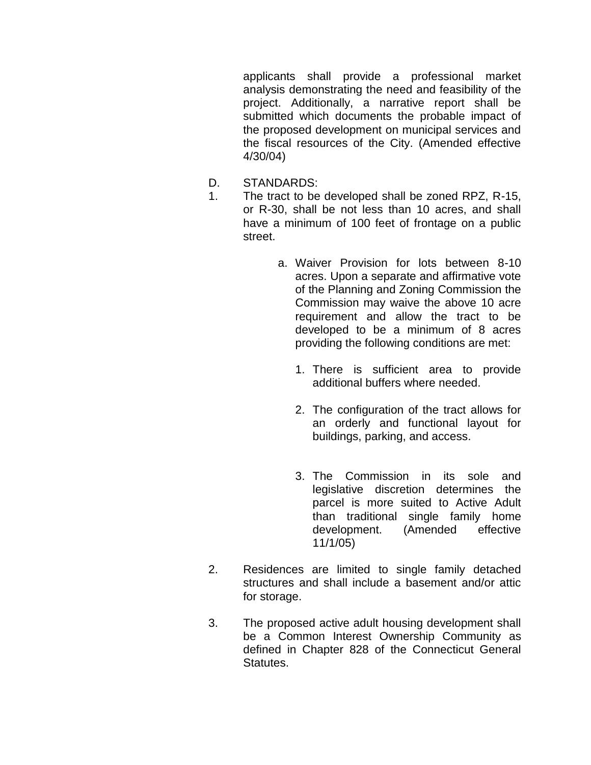applicants shall provide a professional market analysis demonstrating the need and feasibility of the project. Additionally, a narrative report shall be submitted which documents the probable impact of the proposed development on municipal services and the fiscal resources of the City. (Amended effective 4/30/04)

D. STANDARDS:

1. The tract to be developed shall be zoned RPZ, R-15, or R-30, shall be not less than 10 acres, and shall have a minimum of 100 feet of frontage on a public street.

    a. Waiver Provision for lots between 8-10 acres. Upon a separate and affirmative vote of the Planning and Zoning Commission the Commission may waive the above 10 acre requirement and allow the tract to be developed to be a minimum of 8 acres providing the following conditions are met:

        1. There is sufficient area to provide additional buffers where needed.

        2. The configuration of the tract allows for an orderly and functional layout for buildings, parking, and access.

        3. The Commission in its sole and legislative discretion determines the parcel is more suited to Active Adult than traditional single family home development. (Amended effective 11/1/05)

2. Residences are limited to single family detached structures and shall include a basement and/or attic for storage.

3. The proposed active adult housing development shall be a Common Interest Ownership Community as defined in Chapter 828 of the Connecticut General Statutes.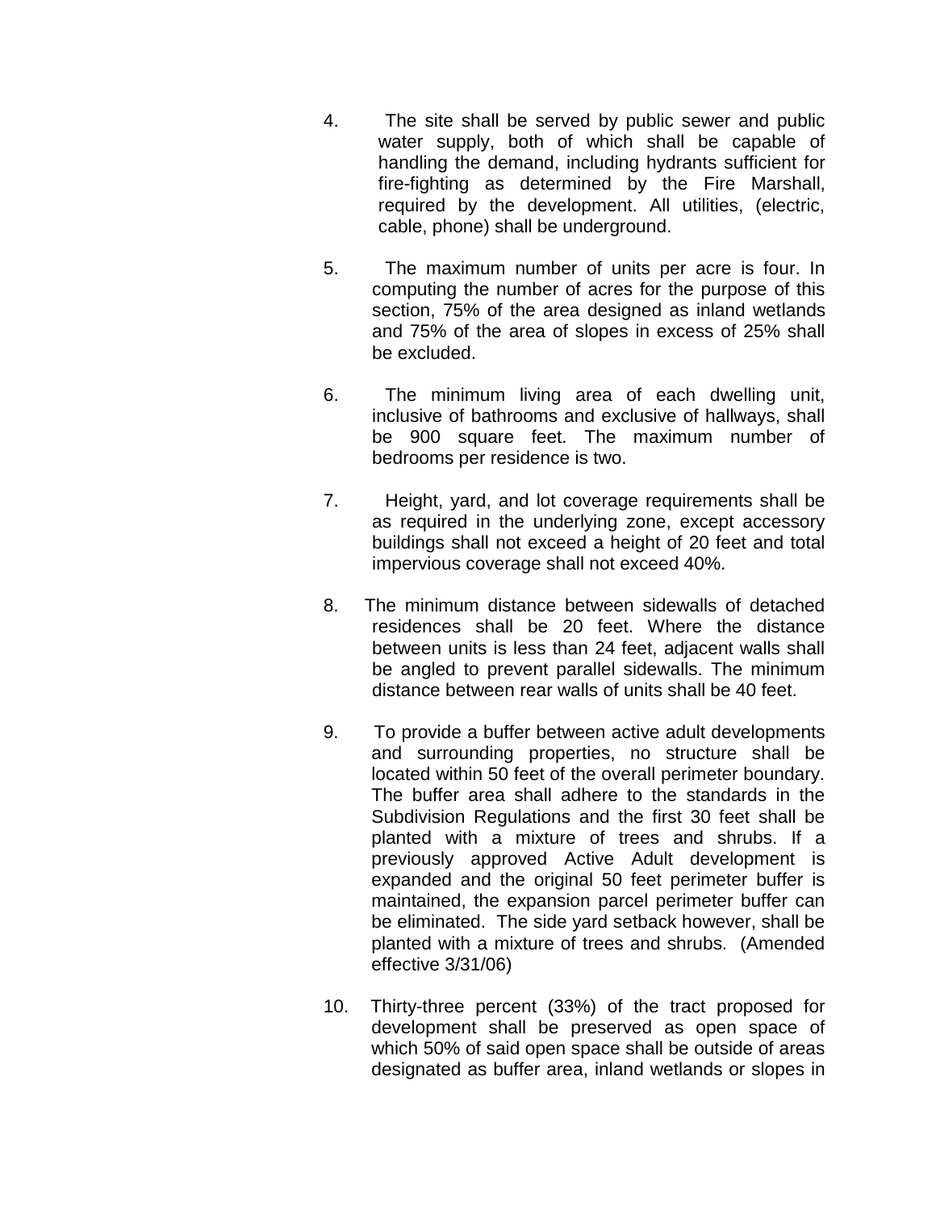4. The site shall be served by public sewer and public water supply, both of which shall be capable of handling the demand, including hydrants sufficient for fire-fighting as determined by the Fire Marshall, required by the development. All utilities, (electric, cable, phone) shall be underground.

5. The maximum number of units per acre is four. In computing the number of acres for the purpose of this section, 75% of the area designed as inland wetlands and 75% of the area of slopes in excess of 25% shall be excluded.

6. The minimum living area of each dwelling unit, inclusive of bathrooms and exclusive of hallways, shall be 900 square feet. The maximum number of bedrooms per residence is two.

7. Height, yard, and lot coverage requirements shall be as required in the underlying zone, except accessory buildings shall not exceed a height of 20 feet and total impervious coverage shall not exceed 40%.

8. The minimum distance between sidewalls of detached residences shall be 20 feet. Where the distance between units is less than 24 feet, adjacent walls shall be angled to prevent parallel sidewalls. The minimum distance between rear walls of units shall be 40 feet.

9. To provide a buffer between active adult developments and surrounding properties, no structure shall be located within 50 feet of the overall perimeter boundary. The buffer area shall adhere to the standards in the Subdivision Regulations and the first 30 feet shall be planted with a mixture of trees and shrubs. If a previously approved Active Adult development is expanded and the original 50 feet perimeter buffer is maintained, the expansion parcel perimeter buffer can be eliminated. The side yard setback however, shall be planted with a mixture of trees and shrubs. (Amended effective 3/31/06)

10. Thirty-three percent (33%) of the tract proposed for development shall be preserved as open space of which 50% of said open space shall be outside of areas designated as buffer area, inland wetlands or slopes in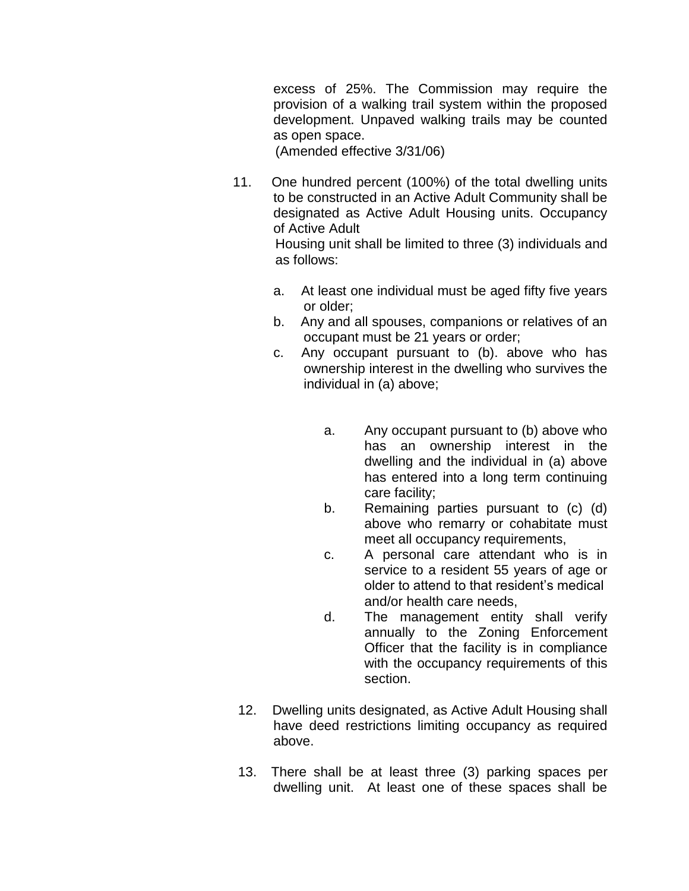excess of 25%. The Commission may require the provision of a walking trail system within the proposed development. Unpaved walking trails may be counted as open space.
(Amended effective 3/31/06)

11. One hundred percent (100%) of the total dwelling units to be constructed in an Active Adult Community shall be designated as Active Adult Housing units. Occupancy of Active Adult
Housing unit shall be limited to three (3) individuals and as follows:

    a. At least one individual must be aged fifty five years or older;
    b. Any and all spouses, companions or relatives of an occupant must be 21 years or order;
    c. Any occupant pursuant to (b). above who has ownership interest in the dwelling who survives the individual in (a) above;

        a. Any occupant pursuant to (b) above who has an ownership interest in the dwelling and the individual in (a) above has entered into a long term continuing care facility;
        b. Remaining parties pursuant to (c) (d) above who remarry or cohabitate must meet all occupancy requirements,
        c. A personal care attendant who is in service to a resident 55 years of age or older to attend to that resident's medical and/or health care needs,
        d. The management entity shall verify annually to the Zoning Enforcement Officer that the facility is in compliance with the occupancy requirements of this section.

12. Dwelling units designated, as Active Adult Housing shall have deed restrictions limiting occupancy as required above.

13. There shall be at least three (3) parking spaces per dwelling unit. At least one of these spaces shall be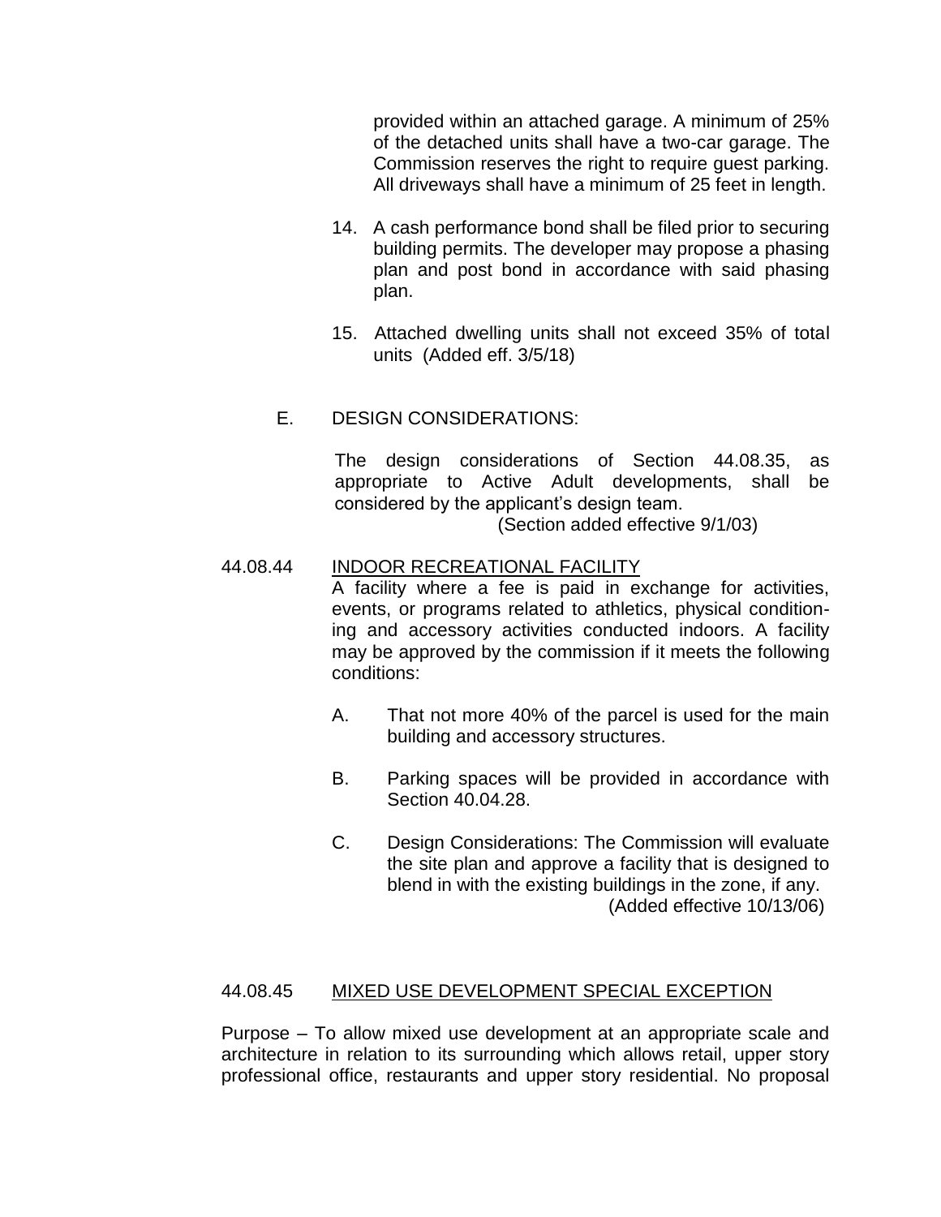provided within an attached garage. A minimum of 25% of the detached units shall have a two-car garage. The Commission reserves the right to require guest parking. All driveways shall have a minimum of 25 feet in length.

14. A cash performance bond shall be filed prior to securing building permits. The developer may propose a phasing plan and post bond in accordance with said phasing plan.

15. Attached dwelling units shall not exceed 35% of total units (Added eff. 3/5/18)

E. DESIGN CONSIDERATIONS:

The design considerations of Section 44.08.35, as appropriate to Active Adult developments, shall be considered by the applicant's design team.

(Section added effective 9/1/03)

44.08.44 INDOOR RECREATIONAL FACILITY

A facility where a fee is paid in exchange for activities, events, or programs related to athletics, physical conditioning and accessory activities conducted indoors. A facility may be approved by the commission if it meets the following conditions:

A. That not more 40% of the parcel is used for the main building and accessory structures.

B. Parking spaces will be provided in accordance with Section 40.04.28.

C. Design Considerations: The Commission will evaluate the site plan and approve a facility that is designed to blend in with the existing buildings in the zone, if any.

(Added effective 10/13/06)

44.08.45 MIXED USE DEVELOPMENT SPECIAL EXCEPTION

Purpose – To allow mixed use development at an appropriate scale and architecture in relation to its surrounding which allows retail, upper story professional office, restaurants and upper story residential. No proposal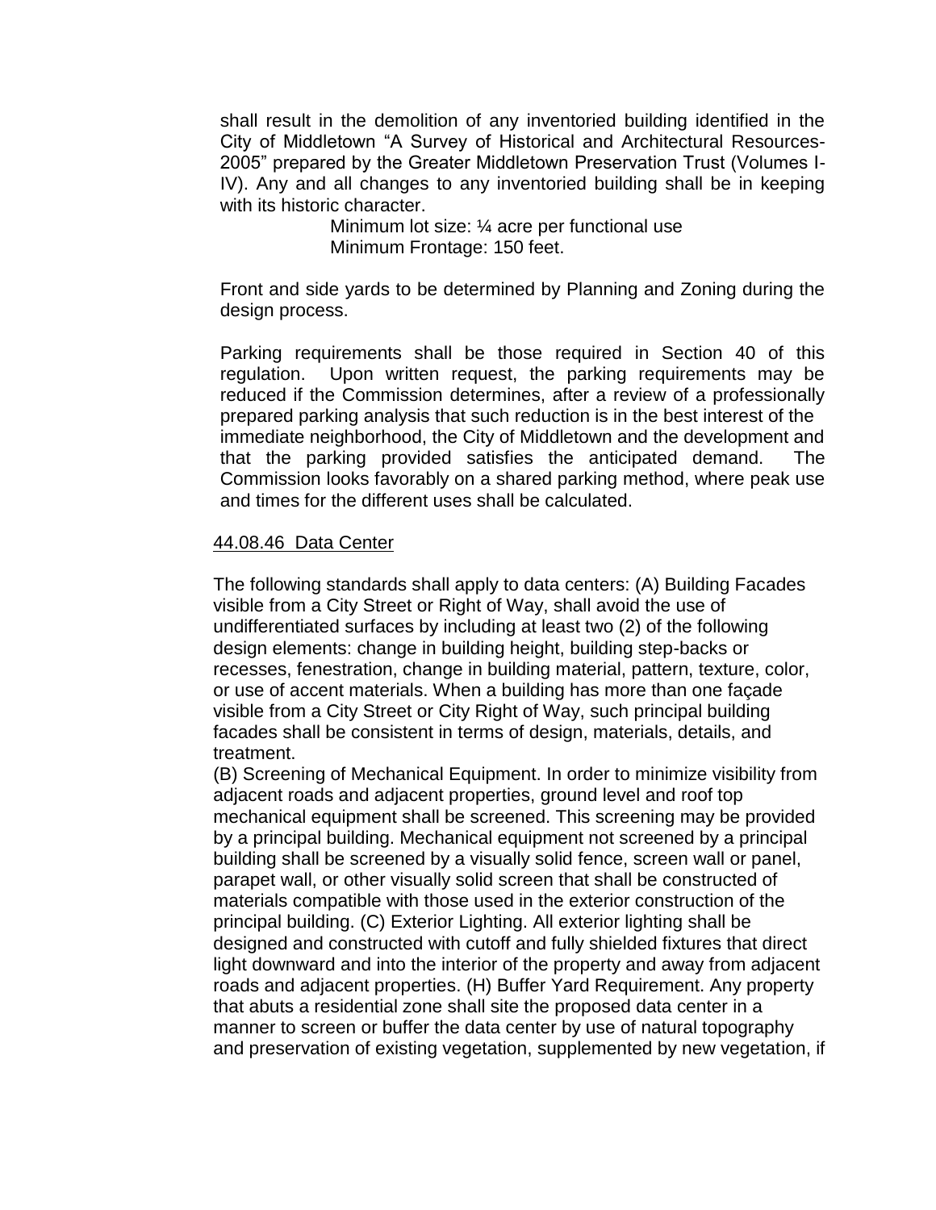shall result in the demolition of any inventoried building identified in the City of Middletown "A Survey of Historical and Architectural Resources-2005" prepared by the Greater Middletown Preservation Trust (Volumes I-IV). Any and all changes to any inventoried building shall be in keeping with its historic character.

Minimum lot size: ¼ acre per functional use
Minimum Frontage: 150 feet.

Front and side yards to be determined by Planning and Zoning during the design process.

Parking requirements shall be those required in Section 40 of this regulation. Upon written request, the parking requirements may be reduced if the Commission determines, after a review of a professionally prepared parking analysis that such reduction is in the best interest of the immediate neighborhood, the City of Middletown and the development and that the parking provided satisfies the anticipated demand. The Commission looks favorably on a shared parking method, where peak use and times for the different uses shall be calculated.

<u>44.08.46 Data Center</u>

The following standards shall apply to data centers: (A) Building Facades visible from a City Street or Right of Way, shall avoid the use of undifferentiated surfaces by including at least two (2) of the following design elements: change in building height, building step-backs or recesses, fenestration, change in building material, pattern, texture, color, or use of accent materials. When a building has more than one façade visible from a City Street or City Right of Way, such principal building facades shall be consistent in terms of design, materials, details, and treatment.
(B) Screening of Mechanical Equipment. In order to minimize visibility from adjacent roads and adjacent properties, ground level and roof top mechanical equipment shall be screened. This screening may be provided by a principal building. Mechanical equipment not screened by a principal building shall be screened by a visually solid fence, screen wall or panel, parapet wall, or other visually solid screen that shall be constructed of materials compatible with those used in the exterior construction of the principal building. (C) Exterior Lighting. All exterior lighting shall be designed and constructed with cutoff and fully shielded fixtures that direct light downward and into the interior of the property and away from adjacent roads and adjacent properties. (H) Buffer Yard Requirement. Any property that abuts a residential zone shall site the proposed data center in a manner to screen or buffer the data center by use of natural topography and preservation of existing vegetation, supplemented by new vegetation, if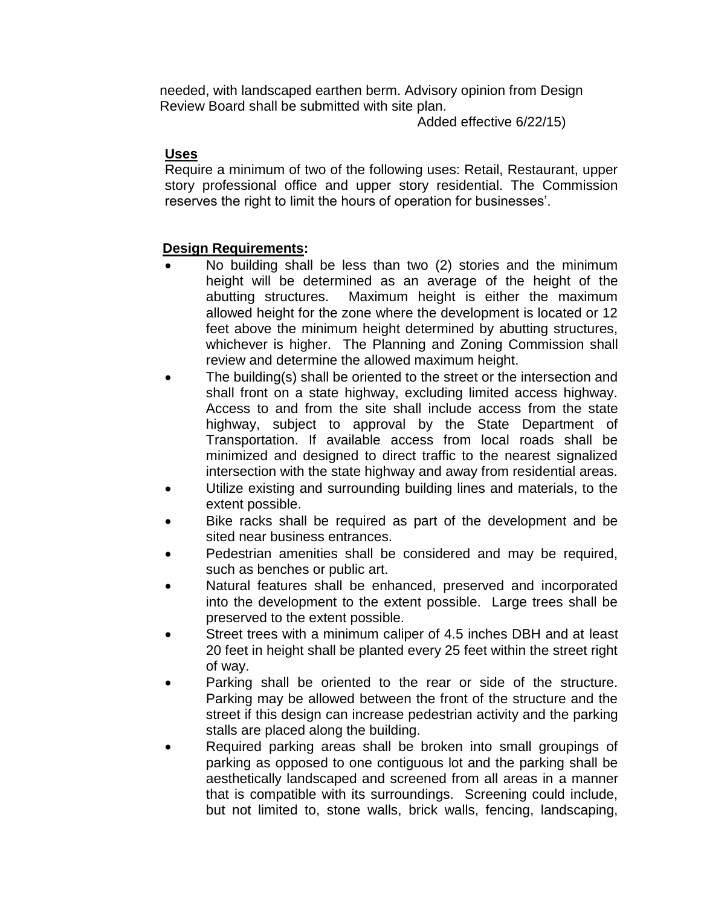needed, with landscaped earthen berm. Advisory opinion from Design Review Board shall be submitted with site plan.

Added effective 6/22/15)

**Uses**

Require a minimum of two of the following uses: Retail, Restaurant, upper story professional office and upper story residential. The Commission reserves the right to limit the hours of operation for businesses'.

**Design Requirements:**

- No building shall be less than two (2) stories and the minimum height will be determined as an average of the height of the abutting structures. Maximum height is either the maximum allowed height for the zone where the development is located or 12 feet above the minimum height determined by abutting structures, whichever is higher. The Planning and Zoning Commission shall review and determine the allowed maximum height.
- The building(s) shall be oriented to the street or the intersection and shall front on a state highway, excluding limited access highway. Access to and from the site shall include access from the state highway, subject to approval by the State Department of Transportation. If available access from local roads shall be minimized and designed to direct traffic to the nearest signalized intersection with the state highway and away from residential areas.
- Utilize existing and surrounding building lines and materials, to the extent possible.
- Bike racks shall be required as part of the development and be sited near business entrances.
- Pedestrian amenities shall be considered and may be required, such as benches or public art.
- Natural features shall be enhanced, preserved and incorporated into the development to the extent possible. Large trees shall be preserved to the extent possible.
- Street trees with a minimum caliper of 4.5 inches DBH and at least 20 feet in height shall be planted every 25 feet within the street right of way.
- Parking shall be oriented to the rear or side of the structure. Parking may be allowed between the front of the structure and the street if this design can increase pedestrian activity and the parking stalls are placed along the building.
- Required parking areas shall be broken into small groupings of parking as opposed to one contiguous lot and the parking shall be aesthetically landscaped and screened from all areas in a manner that is compatible with its surroundings. Screening could include, but not limited to, stone walls, brick walls, fencing, landscaping,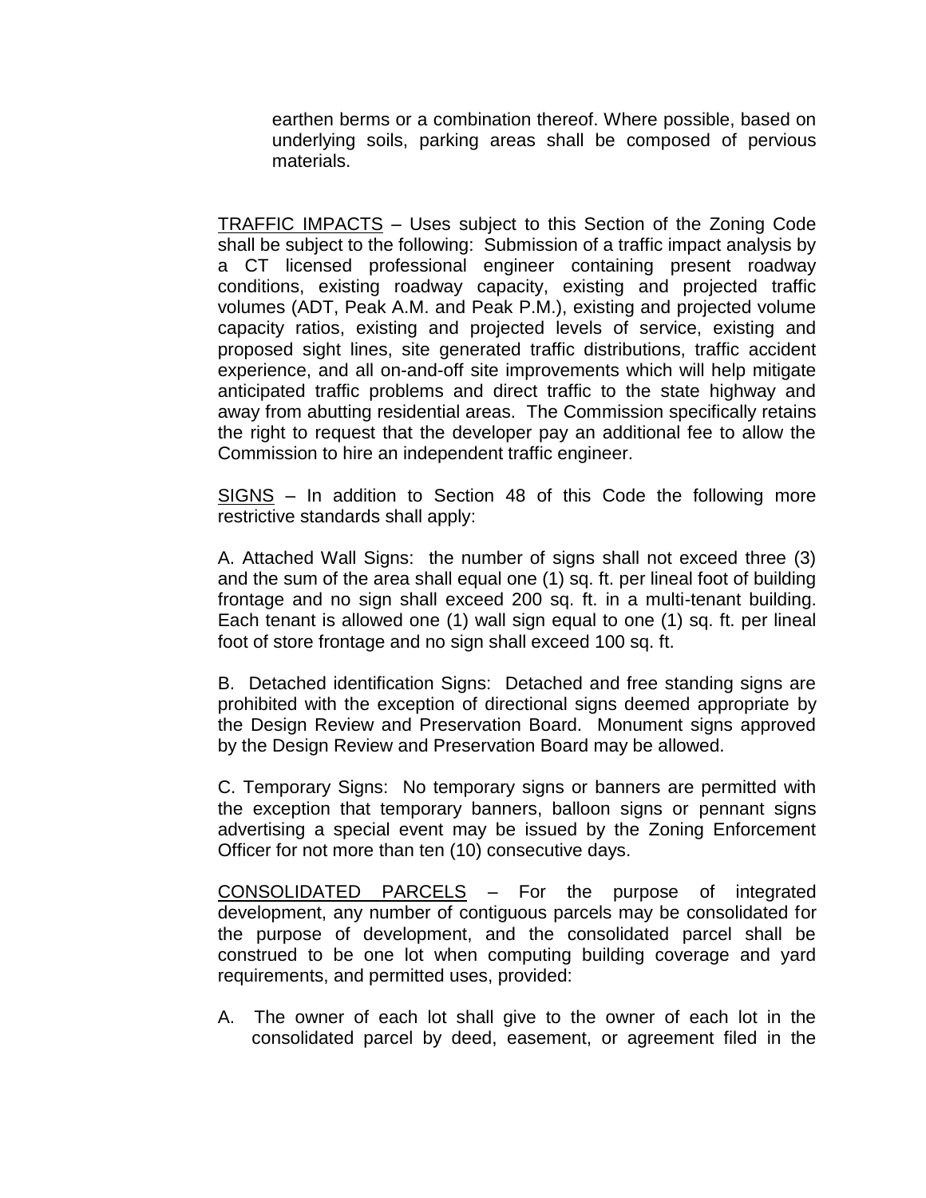earthen berms or a combination thereof. Where possible, based on underlying soils, parking areas shall be composed of pervious materials.

<u>TRAFFIC IMPACTS</u> – Uses subject to this Section of the Zoning Code shall be subject to the following: Submission of a traffic impact analysis by a CT licensed professional engineer containing present roadway conditions, existing roadway capacity, existing and projected traffic volumes (ADT, Peak A.M. and Peak P.M.), existing and projected volume capacity ratios, existing and projected levels of service, existing and proposed sight lines, site generated traffic distributions, traffic accident experience, and all on-and-off site improvements which will help mitigate anticipated traffic problems and direct traffic to the state highway and away from abutting residential areas. The Commission specifically retains the right to request that the developer pay an additional fee to allow the Commission to hire an independent traffic engineer.

<u>SIGNS</u> – In addition to Section 48 of this Code the following more restrictive standards shall apply:

A. Attached Wall Signs: the number of signs shall not exceed three (3) and the sum of the area shall equal one (1) sq. ft. per lineal foot of building frontage and no sign shall exceed 200 sq. ft. in a multi-tenant building. Each tenant is allowed one (1) wall sign equal to one (1) sq. ft. per lineal foot of store frontage and no sign shall exceed 100 sq. ft.

B. Detached identification Signs: Detached and free standing signs are prohibited with the exception of directional signs deemed appropriate by the Design Review and Preservation Board. Monument signs approved by the Design Review and Preservation Board may be allowed.

C. Temporary Signs: No temporary signs or banners are permitted with the exception that temporary banners, balloon signs or pennant signs advertising a special event may be issued by the Zoning Enforcement Officer for not more than ten (10) consecutive days.

<u>CONSOLIDATED PARCELS</u> – For the purpose of integrated development, any number of contiguous parcels may be consolidated for the purpose of development, and the consolidated parcel shall be construed to be one lot when computing building coverage and yard requirements, and permitted uses, provided:

A. The owner of each lot shall give to the owner of each lot in the consolidated parcel by deed, easement, or agreement filed in the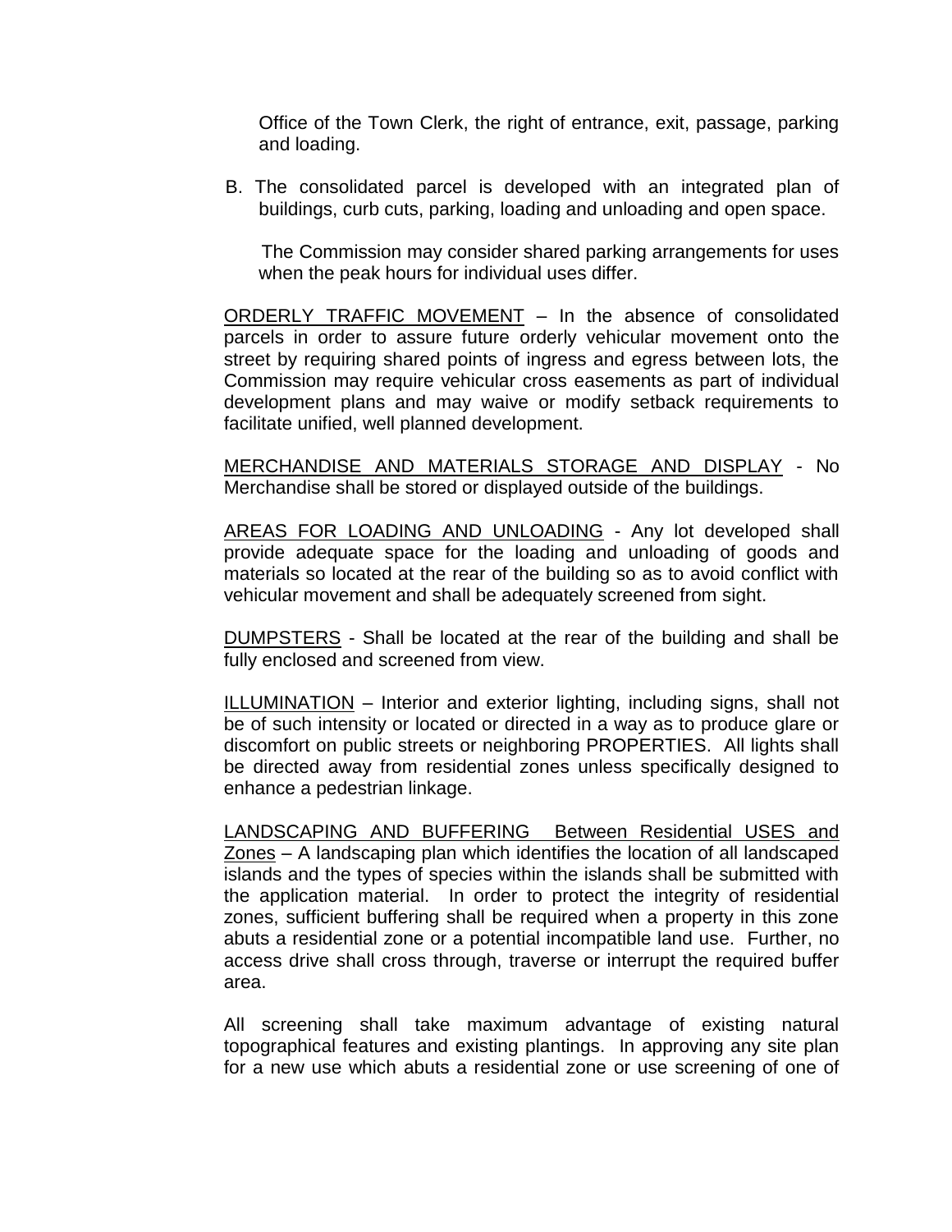Office of the Town Clerk, the right of entrance, exit, passage, parking and loading.

B. The consolidated parcel is developed with an integrated plan of buildings, curb cuts, parking, loading and unloading and open space.

The Commission may consider shared parking arrangements for uses when the peak hours for individual uses differ.

<u>ORDERLY TRAFFIC MOVEMENT</u> – In the absence of consolidated parcels in order to assure future orderly vehicular movement onto the street by requiring shared points of ingress and egress between lots, the Commission may require vehicular cross easements as part of individual development plans and may waive or modify setback requirements to facilitate unified, well planned development.

<u>MERCHANDISE AND MATERIALS STORAGE AND DISPLAY</u> - No Merchandise shall be stored or displayed outside of the buildings.

<u>AREAS FOR LOADING AND UNLOADING</u> - Any lot developed shall provide adequate space for the loading and unloading of goods and materials so located at the rear of the building so as to avoid conflict with vehicular movement and shall be adequately screened from sight.

<u>DUMPSTERS</u> - Shall be located at the rear of the building and shall be fully enclosed and screened from view.

<u>ILLUMINATION</u> – Interior and exterior lighting, including signs, shall not be of such intensity or located or directed in a way as to produce glare or discomfort on public streets or neighboring PROPERTIES. All lights shall be directed away from residential zones unless specifically designed to enhance a pedestrian linkage.

<u>LANDSCAPING AND BUFFERING Between Residential USES and Zones</u> – A landscaping plan which identifies the location of all landscaped islands and the types of species within the islands shall be submitted with the application material. In order to protect the integrity of residential zones, sufficient buffering shall be required when a property in this zone abuts a residential zone or a potential incompatible land use. Further, no access drive shall cross through, traverse or interrupt the required buffer area.

All screening shall take maximum advantage of existing natural topographical features and existing plantings. In approving any site plan for a new use which abuts a residential zone or use screening of one of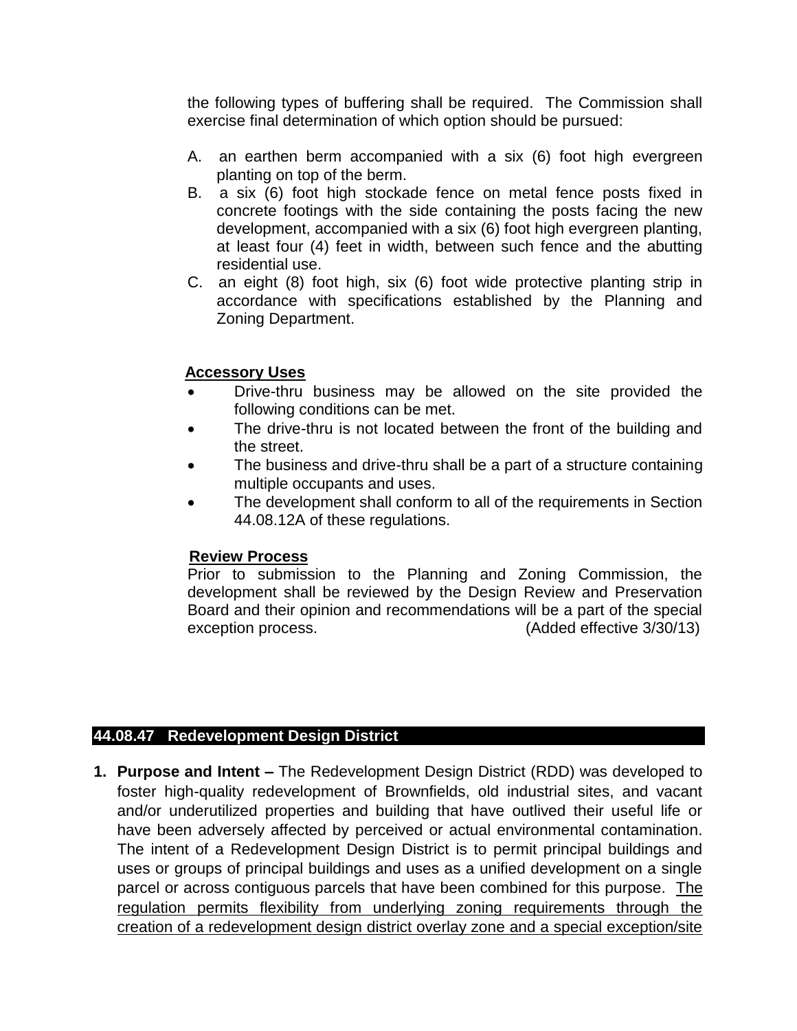the following types of buffering shall be required. The Commission shall exercise final determination of which option should be pursued:

A. an earthen berm accompanied with a six (6) foot high evergreen planting on top of the berm.

B. a six (6) foot high stockade fence on metal fence posts fixed in concrete footings with the side containing the posts facing the new development, accompanied with a six (6) foot high evergreen planting, at least four (4) feet in width, between such fence and the abutting residential use.

C. an eight (8) foot high, six (6) foot wide protective planting strip in accordance with specifications established by the Planning and Zoning Department.

**Accessory Uses**

- Drive-thru business may be allowed on the site provided the following conditions can be met.
- The drive-thru is not located between the front of the building and the street.
- The business and drive-thru shall be a part of a structure containing multiple occupants and uses.
- The development shall conform to all of the requirements in Section 44.08.12A of these regulations.

**Review Process**

Prior to submission to the Planning and Zoning Commission, the development shall be reviewed by the Design Review and Preservation Board and their opinion and recommendations will be a part of the special exception process. (Added effective 3/30/13)

## 44.08.47 Redevelopment Design District

1. **Purpose and Intent –** The Redevelopment Design District (RDD) was developed to foster high-quality redevelopment of Brownfields, old industrial sites, and vacant and/or underutilized properties and building that have outlived their useful life or have been adversely affected by perceived or actual environmental contamination. The intent of a Redevelopment Design District is to permit principal buildings and uses or groups of principal buildings and uses as a unified development on a single parcel or across contiguous parcels that have been combined for this purpose. <u>The regulation permits flexibility from underlying zoning requirements through the creation of a redevelopment design district overlay zone and a special exception/site</u>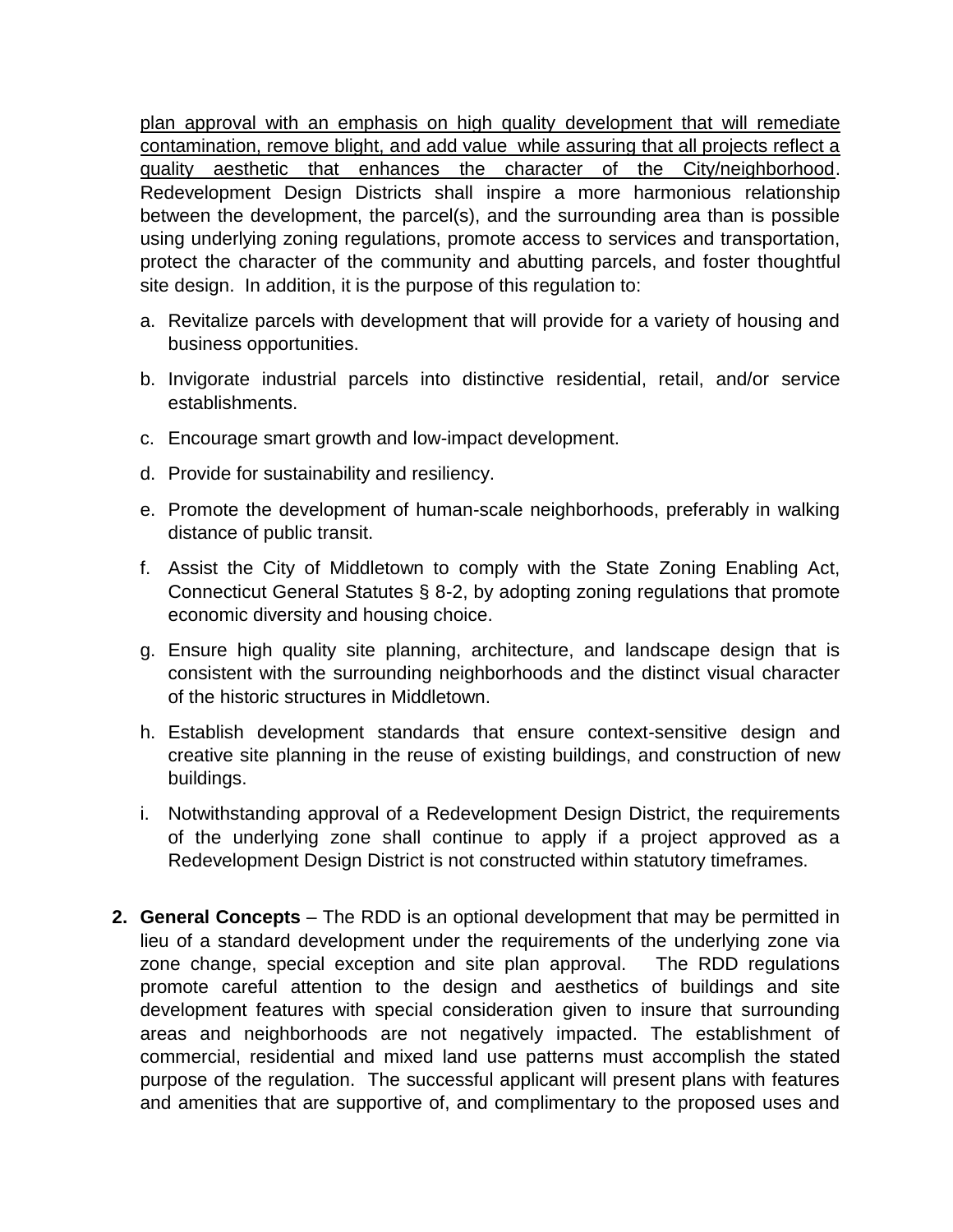plan approval with an emphasis on high quality development that will remediate contamination, remove blight, and add value while assuring that all projects reflect a quality aesthetic that enhances the character of the City/neighborhood. Redevelopment Design Districts shall inspire a more harmonious relationship between the development, the parcel(s), and the surrounding area than is possible using underlying zoning regulations, promote access to services and transportation, protect the character of the community and abutting parcels, and foster thoughtful site design. In addition, it is the purpose of this regulation to:

a. Revitalize parcels with development that will provide for a variety of housing and business opportunities.

b. Invigorate industrial parcels into distinctive residential, retail, and/or service establishments.

c. Encourage smart growth and low-impact development.

d. Provide for sustainability and resiliency.

e. Promote the development of human-scale neighborhoods, preferably in walking distance of public transit.

f. Assist the City of Middletown to comply with the State Zoning Enabling Act, Connecticut General Statutes § 8-2, by adopting zoning regulations that promote economic diversity and housing choice.

g. Ensure high quality site planning, architecture, and landscape design that is consistent with the surrounding neighborhoods and the distinct visual character of the historic structures in Middletown.

h. Establish development standards that ensure context-sensitive design and creative site planning in the reuse of existing buildings, and construction of new buildings.

i. Notwithstanding approval of a Redevelopment Design District, the requirements of the underlying zone shall continue to apply if a project approved as a Redevelopment Design District is not constructed within statutory timeframes.

2. **General Concepts** – The RDD is an optional development that may be permitted in lieu of a standard development under the requirements of the underlying zone via zone change, special exception and site plan approval. The RDD regulations promote careful attention to the design and aesthetics of buildings and site development features with special consideration given to insure that surrounding areas and neighborhoods are not negatively impacted. The establishment of commercial, residential and mixed land use patterns must accomplish the stated purpose of the regulation. The successful applicant will present plans with features and amenities that are supportive of, and complimentary to the proposed uses and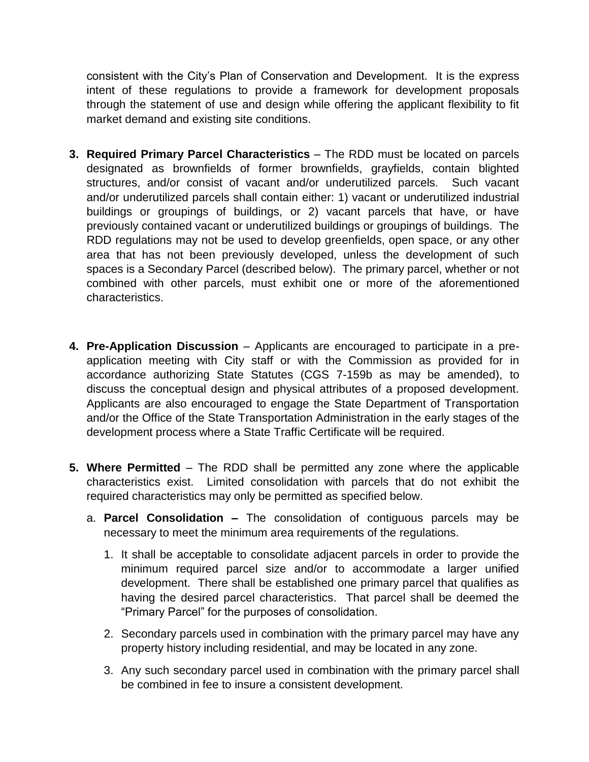consistent with the City's Plan of Conservation and Development. It is the express intent of these regulations to provide a framework for development proposals through the statement of use and design while offering the applicant flexibility to fit market demand and existing site conditions.

3. **Required Primary Parcel Characteristics** – The RDD must be located on parcels designated as brownfields of former brownfields, grayfields, contain blighted structures, and/or consist of vacant and/or underutilized parcels. Such vacant and/or underutilized parcels shall contain either: 1) vacant or underutilized industrial buildings or groupings of buildings, or 2) vacant parcels that have, or have previously contained vacant or underutilized buildings or groupings of buildings. The RDD regulations may not be used to develop greenfields, open space, or any other area that has not been previously developed, unless the development of such spaces is a Secondary Parcel (described below). The primary parcel, whether or not combined with other parcels, must exhibit one or more of the aforementioned characteristics.

4. **Pre-Application Discussion** – Applicants are encouraged to participate in a pre-application meeting with City staff or with the Commission as provided for in accordance authorizing State Statutes (CGS 7-159b as may be amended), to discuss the conceptual design and physical attributes of a proposed development. Applicants are also encouraged to engage the State Department of Transportation and/or the Office of the State Transportation Administration in the early stages of the development process where a State Traffic Certificate will be required.

5. **Where Permitted** – The RDD shall be permitted any zone where the applicable characteristics exist. Limited consolidation with parcels that do not exhibit the required characteristics may only be permitted as specified below.

   a. **Parcel Consolidation –** The consolidation of contiguous parcels may be necessary to meet the minimum area requirements of the regulations.

      1. It shall be acceptable to consolidate adjacent parcels in order to provide the minimum required parcel size and/or to accommodate a larger unified development. There shall be established one primary parcel that qualifies as having the desired parcel characteristics. That parcel shall be deemed the "Primary Parcel" for the purposes of consolidation.

      2. Secondary parcels used in combination with the primary parcel may have any property history including residential, and may be located in any zone.

      3. Any such secondary parcel used in combination with the primary parcel shall be combined in fee to insure a consistent development.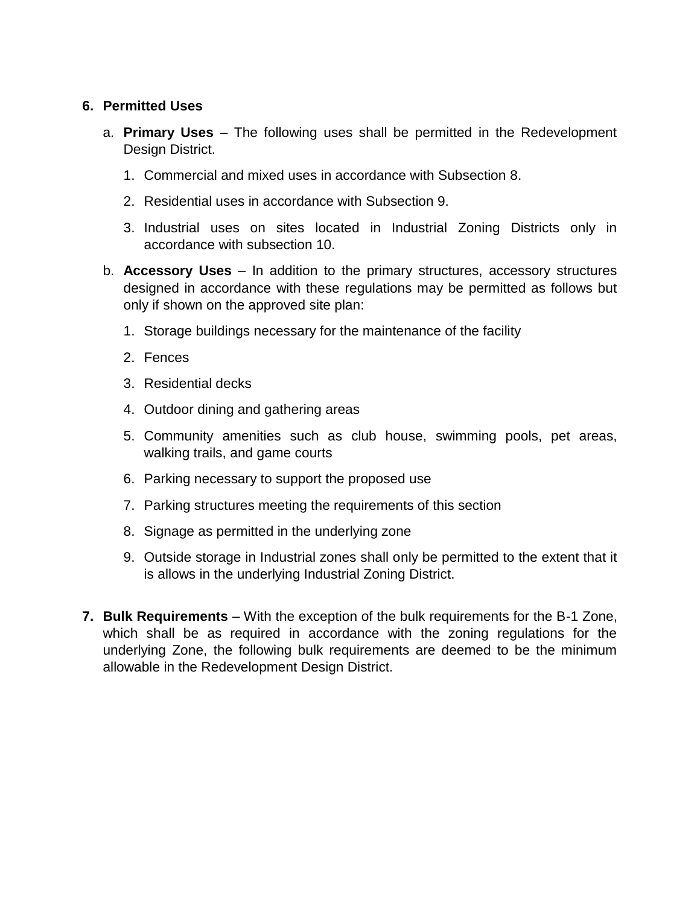6. **Permitted Uses**

   a. **Primary Uses** – The following uses shall be permitted in the Redevelopment Design District.

      1. Commercial and mixed uses in accordance with Subsection 8.
      2. Residential uses in accordance with Subsection 9.
      3. Industrial uses on sites located in Industrial Zoning Districts only in accordance with subsection 10.

   b. **Accessory Uses** – In addition to the primary structures, accessory structures designed in accordance with these regulations may be permitted as follows but only if shown on the approved site plan:

      1. Storage buildings necessary for the maintenance of the facility
      2. Fences
      3. Residential decks
      4. Outdoor dining and gathering areas
      5. Community amenities such as club house, swimming pools, pet areas, walking trails, and game courts
      6. Parking necessary to support the proposed use
      7. Parking structures meeting the requirements of this section
      8. Signage as permitted in the underlying zone
      9. Outside storage in Industrial zones shall only be permitted to the extent that it is allows in the underlying Industrial Zoning District.

7. **Bulk Requirements** – With the exception of the bulk requirements for the B-1 Zone, which shall be as required in accordance with the zoning regulations for the underlying Zone, the following bulk requirements are deemed to be the minimum allowable in the Redevelopment Design District.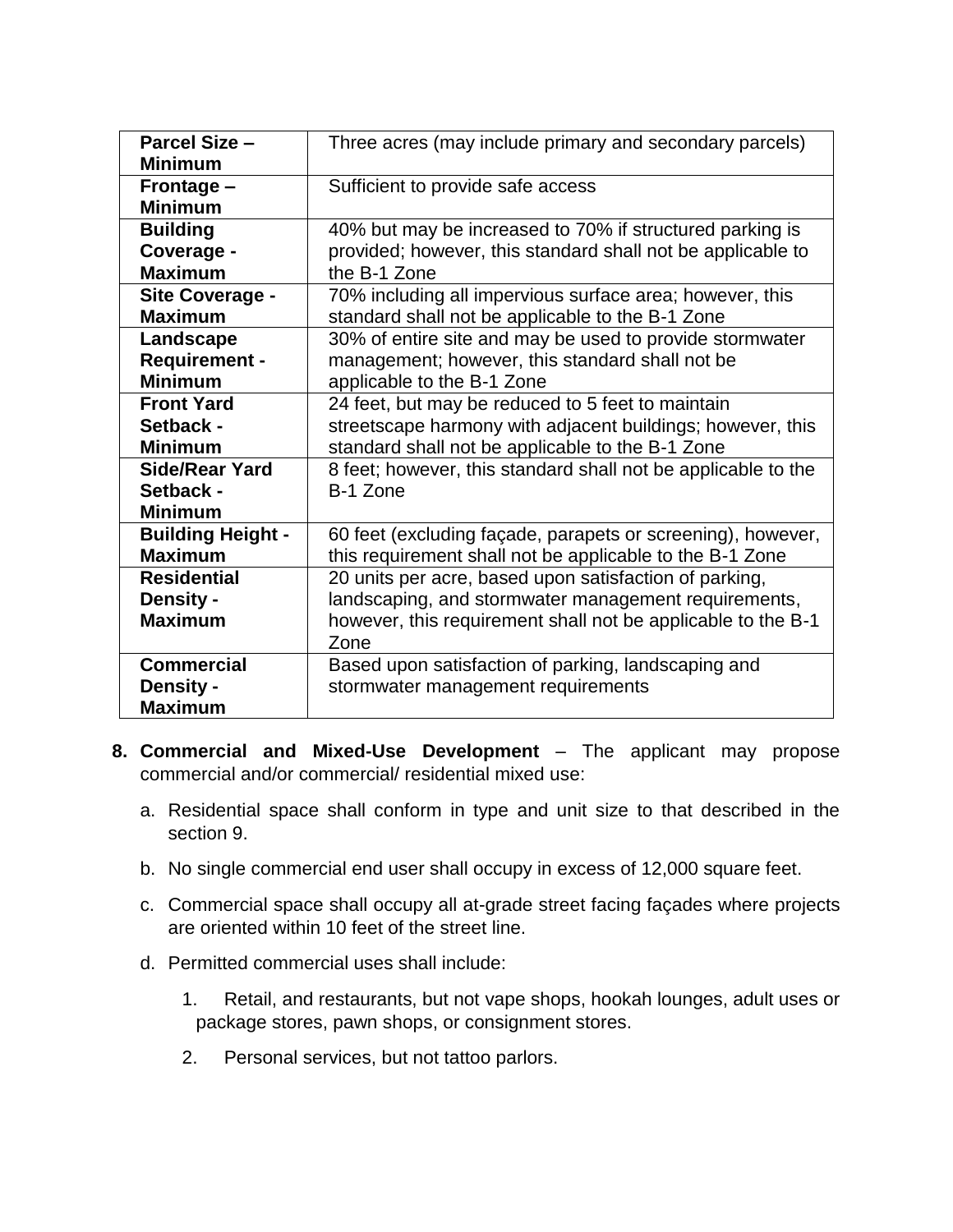| **Parcel Size – Minimum** | Three acres (may include primary and secondary parcels) |
|---|---|
| **Frontage – Minimum** | Sufficient to provide safe access |
| **Building Coverage - Maximum** | 40% but may be increased to 70% if structured parking is provided; however, this standard shall not be applicable to the B-1 Zone |
| **Site Coverage - Maximum** | 70% including all impervious surface area; however, this standard shall not be applicable to the B-1 Zone |
| **Landscape Requirement - Minimum** | 30% of entire site and may be used to provide stormwater management; however, this standard shall not be applicable to the B-1 Zone |
| **Front Yard Setback - Minimum** | 24 feet, but may be reduced to 5 feet to maintain streetscape harmony with adjacent buildings; however, this standard shall not be applicable to the B-1 Zone |
| **Side/Rear Yard Setback - Minimum** | 8 feet; however, this standard shall not be applicable to the B-1 Zone |
| **Building Height - Maximum** | 60 feet (excluding façade, parapets or screening), however, this requirement shall not be applicable to the B-1 Zone |
| **Residential Density - Maximum** | 20 units per acre, based upon satisfaction of parking, landscaping, and stormwater management requirements, however, this requirement shall not be applicable to the B-1 Zone |
| **Commercial Density - Maximum** | Based upon satisfaction of parking, landscaping and stormwater management requirements |

8. **Commercial and Mixed-Use Development** – The applicant may propose commercial and/or commercial/ residential mixed use:

   a. Residential space shall conform in type and unit size to that described in the section 9.

   b. No single commercial end user shall occupy in excess of 12,000 square feet.

   c. Commercial space shall occupy all at-grade street facing façades where projects are oriented within 10 feet of the street line.

   d. Permitted commercial uses shall include:

      1. Retail, and restaurants, but not vape shops, hookah lounges, adult uses or package stores, pawn shops, or consignment stores.

      2. Personal services, but not tattoo parlors.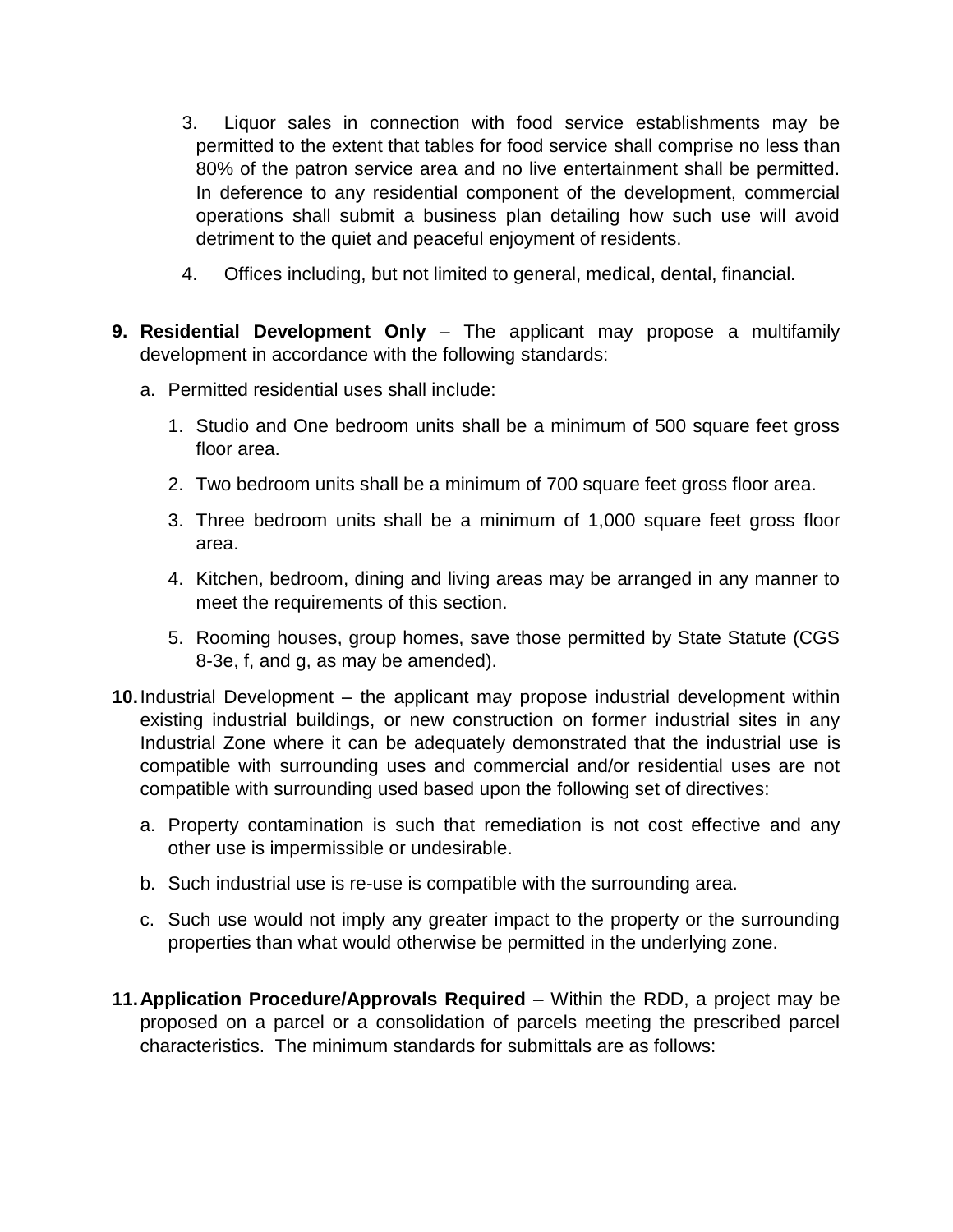3. Liquor sales in connection with food service establishments may be permitted to the extent that tables for food service shall comprise no less than 80% of the patron service area and no live entertainment shall be permitted. In deference to any residential component of the development, commercial operations shall submit a business plan detailing how such use will avoid detriment to the quiet and peaceful enjoyment of residents.

4. Offices including, but not limited to general, medical, dental, financial.

**9. Residential Development Only** – The applicant may propose a multifamily development in accordance with the following standards:

a. Permitted residential uses shall include:

1. Studio and One bedroom units shall be a minimum of 500 square feet gross floor area.
2. Two bedroom units shall be a minimum of 700 square feet gross floor area.
3. Three bedroom units shall be a minimum of 1,000 square feet gross floor area.
4. Kitchen, bedroom, dining and living areas may be arranged in any manner to meet the requirements of this section.
5. Rooming houses, group homes, save those permitted by State Statute (CGS 8-3e, f, and g, as may be amended).

**10.** Industrial Development – the applicant may propose industrial development within existing industrial buildings, or new construction on former industrial sites in any Industrial Zone where it can be adequately demonstrated that the industrial use is compatible with surrounding uses and commercial and/or residential uses are not compatible with surrounding used based upon the following set of directives:

a. Property contamination is such that remediation is not cost effective and any other use is impermissible or undesirable.

b. Such industrial use is re-use is compatible with the surrounding area.

c. Such use would not imply any greater impact to the property or the surrounding properties than what would otherwise be permitted in the underlying zone.

**11. Application Procedure/Approvals Required** – Within the RDD, a project may be proposed on a parcel or a consolidation of parcels meeting the prescribed parcel characteristics. The minimum standards for submittals are as follows: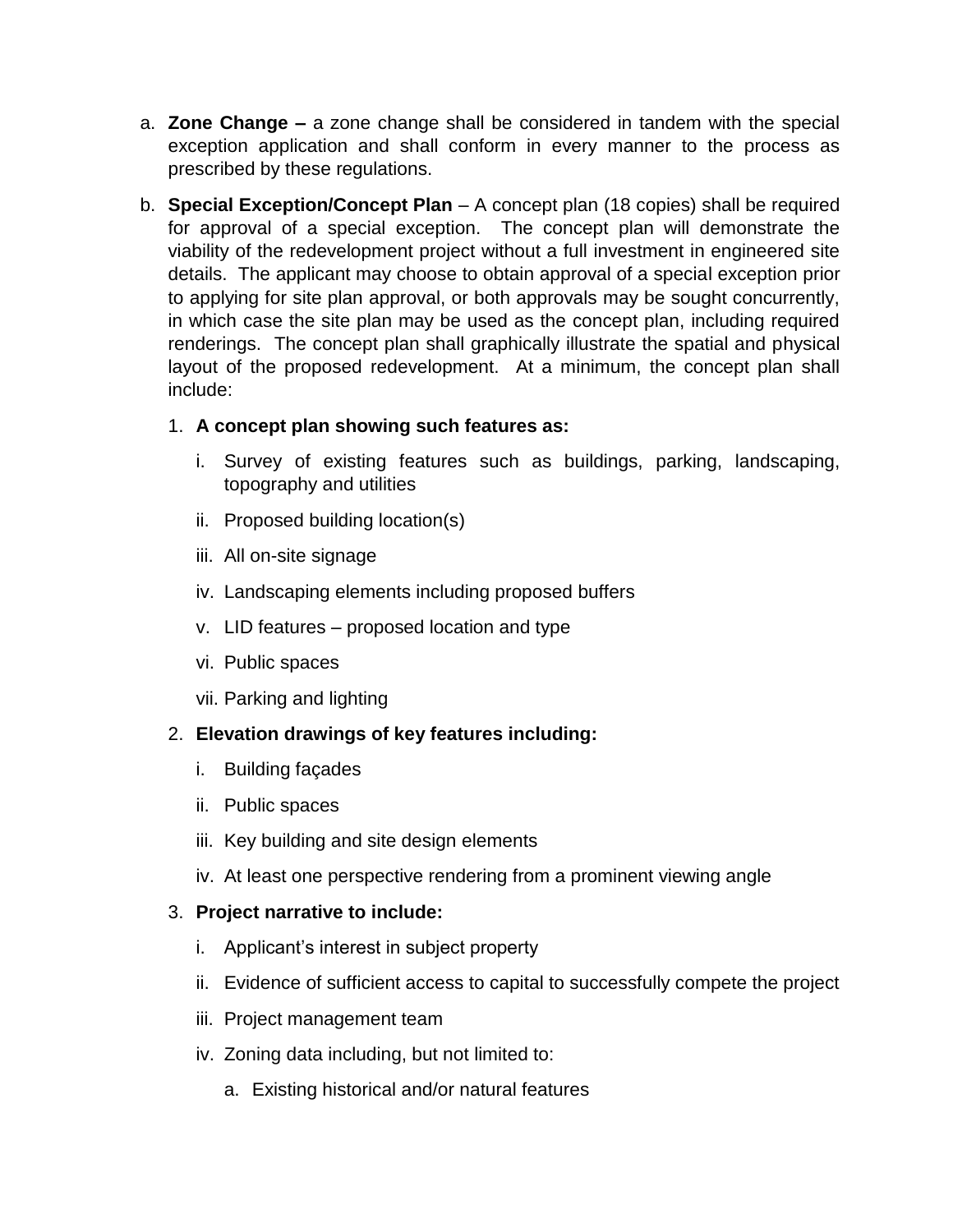a. **Zone Change –** a zone change shall be considered in tandem with the special exception application and shall conform in every manner to the process as prescribed by these regulations.

b. **Special Exception/Concept Plan** – A concept plan (18 copies) shall be required for approval of a special exception. The concept plan will demonstrate the viability of the redevelopment project without a full investment in engineered site details. The applicant may choose to obtain approval of a special exception prior to applying for site plan approval, or both approvals may be sought concurrently, in which case the site plan may be used as the concept plan, including required renderings. The concept plan shall graphically illustrate the spatial and physical layout of the proposed redevelopment. At a minimum, the concept plan shall include:

   1. **A concept plan showing such features as:**

      i. Survey of existing features such as buildings, parking, landscaping, topography and utilities

      ii. Proposed building location(s)

      iii. All on-site signage

      iv. Landscaping elements including proposed buffers

      v. LID features – proposed location and type

      vi. Public spaces

      vii. Parking and lighting

   2. **Elevation drawings of key features including:**

      i. Building façades

      ii. Public spaces

      iii. Key building and site design elements

      iv. At least one perspective rendering from a prominent viewing angle

   3. **Project narrative to include:**

      i. Applicant's interest in subject property

      ii. Evidence of sufficient access to capital to successfully compete the project

      iii. Project management team

      iv. Zoning data including, but not limited to:

         a. Existing historical and/or natural features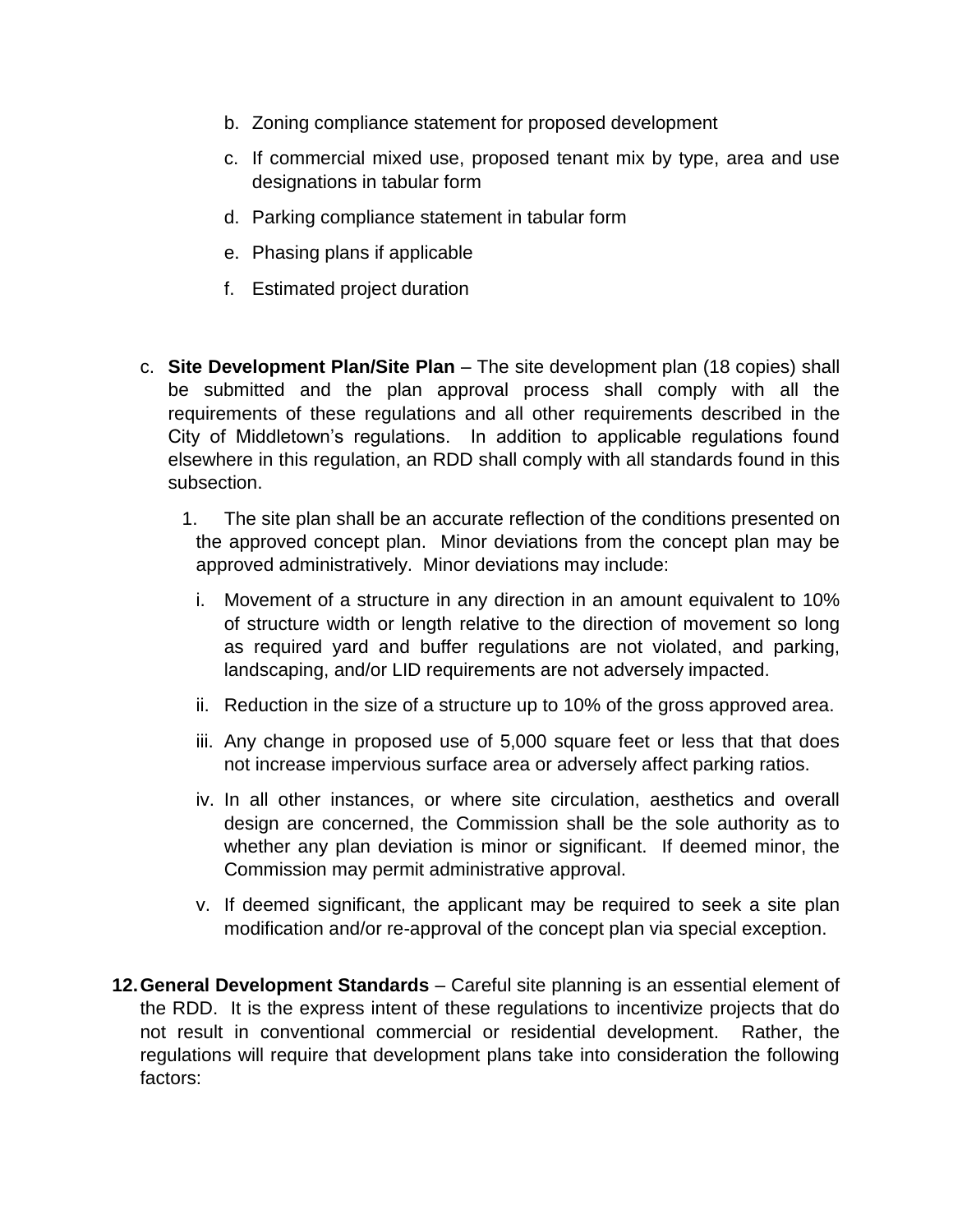b. Zoning compliance statement for proposed development

c. If commercial mixed use, proposed tenant mix by type, area and use designations in tabular form

d. Parking compliance statement in tabular form

e. Phasing plans if applicable

f. Estimated project duration

c. **Site Development Plan/Site Plan** – The site development plan (18 copies) shall be submitted and the plan approval process shall comply with all the requirements of these regulations and all other requirements described in the City of Middletown's regulations. In addition to applicable regulations found elsewhere in this regulation, an RDD shall comply with all standards found in this subsection.

1. The site plan shall be an accurate reflection of the conditions presented on the approved concept plan. Minor deviations from the concept plan may be approved administratively. Minor deviations may include:

   i. Movement of a structure in any direction in an amount equivalent to 10% of structure width or length relative to the direction of movement so long as required yard and buffer regulations are not violated, and parking, landscaping, and/or LID requirements are not adversely impacted.

   ii. Reduction in the size of a structure up to 10% of the gross approved area.

   iii. Any change in proposed use of 5,000 square feet or less that that does not increase impervious surface area or adversely affect parking ratios.

   iv. In all other instances, or where site circulation, aesthetics and overall design are concerned, the Commission shall be the sole authority as to whether any plan deviation is minor or significant. If deemed minor, the Commission may permit administrative approval.

   v. If deemed significant, the applicant may be required to seek a site plan modification and/or re-approval of the concept plan via special exception.

**12. General Development Standards** – Careful site planning is an essential element of the RDD. It is the express intent of these regulations to incentivize projects that do not result in conventional commercial or residential development. Rather, the regulations will require that development plans take into consideration the following factors: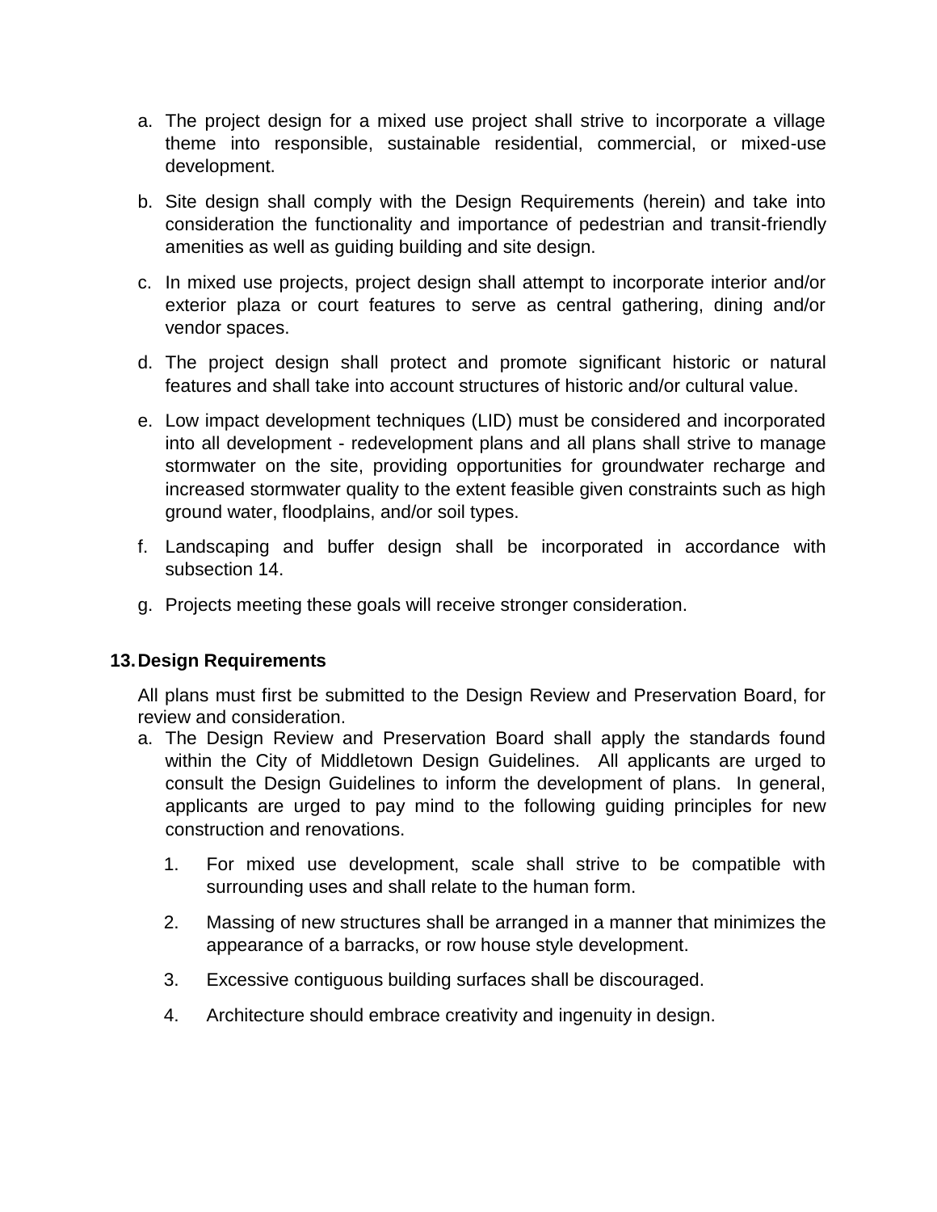a. The project design for a mixed use project shall strive to incorporate a village theme into responsible, sustainable residential, commercial, or mixed-use development.

b. Site design shall comply with the Design Requirements (herein) and take into consideration the functionality and importance of pedestrian and transit-friendly amenities as well as guiding building and site design.

c. In mixed use projects, project design shall attempt to incorporate interior and/or exterior plaza or court features to serve as central gathering, dining and/or vendor spaces.

d. The project design shall protect and promote significant historic or natural features and shall take into account structures of historic and/or cultural value.

e. Low impact development techniques (LID) must be considered and incorporated into all development - redevelopment plans and all plans shall strive to manage stormwater on the site, providing opportunities for groundwater recharge and increased stormwater quality to the extent feasible given constraints such as high ground water, floodplains, and/or soil types.

f. Landscaping and buffer design shall be incorporated in accordance with subsection 14.

g. Projects meeting these goals will receive stronger consideration.

## 13. Design Requirements

All plans must first be submitted to the Design Review and Preservation Board, for review and consideration.

a. The Design Review and Preservation Board shall apply the standards found within the City of Middletown Design Guidelines. All applicants are urged to consult the Design Guidelines to inform the development of plans. In general, applicants are urged to pay mind to the following guiding principles for new construction and renovations.

   1. For mixed use development, scale shall strive to be compatible with surrounding uses and shall relate to the human form.

   2. Massing of new structures shall be arranged in a manner that minimizes the appearance of a barracks, or row house style development.

   3. Excessive contiguous building surfaces shall be discouraged.

   4. Architecture should embrace creativity and ingenuity in design.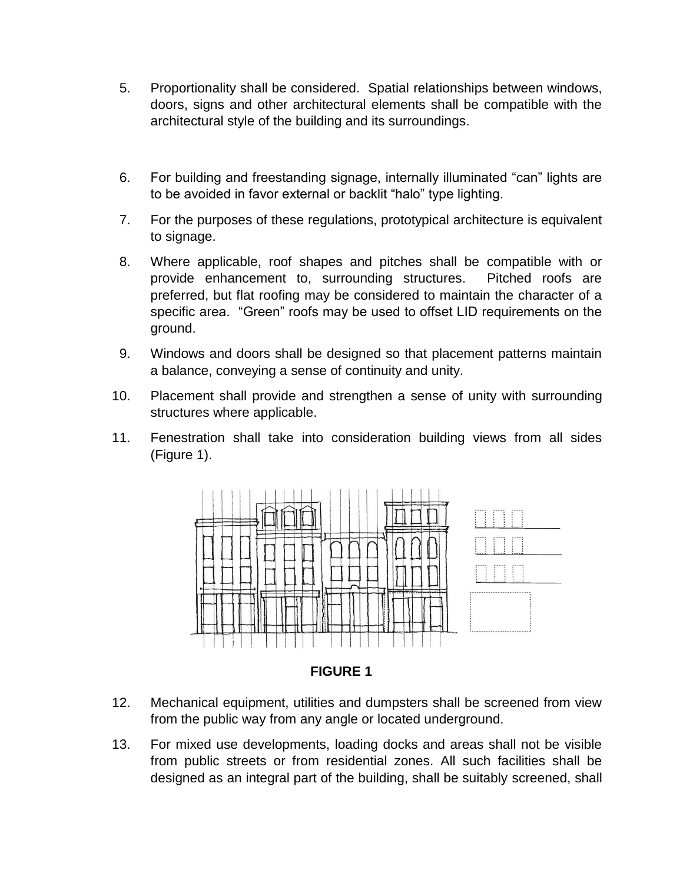5. Proportionality shall be considered. Spatial relationships between windows, doors, signs and other architectural elements shall be compatible with the architectural style of the building and its surroundings.

6. For building and freestanding signage, internally illuminated "can" lights are to be avoided in favor external or backlit "halo" type lighting.

7. For the purposes of these regulations, prototypical architecture is equivalent to signage.

8. Where applicable, roof shapes and pitches shall be compatible with or provide enhancement to, surrounding structures. Pitched roofs are preferred, but flat roofing may be considered to maintain the character of a specific area. "Green" roofs may be used to offset LID requirements on the ground.

9. Windows and doors shall be designed so that placement patterns maintain a balance, conveying a sense of continuity and unity.

10. Placement shall provide and strengthen a sense of unity with surrounding structures where applicable.

11. Fenestration shall take into consideration building views from all sides (Figure 1).

**FIGURE 1**

12. Mechanical equipment, utilities and dumpsters shall be screened from view from the public way from any angle or located underground.

13. For mixed use developments, loading docks and areas shall not be visible from public streets or from residential zones. All such facilities shall be designed as an integral part of the building, shall be suitably screened, shall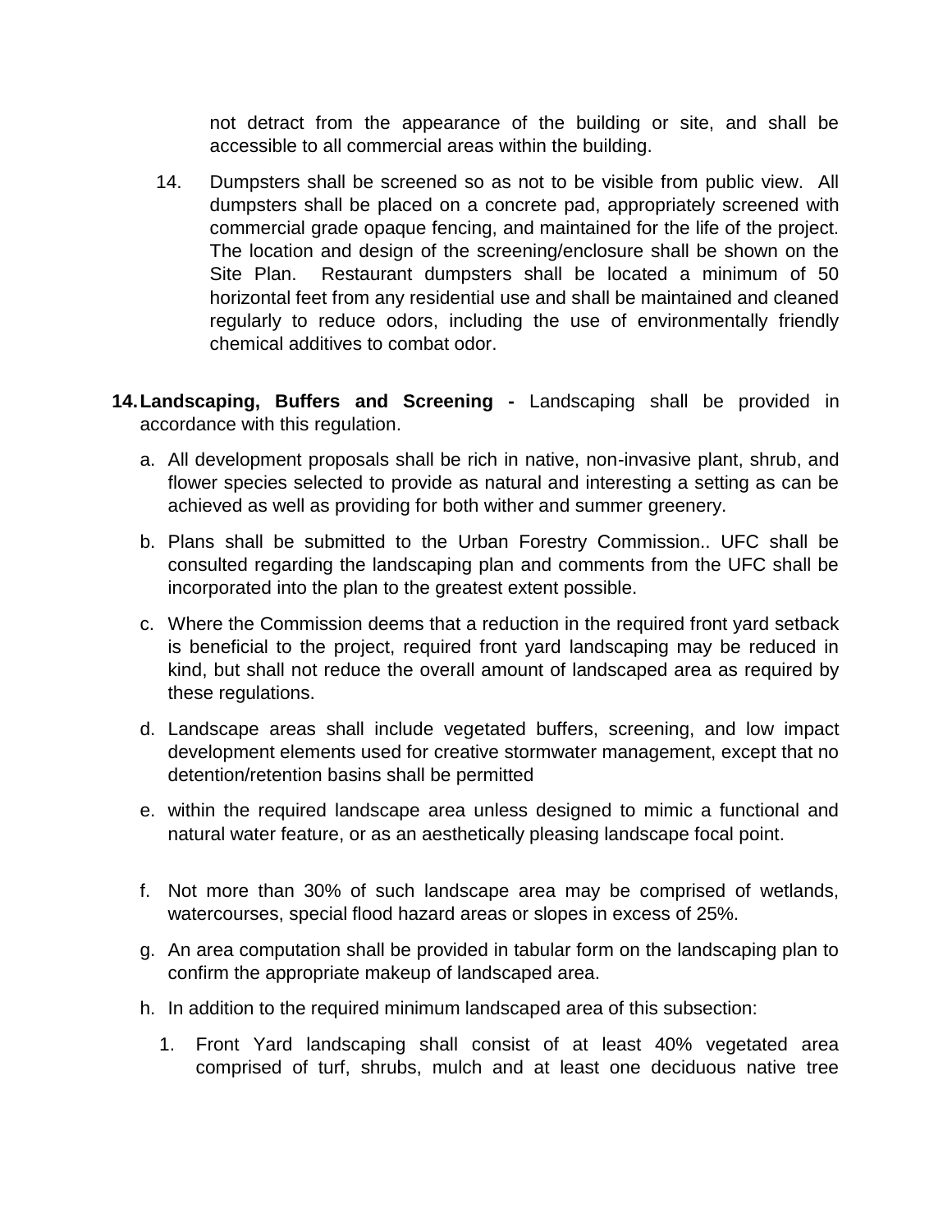not detract from the appearance of the building or site, and shall be accessible to all commercial areas within the building.

14. Dumpsters shall be screened so as not to be visible from public view. All dumpsters shall be placed on a concrete pad, appropriately screened with commercial grade opaque fencing, and maintained for the life of the project. The location and design of the screening/enclosure shall be shown on the Site Plan. Restaurant dumpsters shall be located a minimum of 50 horizontal feet from any residential use and shall be maintained and cleaned regularly to reduce odors, including the use of environmentally friendly chemical additives to combat odor.

**14. Landscaping, Buffers and Screening -** Landscaping shall be provided in accordance with this regulation.

a. All development proposals shall be rich in native, non-invasive plant, shrub, and flower species selected to provide as natural and interesting a setting as can be achieved as well as providing for both wither and summer greenery.

b. Plans shall be submitted to the Urban Forestry Commission.. UFC shall be consulted regarding the landscaping plan and comments from the UFC shall be incorporated into the plan to the greatest extent possible.

c. Where the Commission deems that a reduction in the required front yard setback is beneficial to the project, required front yard landscaping may be reduced in kind, but shall not reduce the overall amount of landscaped area as required by these regulations.

d. Landscape areas shall include vegetated buffers, screening, and low impact development elements used for creative stormwater management, except that no detention/retention basins shall be permitted

e. within the required landscape area unless designed to mimic a functional and natural water feature, or as an aesthetically pleasing landscape focal point.

f. Not more than 30% of such landscape area may be comprised of wetlands, watercourses, special flood hazard areas or slopes in excess of 25%.

g. An area computation shall be provided in tabular form on the landscaping plan to confirm the appropriate makeup of landscaped area.

h. In addition to the required minimum landscaped area of this subsection:

   1. Front Yard landscaping shall consist of at least 40% vegetated area comprised of turf, shrubs, mulch and at least one deciduous native tree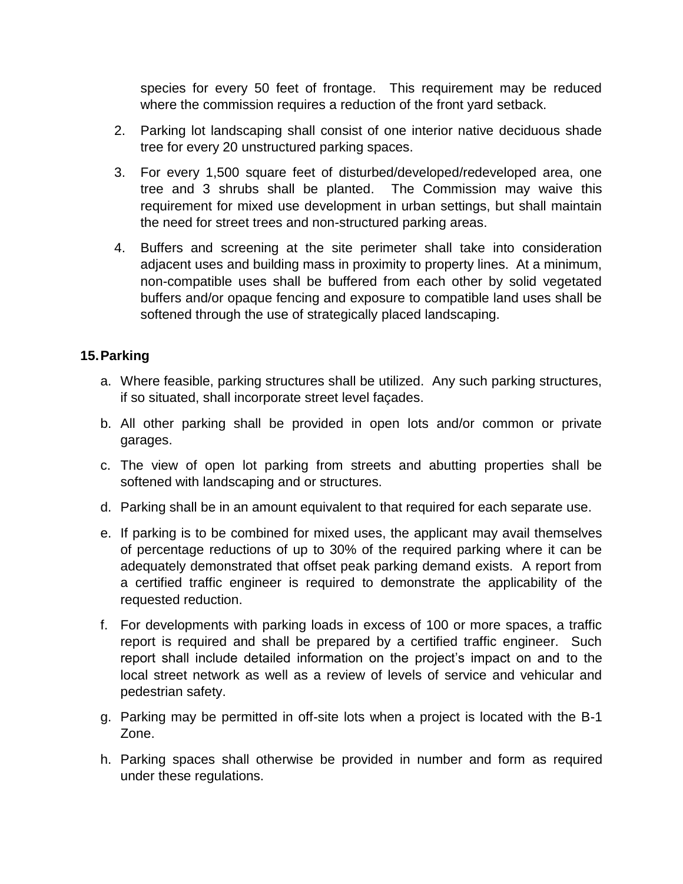species for every 50 feet of frontage. This requirement may be reduced where the commission requires a reduction of the front yard setback.

2. Parking lot landscaping shall consist of one interior native deciduous shade tree for every 20 unstructured parking spaces.
3. For every 1,500 square feet of disturbed/developed/redeveloped area, one tree and 3 shrubs shall be planted. The Commission may waive this requirement for mixed use development in urban settings, but shall maintain the need for street trees and non-structured parking areas.
4. Buffers and screening at the site perimeter shall take into consideration adjacent uses and building mass in proximity to property lines. At a minimum, non-compatible uses shall be buffered from each other by solid vegetated buffers and/or opaque fencing and exposure to compatible land uses shall be softened through the use of strategically placed landscaping.

**15. Parking**

a. Where feasible, parking structures shall be utilized. Any such parking structures, if so situated, shall incorporate street level façades.

b. All other parking shall be provided in open lots and/or common or private garages.

c. The view of open lot parking from streets and abutting properties shall be softened with landscaping and or structures.

d. Parking shall be in an amount equivalent to that required for each separate use.

e. If parking is to be combined for mixed uses, the applicant may avail themselves of percentage reductions of up to 30% of the required parking where it can be adequately demonstrated that offset peak parking demand exists. A report from a certified traffic engineer is required to demonstrate the applicability of the requested reduction.

f. For developments with parking loads in excess of 100 or more spaces, a traffic report is required and shall be prepared by a certified traffic engineer. Such report shall include detailed information on the project's impact on and to the local street network as well as a review of levels of service and vehicular and pedestrian safety.

g. Parking may be permitted in off-site lots when a project is located with the B-1 Zone.

h. Parking spaces shall otherwise be provided in number and form as required under these regulations.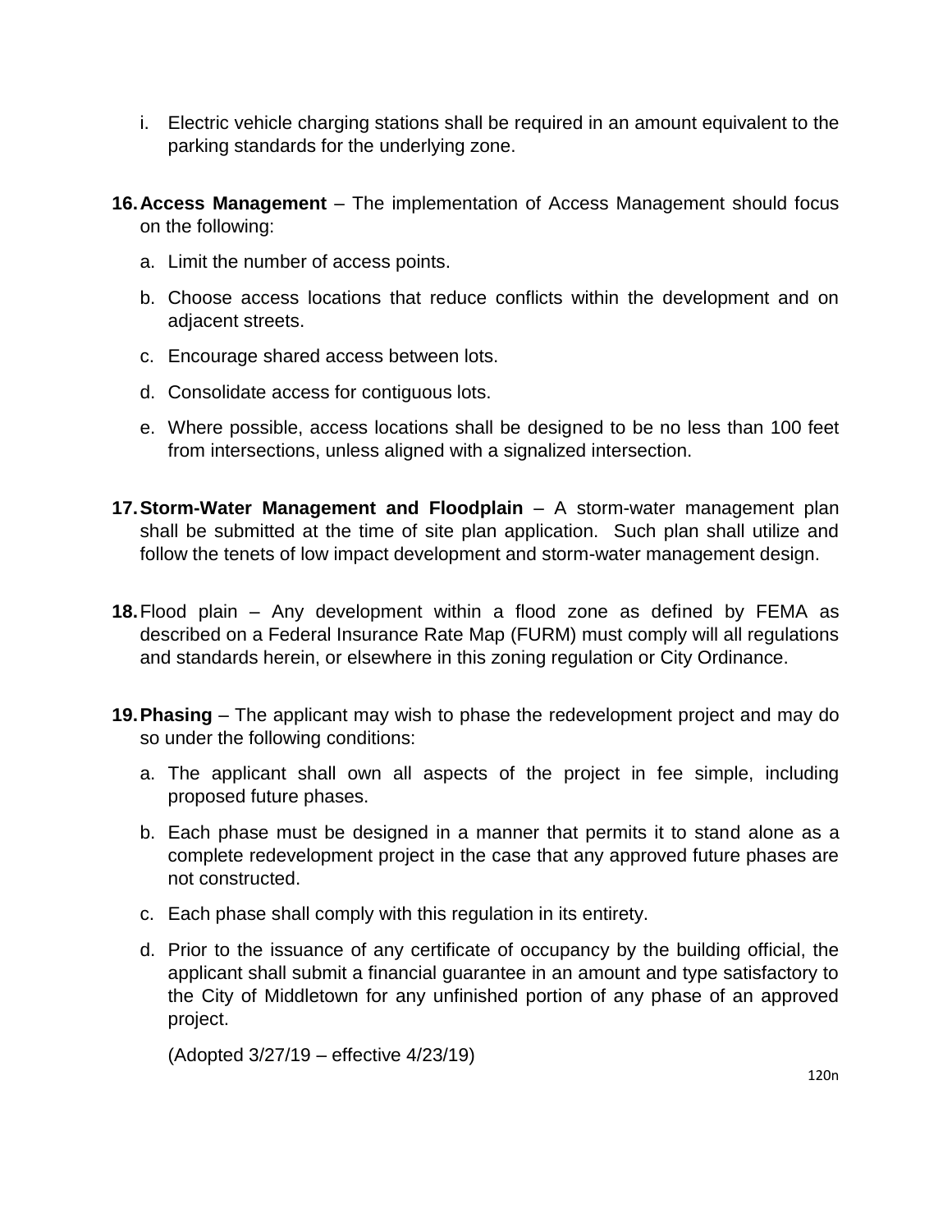i. Electric vehicle charging stations shall be required in an amount equivalent to the parking standards for the underlying zone.

16. **Access Management** – The implementation of Access Management should focus on the following:

    a. Limit the number of access points.

    b. Choose access locations that reduce conflicts within the development and on adjacent streets.

    c. Encourage shared access between lots.

    d. Consolidate access for contiguous lots.

    e. Where possible, access locations shall be designed to be no less than 100 feet from intersections, unless aligned with a signalized intersection.

17. **Storm-Water Management and Floodplain** – A storm-water management plan shall be submitted at the time of site plan application. Such plan shall utilize and follow the tenets of low impact development and storm-water management design.

18. Flood plain – Any development within a flood zone as defined by FEMA as described on a Federal Insurance Rate Map (FURM) must comply will all regulations and standards herein, or elsewhere in this zoning regulation or City Ordinance.

19. **Phasing** – The applicant may wish to phase the redevelopment project and may do so under the following conditions:

    a. The applicant shall own all aspects of the project in fee simple, including proposed future phases.

    b. Each phase must be designed in a manner that permits it to stand alone as a complete redevelopment project in the case that any approved future phases are not constructed.

    c. Each phase shall comply with this regulation in its entirety.

    d. Prior to the issuance of any certificate of occupancy by the building official, the applicant shall submit a financial guarantee in an amount and type satisfactory to the City of Middletown for any unfinished portion of any phase of an approved project.

    (Adopted 3/27/19 – effective 4/23/19)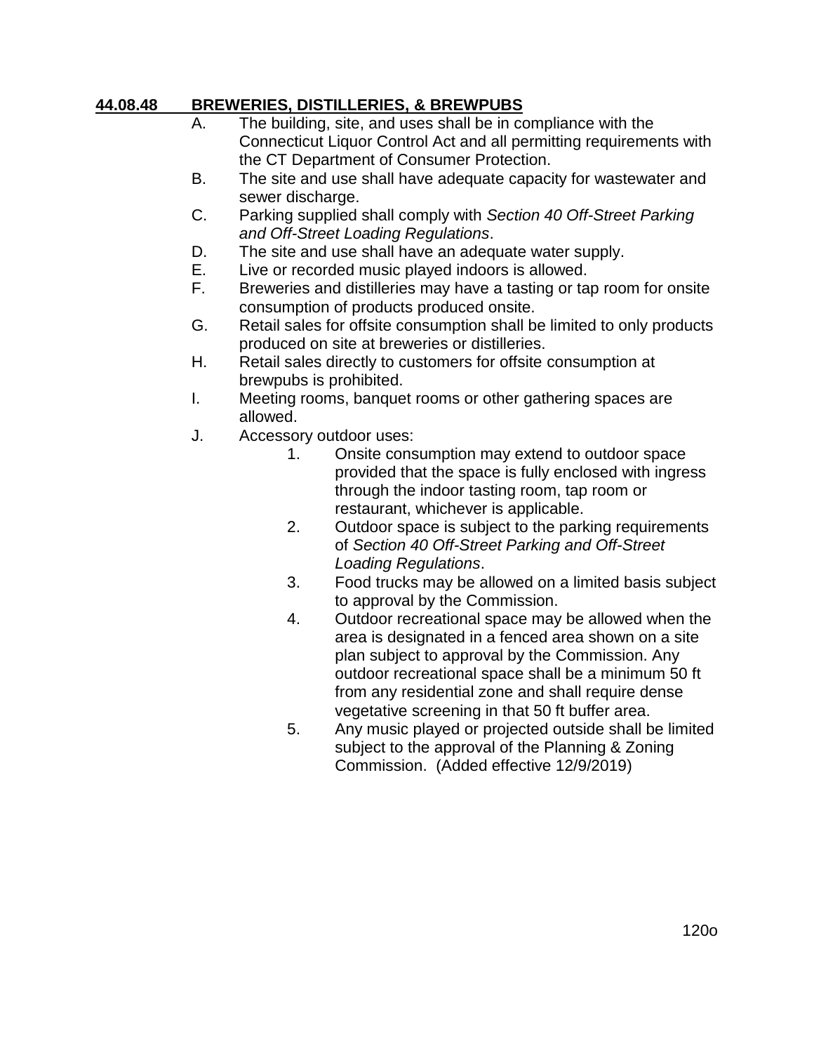### 44.08.48 BREWERIES, DISTILLERIES, & BREWPUBS

A. The building, site, and uses shall be in compliance with the Connecticut Liquor Control Act and all permitting requirements with the CT Department of Consumer Protection.

B. The site and use shall have adequate capacity for wastewater and sewer discharge.

C. Parking supplied shall comply with *Section 40 Off-Street Parking and Off-Street Loading Regulations*.

D. The site and use shall have an adequate water supply.

E. Live or recorded music played indoors is allowed.

F. Breweries and distilleries may have a tasting or tap room for onsite consumption of products produced onsite.

G. Retail sales for offsite consumption shall be limited to only products produced on site at breweries or distilleries.

H. Retail sales directly to customers for offsite consumption at brewpubs is prohibited.

I. Meeting rooms, banquet rooms or other gathering spaces are allowed.

J. Accessory outdoor uses:

1. Onsite consumption may extend to outdoor space provided that the space is fully enclosed with ingress through the indoor tasting room, tap room or restaurant, whichever is applicable.
2. Outdoor space is subject to the parking requirements of *Section 40 Off-Street Parking and Off-Street Loading Regulations*.
3. Food trucks may be allowed on a limited basis subject to approval by the Commission.
4. Outdoor recreational space may be allowed when the area is designated in a fenced area shown on a site plan subject to approval by the Commission. Any outdoor recreational space shall be a minimum 50 ft from any residential zone and shall require dense vegetative screening in that 50 ft buffer area.
5. Any music played or projected outside shall be limited subject to the approval of the Planning & Zoning Commission. (Added effective 12/9/2019)